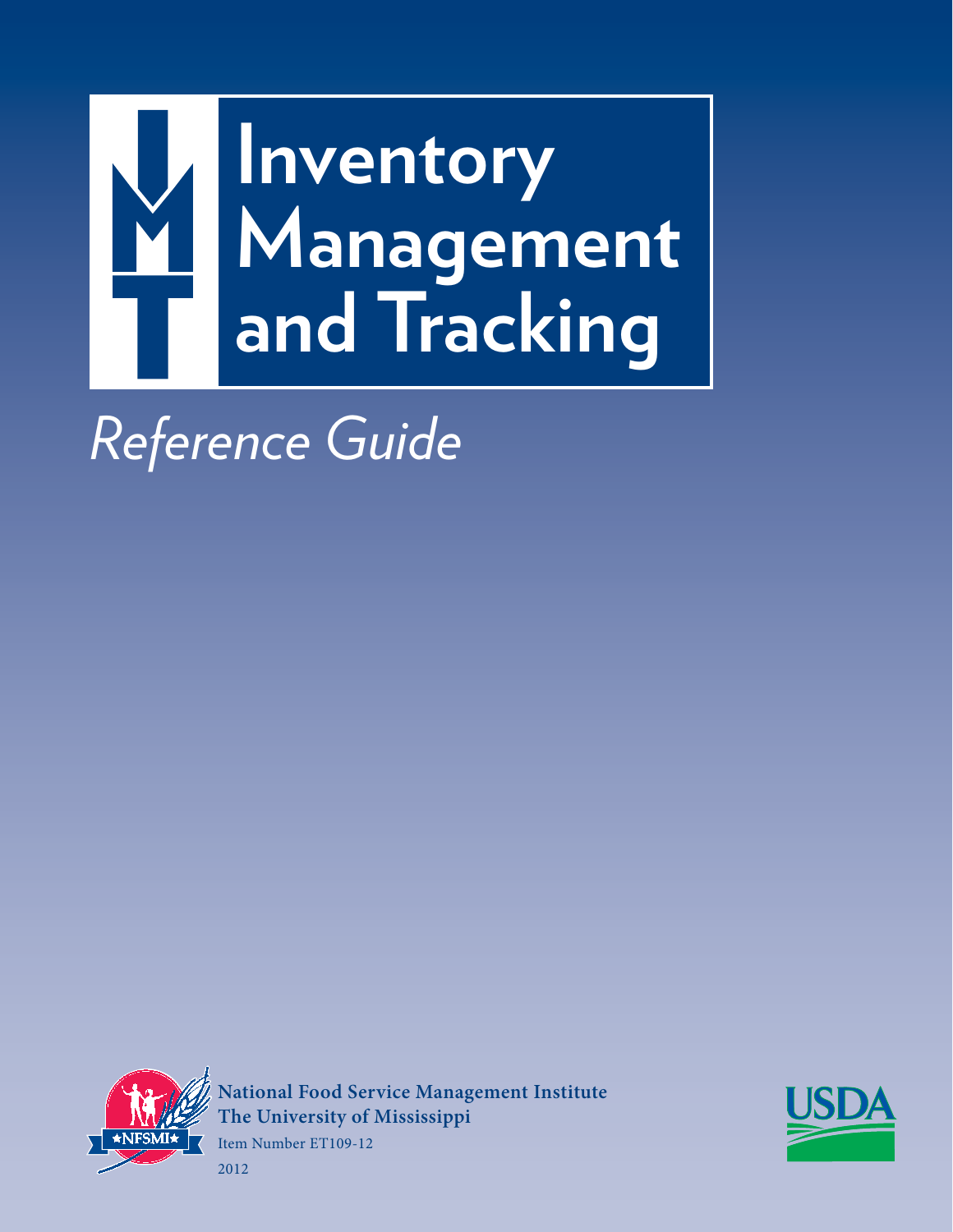# Inventory Management and Tracking

*Reference Guide*

**National Food Service Management Institute**
**The University of Mississippi**
Item Number ET109-12
2012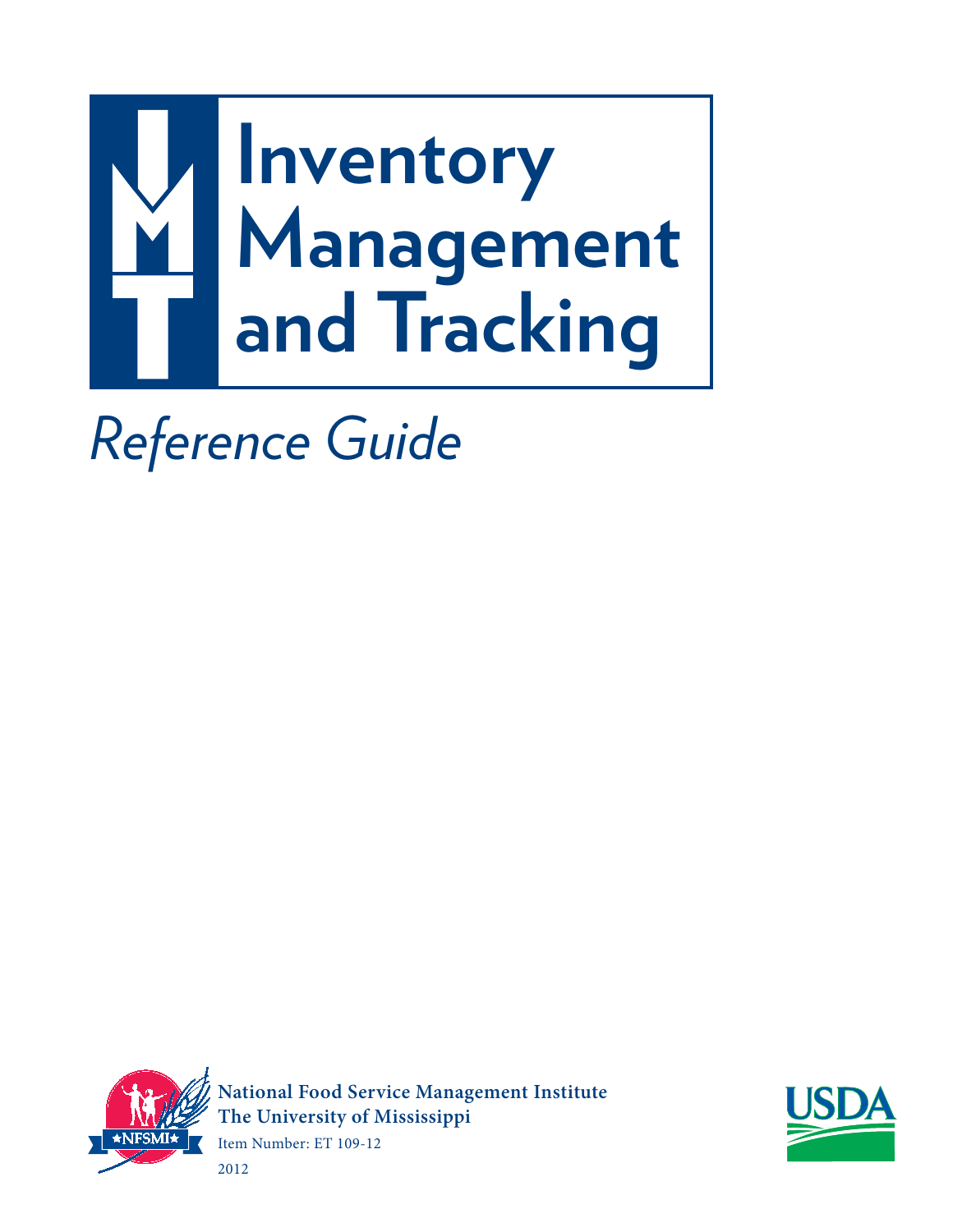# Inventory Management and Tracking

*Reference Guide*

**National Food Service Management Institute**
**The University of Mississippi**
Item Number: ET 109-12
2012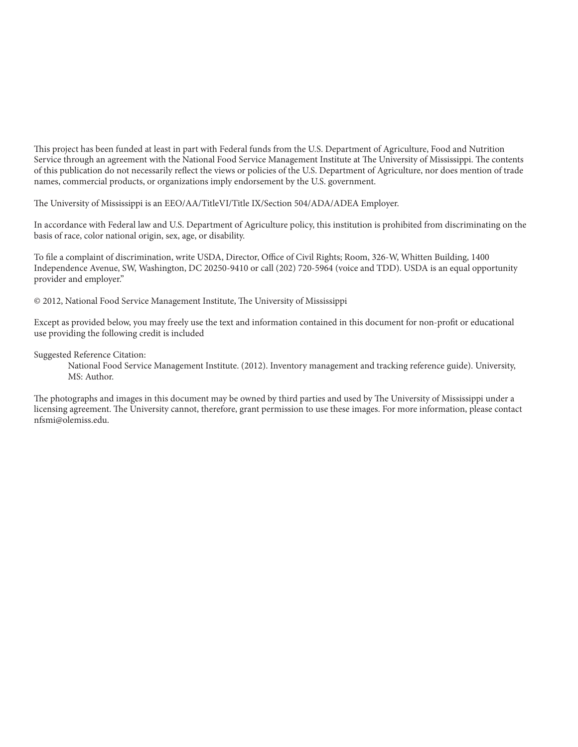This project has been funded at least in part with Federal funds from the U.S. Department of Agriculture, Food and Nutrition Service through an agreement with the National Food Service Management Institute at The University of Mississippi. The contents of this publication do not necessarily reflect the views or policies of the U.S. Department of Agriculture, nor does mention of trade names, commercial products, or organizations imply endorsement by the U.S. government.

The University of Mississippi is an EEO/AA/TitleVI/Title IX/Section 504/ADA/ADEA Employer.

In accordance with Federal law and U.S. Department of Agriculture policy, this institution is prohibited from discriminating on the basis of race, color national origin, sex, age, or disability.

To file a complaint of discrimination, write USDA, Director, Office of Civil Rights; Room, 326-W, Whitten Building, 1400 Independence Avenue, SW, Washington, DC 20250-9410 or call (202) 720-5964 (voice and TDD). USDA is an equal opportunity provider and employer."

© 2012, National Food Service Management Institute, The University of Mississippi

Except as provided below, you may freely use the text and information contained in this document for non-profit or educational use providing the following credit is included

Suggested Reference Citation:

> National Food Service Management Institute. (2012). Inventory management and tracking reference guide). University, MS: Author.

The photographs and images in this document may be owned by third parties and used by The University of Mississippi under a licensing agreement. The University cannot, therefore, grant permission to use these images. For more information, please contact nfsmi@olemiss.edu.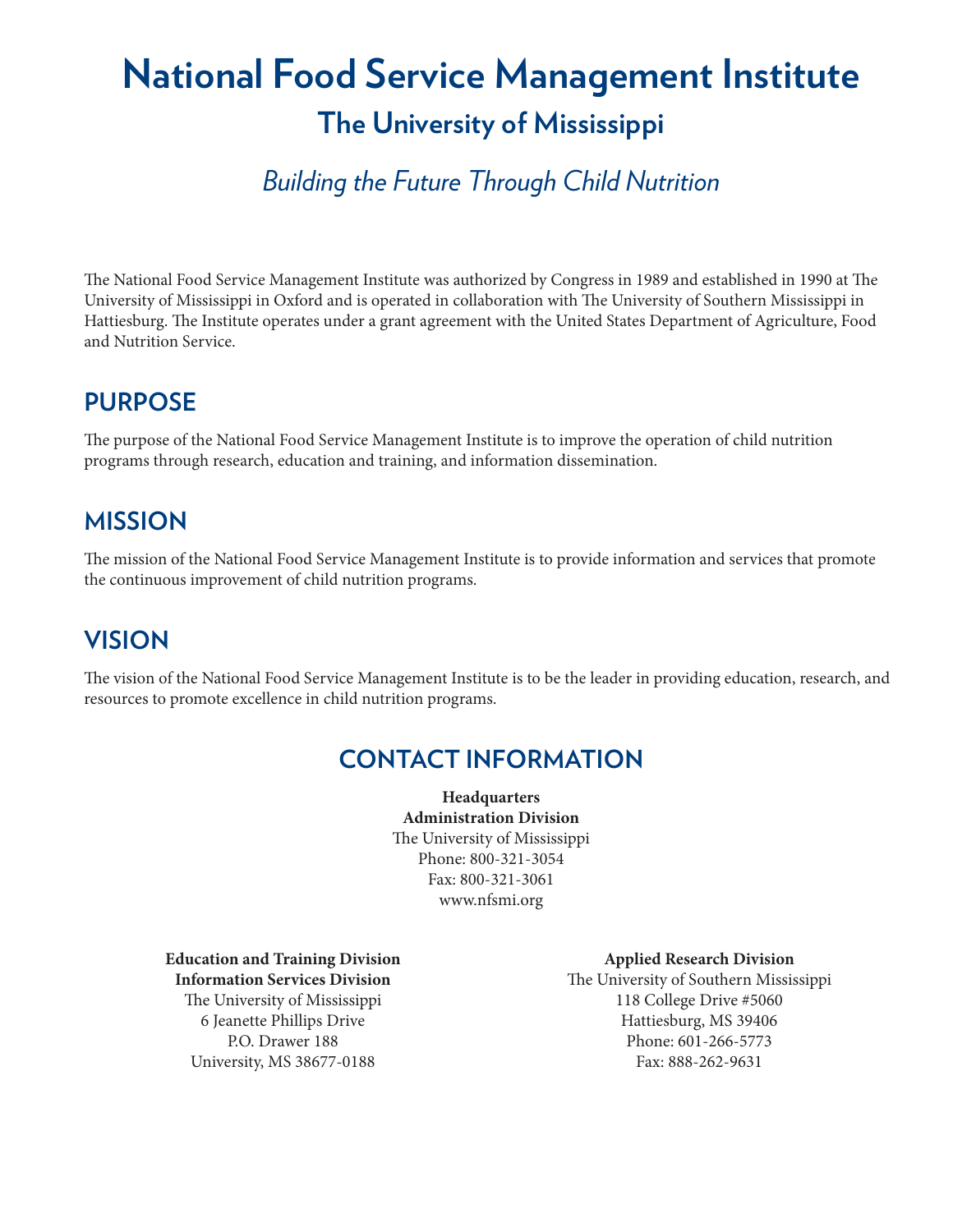# National Food Service Management Institute

## The University of Mississippi

*Building the Future Through Child Nutrition*

The National Food Service Management Institute was authorized by Congress in 1989 and established in 1990 at The University of Mississippi in Oxford and is operated in collaboration with The University of Southern Mississippi in Hattiesburg. The Institute operates under a grant agreement with the United States Department of Agriculture, Food and Nutrition Service.

## PURPOSE

The purpose of the National Food Service Management Institute is to improve the operation of child nutrition programs through research, education and training, and information dissemination.

## MISSION

The mission of the National Food Service Management Institute is to provide information and services that promote the continuous improvement of child nutrition programs.

## VISION

The vision of the National Food Service Management Institute is to be the leader in providing education, research, and resources to promote excellence in child nutrition programs.

## CONTACT INFORMATION

**Headquarters**
**Administration Division**
The University of Mississippi
Phone: 800-321-3054
Fax: 800-321-3061
www.nfsmi.org

**Education and Training Division**
**Information Services Division**
The University of Mississippi
6 Jeanette Phillips Drive
P.O. Drawer 188
University, MS 38677-0188

**Applied Research Division**
The University of Southern Mississippi
118 College Drive #5060
Hattiesburg, MS 39406
Phone: 601-266-5773
Fax: 888-262-9631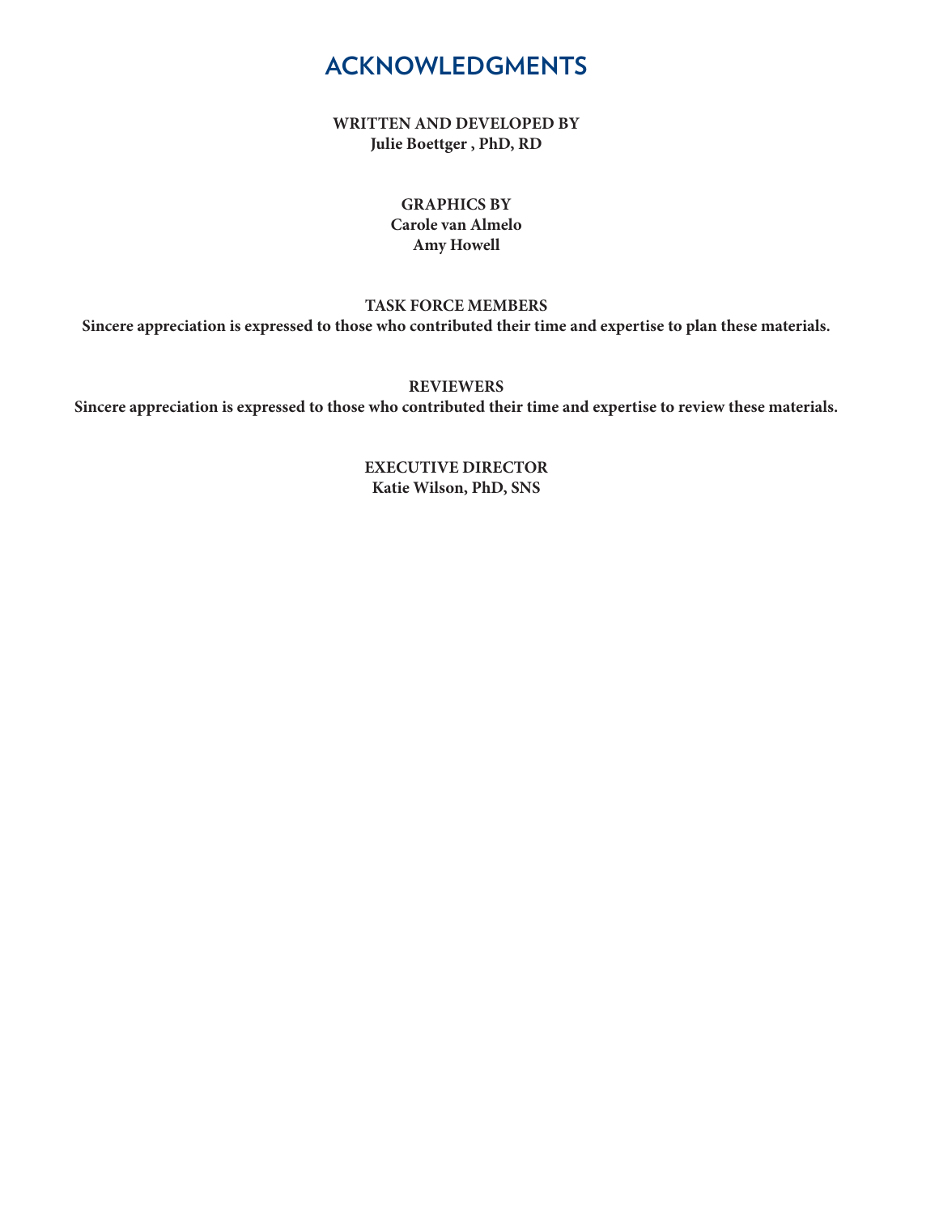# ACKNOWLEDGMENTS

**WRITTEN AND DEVELOPED BY**
**Julie Boettger , PhD, RD**

**GRAPHICS BY**
**Carole van Almelo**
**Amy Howell**

**TASK FORCE MEMBERS**
**Sincere appreciation is expressed to those who contributed their time and expertise to plan these materials.**

**REVIEWERS**
**Sincere appreciation is expressed to those who contributed their time and expertise to review these materials.**

**EXECUTIVE DIRECTOR**
**Katie Wilson, PhD, SNS**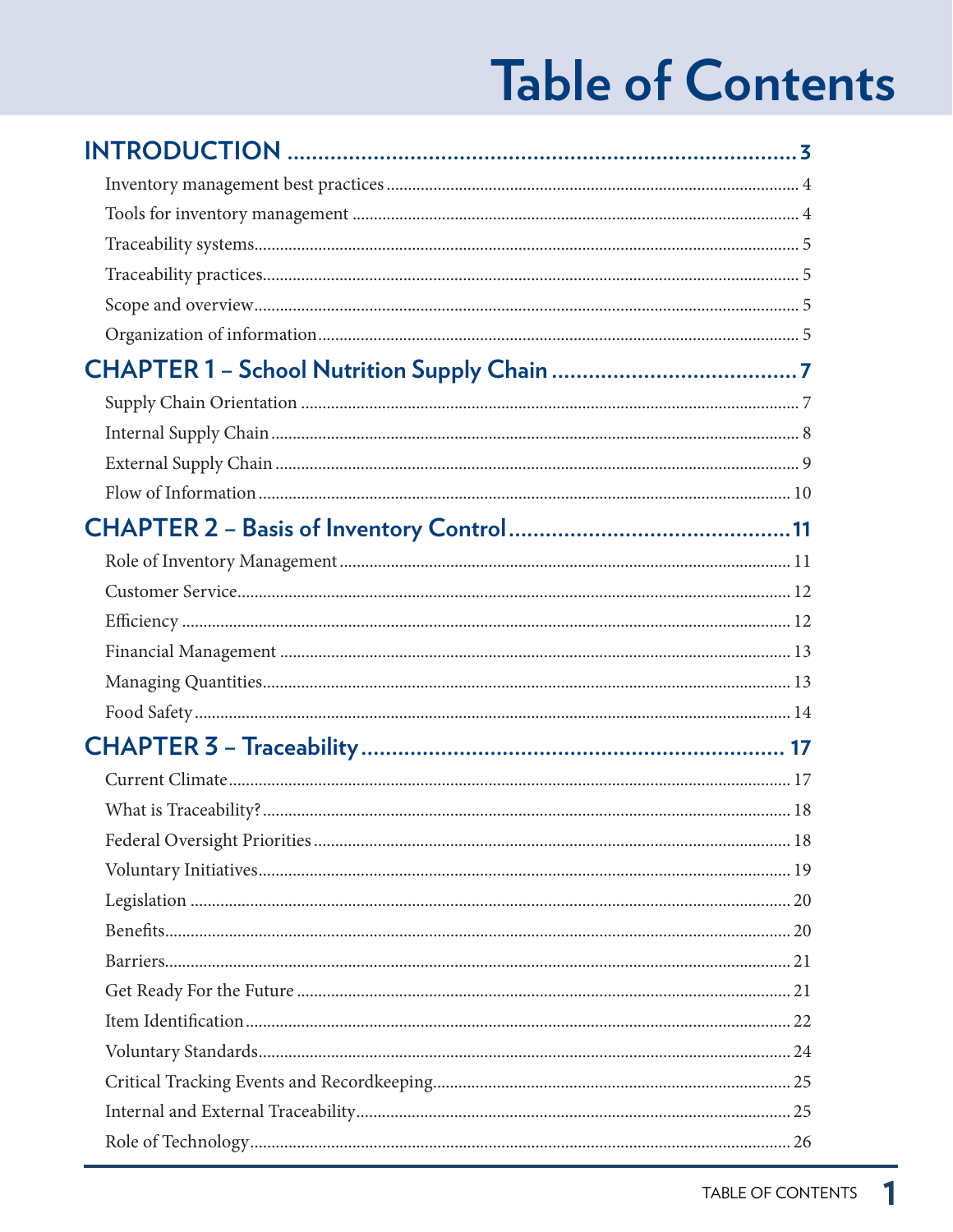# Table of Contents

## INTRODUCTION .......... 3

- Inventory management best practices .......... 4
- Tools for inventory management .......... 4
- Traceability systems .......... 5
- Traceability practices .......... 5
- Scope and overview .......... 5
- Organization of information .......... 5

## CHAPTER 1 – School Nutrition Supply Chain .......... 7

- Supply Chain Orientation .......... 7
- Internal Supply Chain .......... 8
- External Supply Chain .......... 9
- Flow of Information .......... 10

## CHAPTER 2 – Basis of Inventory Control .......... 11

- Role of Inventory Management .......... 11
- Customer Service .......... 12
- Efficiency .......... 12
- Financial Management .......... 13
- Managing Quantities .......... 13
- Food Safety .......... 14

## CHAPTER 3 – Traceability .......... 17

- Current Climate .......... 17
- What is Traceability? .......... 18
- Federal Oversight Priorities .......... 18
- Voluntary Initiatives .......... 19
- Legislation .......... 20
- Benefits .......... 20
- Barriers .......... 21
- Get Ready For the Future .......... 21
- Item Identification .......... 22
- Voluntary Standards .......... 24
- Critical Tracking Events and Recordkeeping .......... 25
- Internal and External Traceability .......... 25
- Role of Technology .......... 26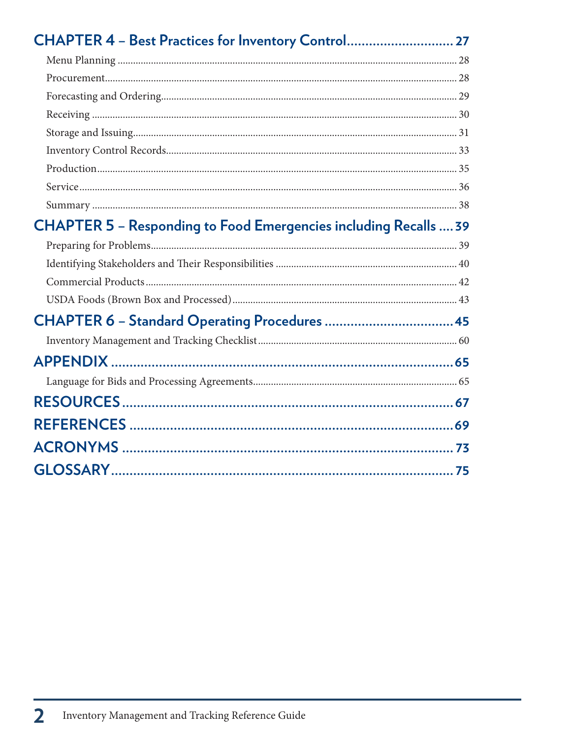**CHAPTER 4 – Best Practices for Inventory Control ............................ 27**

- Menu Planning ............................ 28
- Procurement ............................ 28
- Forecasting and Ordering ............................ 29
- Receiving ............................ 30
- Storage and Issuing ............................ 31
- Inventory Control Records ............................ 33
- Production ............................ 35
- Service ............................ 36
- Summary ............................ 38

**CHAPTER 5 – Responding to Food Emergencies including Recalls .... 39**

- Preparing for Problems ............................ 39
- Identifying Stakeholders and Their Responsibilities ............................ 40
- Commercial Products ............................ 42
- USDA Foods (Brown Box and Processed) ............................ 43

**CHAPTER 6 – Standard Operating Procedures ............................ 45**

- Inventory Management and Tracking Checklist ............................ 60

**APPENDIX ............................ 65**

- Language for Bids and Processing Agreements ............................ 65

**RESOURCES ............................ 67**

**REFERENCES ............................ 69**

**ACRONYMS ............................ 73**

**GLOSSARY ............................ 75**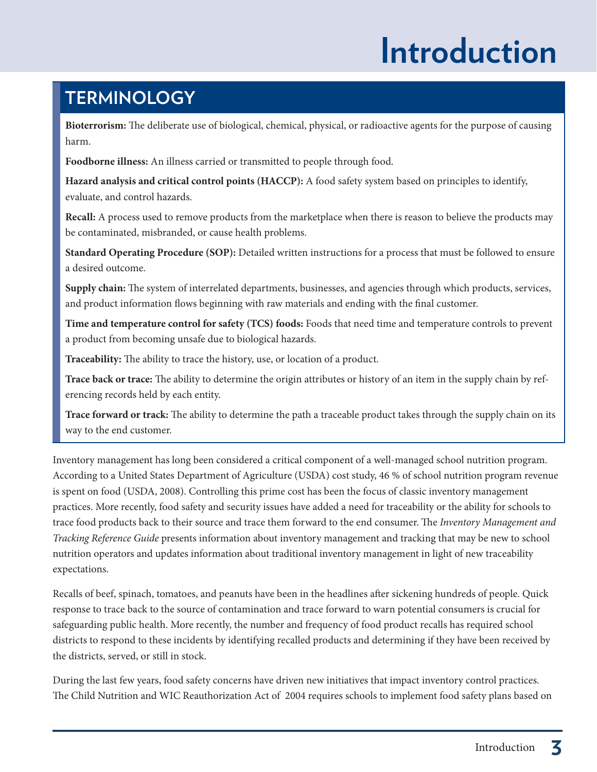# Introduction

## TERMINOLOGY

**Bioterrorism:** The deliberate use of biological, chemical, physical, or radioactive agents for the purpose of causing harm.

**Foodborne illness:** An illness carried or transmitted to people through food.

**Hazard analysis and critical control points (HACCP):** A food safety system based on principles to identify, evaluate, and control hazards.

**Recall:** A process used to remove products from the marketplace when there is reason to believe the products may be contaminated, misbranded, or cause health problems.

**Standard Operating Procedure (SOP):** Detailed written instructions for a process that must be followed to ensure a desired outcome.

**Supply chain:** The system of interrelated departments, businesses, and agencies through which products, services, and product information flows beginning with raw materials and ending with the final customer.

**Time and temperature control for safety (TCS) foods:** Foods that need time and temperature controls to prevent a product from becoming unsafe due to biological hazards.

**Traceability:** The ability to trace the history, use, or location of a product.

**Trace back or trace:** The ability to determine the origin attributes or history of an item in the supply chain by referencing records held by each entity.

**Trace forward or track:** The ability to determine the path a traceable product takes through the supply chain on its way to the end customer.

Inventory management has long been considered a critical component of a well-managed school nutrition program. According to a United States Department of Agriculture (USDA) cost study, 46 % of school nutrition program revenue is spent on food (USDA, 2008). Controlling this prime cost has been the focus of classic inventory management practices. More recently, food safety and security issues have added a need for traceability or the ability for schools to trace food products back to their source and trace them forward to the end consumer. The *Inventory Management and Tracking Reference Guide* presents information about inventory management and tracking that may be new to school nutrition operators and updates information about traditional inventory management in light of new traceability expectations.

Recalls of beef, spinach, tomatoes, and peanuts have been in the headlines after sickening hundreds of people. Quick response to trace back to the source of contamination and trace forward to warn potential consumers is crucial for safeguarding public health. More recently, the number and frequency of food product recalls has required school districts to respond to these incidents by identifying recalled products and determining if they have been received by the districts, served, or still in stock.

During the last few years, food safety concerns have driven new initiatives that impact inventory control practices. The Child Nutrition and WIC Reauthorization Act of 2004 requires schools to implement food safety plans based on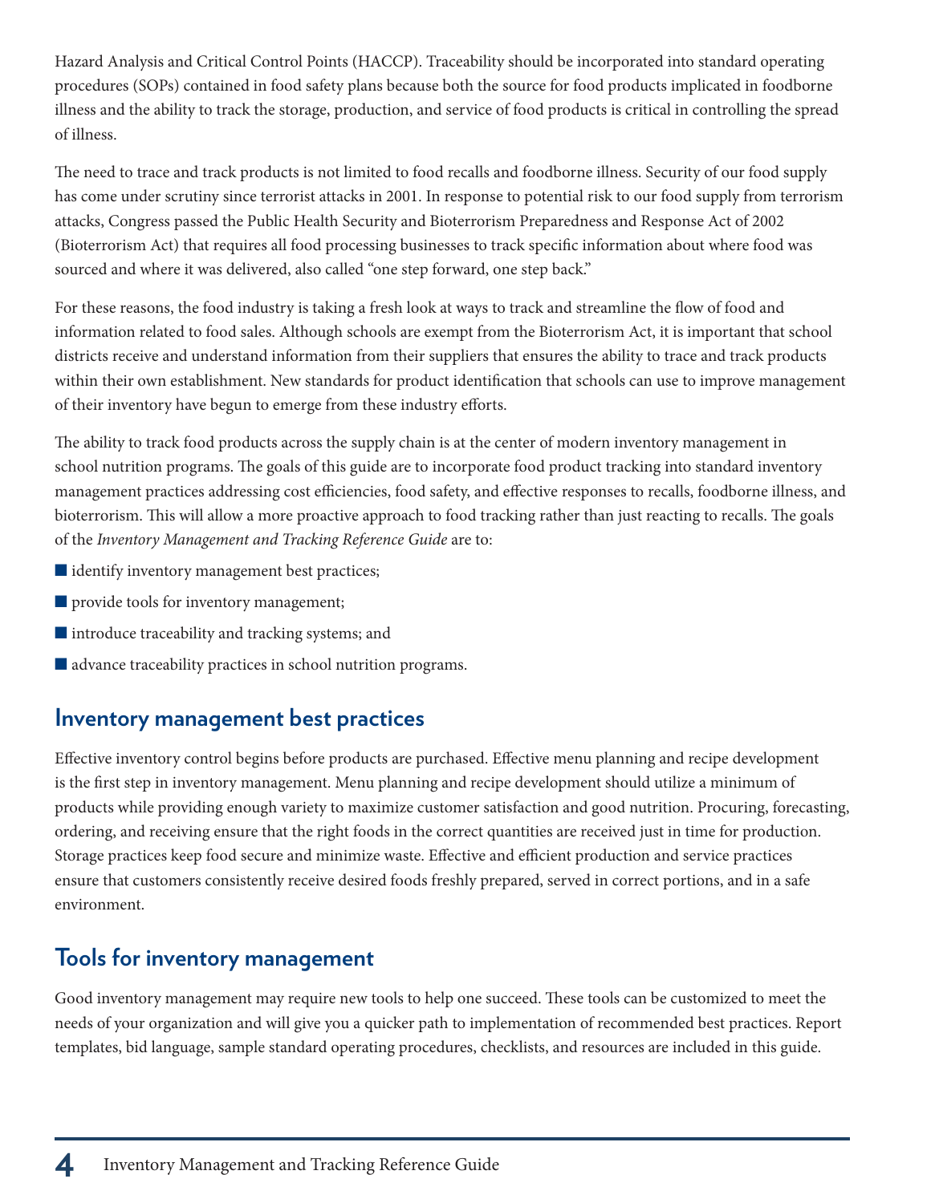Hazard Analysis and Critical Control Points (HACCP). Traceability should be incorporated into standard operating procedures (SOPs) contained in food safety plans because both the source for food products implicated in foodborne illness and the ability to track the storage, production, and service of food products is critical in controlling the spread of illness.

The need to trace and track products is not limited to food recalls and foodborne illness. Security of our food supply has come under scrutiny since terrorist attacks in 2001. In response to potential risk to our food supply from terrorism attacks, Congress passed the Public Health Security and Bioterrorism Preparedness and Response Act of 2002 (Bioterrorism Act) that requires all food processing businesses to track specific information about where food was sourced and where it was delivered, also called "one step forward, one step back."

For these reasons, the food industry is taking a fresh look at ways to track and streamline the flow of food and information related to food sales. Although schools are exempt from the Bioterrorism Act, it is important that school districts receive and understand information from their suppliers that ensures the ability to trace and track products within their own establishment. New standards for product identification that schools can use to improve management of their inventory have begun to emerge from these industry efforts.

The ability to track food products across the supply chain is at the center of modern inventory management in school nutrition programs. The goals of this guide are to incorporate food product tracking into standard inventory management practices addressing cost efficiencies, food safety, and effective responses to recalls, foodborne illness, and bioterrorism. This will allow a more proactive approach to food tracking rather than just reacting to recalls. The goals of the *Inventory Management and Tracking Reference Guide* are to:

- identify inventory management best practices;
- provide tools for inventory management;
- introduce traceability and tracking systems; and
- advance traceability practices in school nutrition programs.

## Inventory management best practices

Effective inventory control begins before products are purchased. Effective menu planning and recipe development is the first step in inventory management. Menu planning and recipe development should utilize a minimum of products while providing enough variety to maximize customer satisfaction and good nutrition. Procuring, forecasting, ordering, and receiving ensure that the right foods in the correct quantities are received just in time for production. Storage practices keep food secure and minimize waste. Effective and efficient production and service practices ensure that customers consistently receive desired foods freshly prepared, served in correct portions, and in a safe environment.

## Tools for inventory management

Good inventory management may require new tools to help one succeed. These tools can be customized to meet the needs of your organization and will give you a quicker path to implementation of recommended best practices. Report templates, bid language, sample standard operating procedures, checklists, and resources are included in this guide.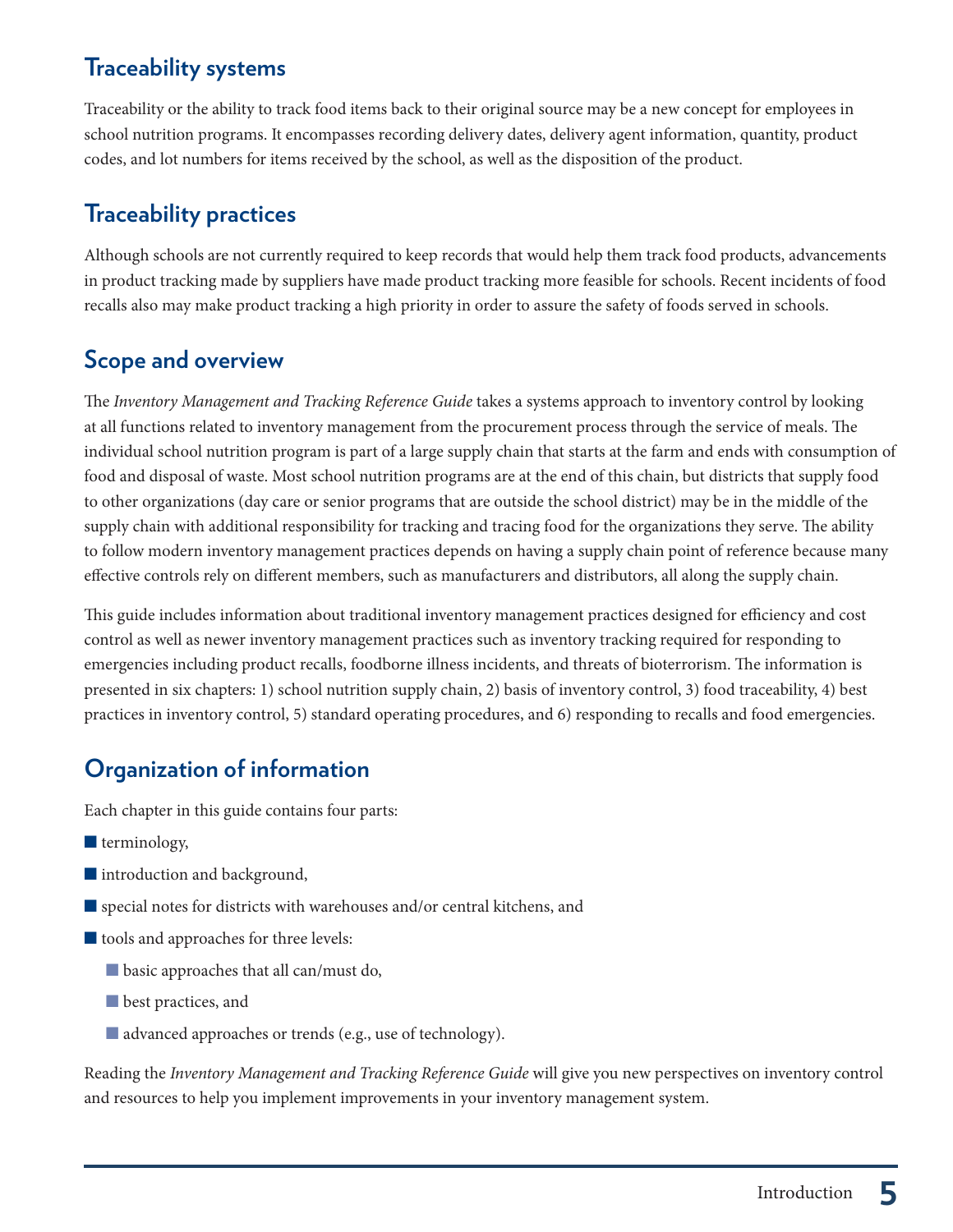## Traceability systems

Traceability or the ability to track food items back to their original source may be a new concept for employees in school nutrition programs. It encompasses recording delivery dates, delivery agent information, quantity, product codes, and lot numbers for items received by the school, as well as the disposition of the product.

## Traceability practices

Although schools are not currently required to keep records that would help them track food products, advancements in product tracking made by suppliers have made product tracking more feasible for schools. Recent incidents of food recalls also may make product tracking a high priority in order to assure the safety of foods served in schools.

## Scope and overview

The *Inventory Management and Tracking Reference Guide* takes a systems approach to inventory control by looking at all functions related to inventory management from the procurement process through the service of meals. The individual school nutrition program is part of a large supply chain that starts at the farm and ends with consumption of food and disposal of waste. Most school nutrition programs are at the end of this chain, but districts that supply food to other organizations (day care or senior programs that are outside the school district) may be in the middle of the supply chain with additional responsibility for tracking and tracing food for the organizations they serve. The ability to follow modern inventory management practices depends on having a supply chain point of reference because many effective controls rely on different members, such as manufacturers and distributors, all along the supply chain.

This guide includes information about traditional inventory management practices designed for efficiency and cost control as well as newer inventory management practices such as inventory tracking required for responding to emergencies including product recalls, foodborne illness incidents, and threats of bioterrorism. The information is presented in six chapters: 1) school nutrition supply chain, 2) basis of inventory control, 3) food traceability, 4) best practices in inventory control, 5) standard operating procedures, and 6) responding to recalls and food emergencies.

## Organization of information

Each chapter in this guide contains four parts:

- terminology,
- introduction and background,
- special notes for districts with warehouses and/or central kitchens, and
- tools and approaches for three levels:
  - basic approaches that all can/must do,
  - best practices, and
  - advanced approaches or trends (e.g., use of technology).

Reading the *Inventory Management and Tracking Reference Guide* will give you new perspectives on inventory control and resources to help you implement improvements in your inventory management system.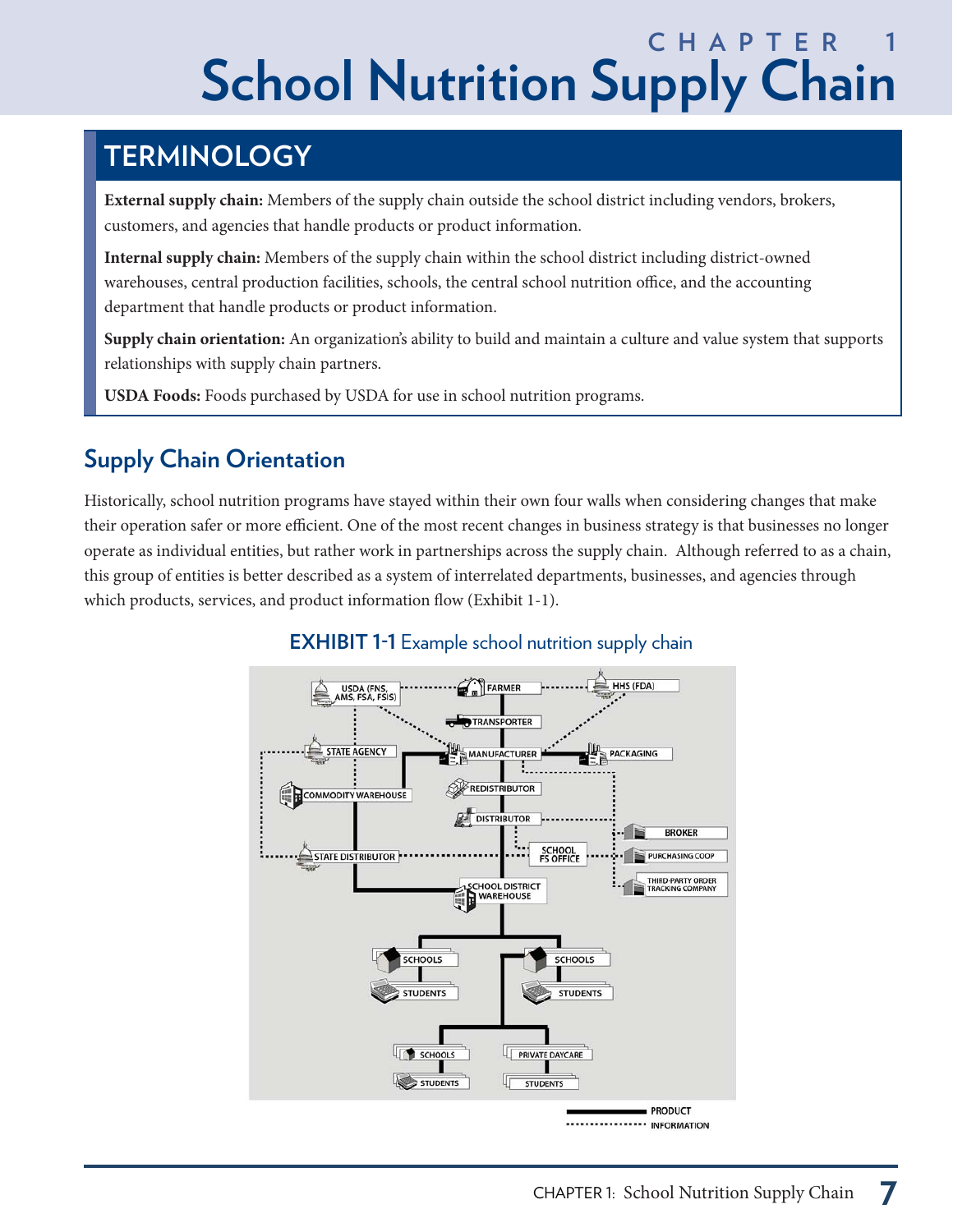# CHAPTER 1

# School Nutrition Supply Chain

## TERMINOLOGY

**External supply chain:** Members of the supply chain outside the school district including vendors, brokers, customers, and agencies that handle products or product information.

**Internal supply chain:** Members of the supply chain within the school district including district-owned warehouses, central production facilities, schools, the central school nutrition office, and the accounting department that handle products or product information.

**Supply chain orientation:** An organization's ability to build and maintain a culture and value system that supports relationships with supply chain partners.

**USDA Foods:** Foods purchased by USDA for use in school nutrition programs.

## Supply Chain Orientation

Historically, school nutrition programs have stayed within their own four walls when considering changes that make their operation safer or more efficient. One of the most recent changes in business strategy is that businesses no longer operate as individual entities, but rather work in partnerships across the supply chain. Although referred to as a chain, this group of entities is better described as a system of interrelated departments, businesses, and agencies through which products, services, and product information flow (Exhibit 1-1).

**EXHIBIT 1-1** Example school nutrition supply chain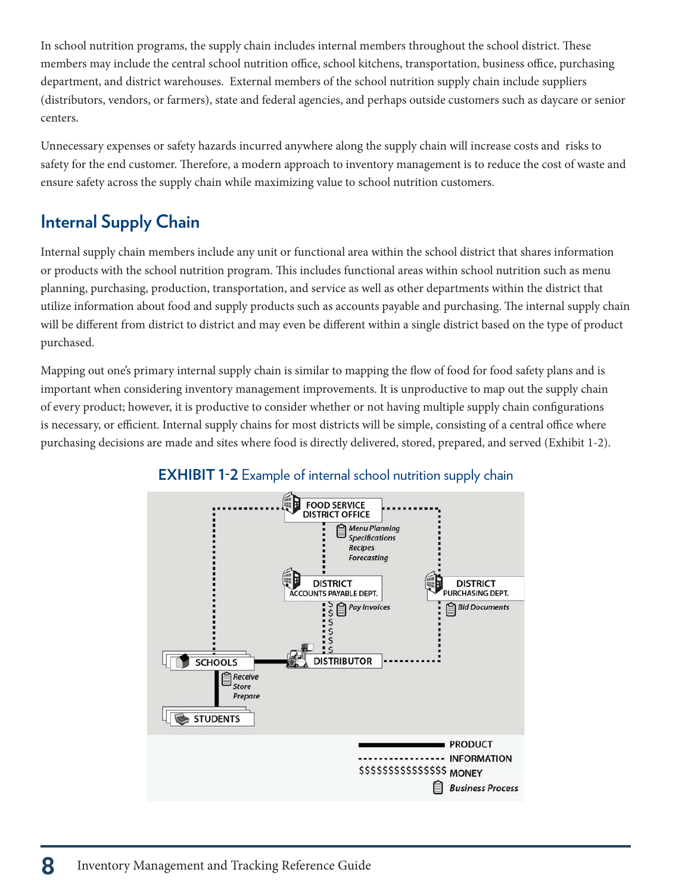In school nutrition programs, the supply chain includes internal members throughout the school district. These members may include the central school nutrition office, school kitchens, transportation, business office, purchasing department, and district warehouses. External members of the school nutrition supply chain include suppliers (distributors, vendors, or farmers), state and federal agencies, and perhaps outside customers such as daycare or senior centers.

Unnecessary expenses or safety hazards incurred anywhere along the supply chain will increase costs and risks to safety for the end customer. Therefore, a modern approach to inventory management is to reduce the cost of waste and ensure safety across the supply chain while maximizing value to school nutrition customers.

## Internal Supply Chain

Internal supply chain members include any unit or functional area within the school district that shares information or products with the school nutrition program. This includes functional areas within school nutrition such as menu planning, purchasing, production, transportation, and service as well as other departments within the district that utilize information about food and supply products such as accounts payable and purchasing. The internal supply chain will be different from district to district and may even be different within a single district based on the type of product purchased.

Mapping out one's primary internal supply chain is similar to mapping the flow of food for food safety plans and is important when considering inventory management improvements. It is unproductive to map out the supply chain of every product; however, it is productive to consider whether or not having multiple supply chain configurations is necessary, or efficient. Internal supply chains for most districts will be simple, consisting of a central office where purchasing decisions are made and sites where food is directly delivered, stored, prepared, and served (Exhibit 1-2).

**EXHIBIT 1-2** Example of internal school nutrition supply chain

FOOD SERVICE DISTRICT OFFICE — *Menu Planning, Specifications, Recipes, Forecasting*

DISTRICT ACCOUNTS PAYABLE DEPT. — *Pay Invoices*

DISTRICT PURCHASING DEPT. — *Bid Documents*

DISTRIBUTOR

SCHOOLS — *Receive, Store, Prepare*

STUDENTS

Legend: PRODUCT (solid line); INFORMATION (dashed line); MONEY ($$$); *Business Process*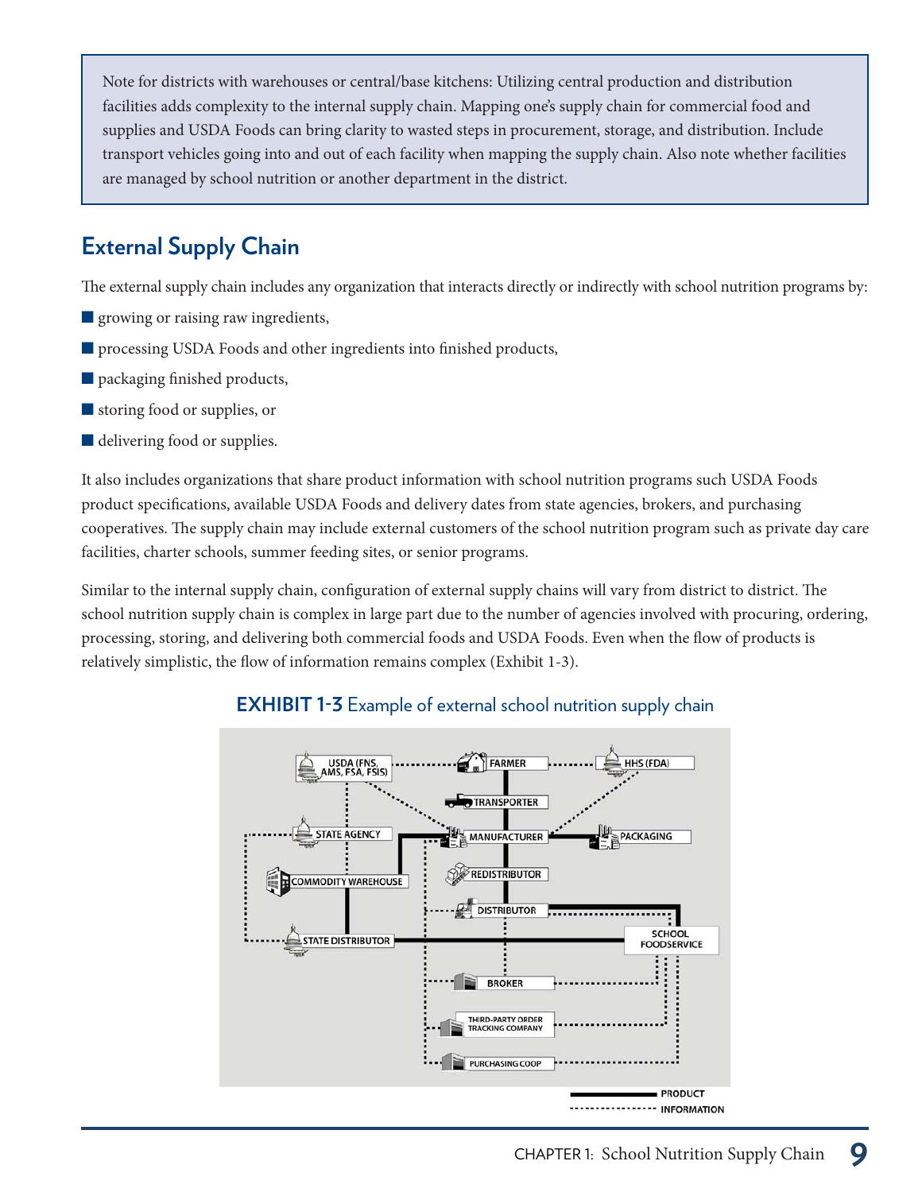> Note for districts with warehouses or central/base kitchens: Utilizing central production and distribution facilities adds complexity to the internal supply chain. Mapping one's supply chain for commercial food and supplies and USDA Foods can bring clarity to wasted steps in procurement, storage, and distribution. Include transport vehicles going into and out of each facility when mapping the supply chain. Also note whether facilities are managed by school nutrition or another department in the district.

## External Supply Chain

The external supply chain includes any organization that interacts directly or indirectly with school nutrition programs by:

- growing or raising raw ingredients,
- processing USDA Foods and other ingredients into finished products,
- packaging finished products,
- storing food or supplies, or
- delivering food or supplies.

It also includes organizations that share product information with school nutrition programs such USDA Foods product specifications, available USDA Foods and delivery dates from state agencies, brokers, and purchasing cooperatives. The supply chain may include external customers of the school nutrition program such as private day care facilities, charter schools, summer feeding sites, or senior programs.

Similar to the internal supply chain, configuration of external supply chains will vary from district to district. The school nutrition supply chain is complex in large part due to the number of agencies involved with procuring, ordering, processing, storing, and delivering both commercial foods and USDA Foods. Even when the flow of products is relatively simplistic, the flow of information remains complex (Exhibit 1-3).

**EXHIBIT 1-3** Example of external school nutrition supply chain

USDA (FNS, AMS, FSA, FSIS) | FARMER | HHS (FDA) | TRANSPORTER | STATE AGENCY | MANUFACTURER | PACKAGING | COMMODITY WAREHOUSE | REDISTRIBUTOR | DISTRIBUTOR | STATE DISTRIBUTOR | SCHOOL FOODSERVICE | BROKER | THIRD-PARTY ORDER TRACKING COMPANY | PURCHASING COOP

PRODUCT (solid line) | INFORMATION (dashed line)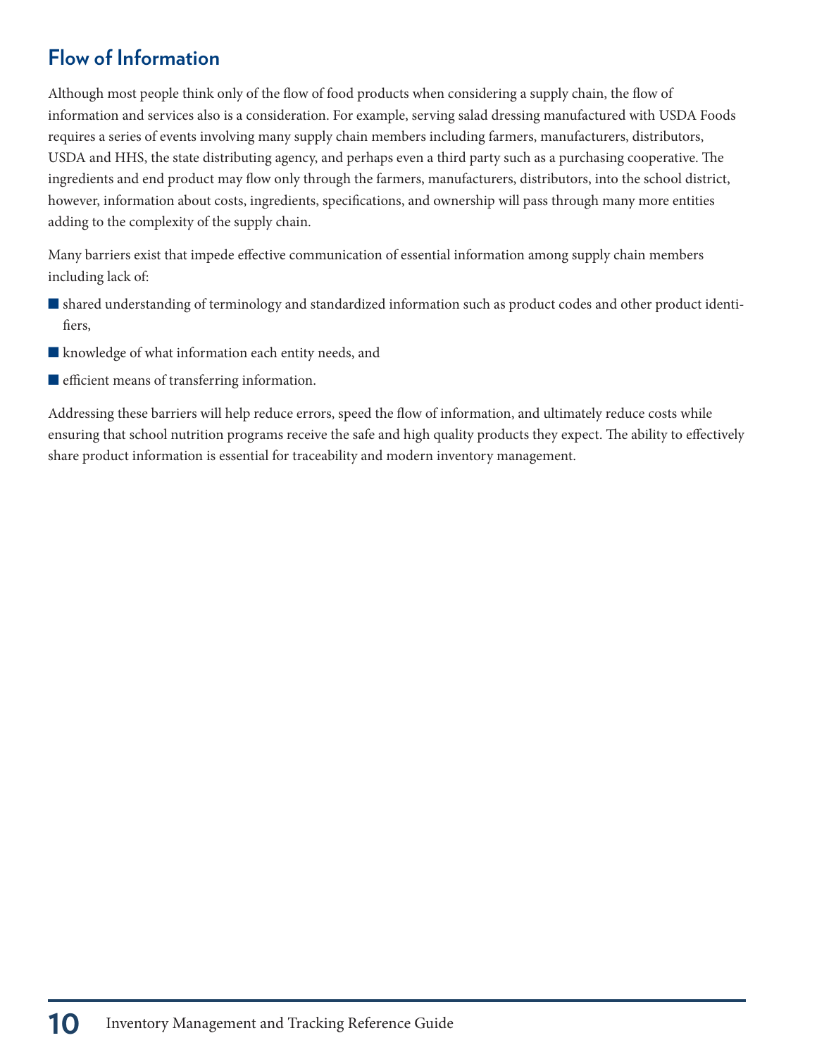## Flow of Information

Although most people think only of the flow of food products when considering a supply chain, the flow of information and services also is a consideration. For example, serving salad dressing manufactured with USDA Foods requires a series of events involving many supply chain members including farmers, manufacturers, distributors, USDA and HHS, the state distributing agency, and perhaps even a third party such as a purchasing cooperative. The ingredients and end product may flow only through the farmers, manufacturers, distributors, into the school district, however, information about costs, ingredients, specifications, and ownership will pass through many more entities adding to the complexity of the supply chain.

Many barriers exist that impede effective communication of essential information among supply chain members including lack of:

- shared understanding of terminology and standardized information such as product codes and other product identifiers,
- knowledge of what information each entity needs, and
- efficient means of transferring information.

Addressing these barriers will help reduce errors, speed the flow of information, and ultimately reduce costs while ensuring that school nutrition programs receive the safe and high quality products they expect. The ability to effectively share product information is essential for traceability and modern inventory management.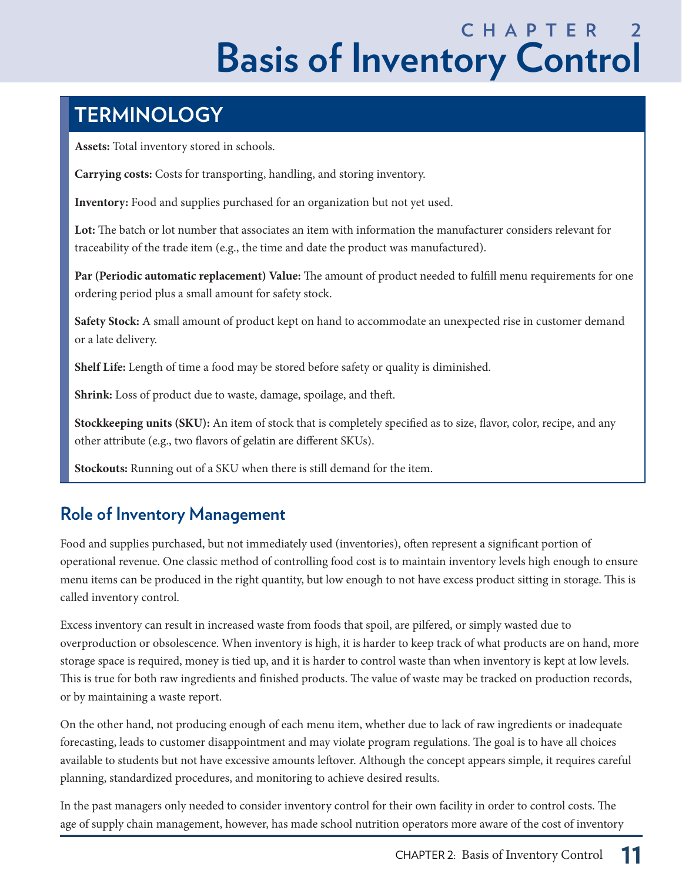# CHAPTER 2
# Basis of Inventory Control

## TERMINOLOGY

**Assets:** Total inventory stored in schools.

**Carrying costs:** Costs for transporting, handling, and storing inventory.

**Inventory:** Food and supplies purchased for an organization but not yet used.

**Lot:** The batch or lot number that associates an item with information the manufacturer considers relevant for traceability of the trade item (e.g., the time and date the product was manufactured).

**Par (Periodic automatic replacement) Value:** The amount of product needed to fulfill menu requirements for one ordering period plus a small amount for safety stock.

**Safety Stock:** A small amount of product kept on hand to accommodate an unexpected rise in customer demand or a late delivery.

**Shelf Life:** Length of time a food may be stored before safety or quality is diminished.

**Shrink:** Loss of product due to waste, damage, spoilage, and theft.

**Stockkeeping units (SKU):** An item of stock that is completely specified as to size, flavor, color, recipe, and any other attribute (e.g., two flavors of gelatin are different SKUs).

**Stockouts:** Running out of a SKU when there is still demand for the item.

## Role of Inventory Management

Food and supplies purchased, but not immediately used (inventories), often represent a significant portion of operational revenue. One classic method of controlling food cost is to maintain inventory levels high enough to ensure menu items can be produced in the right quantity, but low enough to not have excess product sitting in storage. This is called inventory control.

Excess inventory can result in increased waste from foods that spoil, are pilfered, or simply wasted due to overproduction or obsolescence. When inventory is high, it is harder to keep track of what products are on hand, more storage space is required, money is tied up, and it is harder to control waste than when inventory is kept at low levels. This is true for both raw ingredients and finished products. The value of waste may be tracked on production records, or by maintaining a waste report.

On the other hand, not producing enough of each menu item, whether due to lack of raw ingredients or inadequate forecasting, leads to customer disappointment and may violate program regulations. The goal is to have all choices available to students but not have excessive amounts leftover. Although the concept appears simple, it requires careful planning, standardized procedures, and monitoring to achieve desired results.

In the past managers only needed to consider inventory control for their own facility in order to control costs. The age of supply chain management, however, has made school nutrition operators more aware of the cost of inventory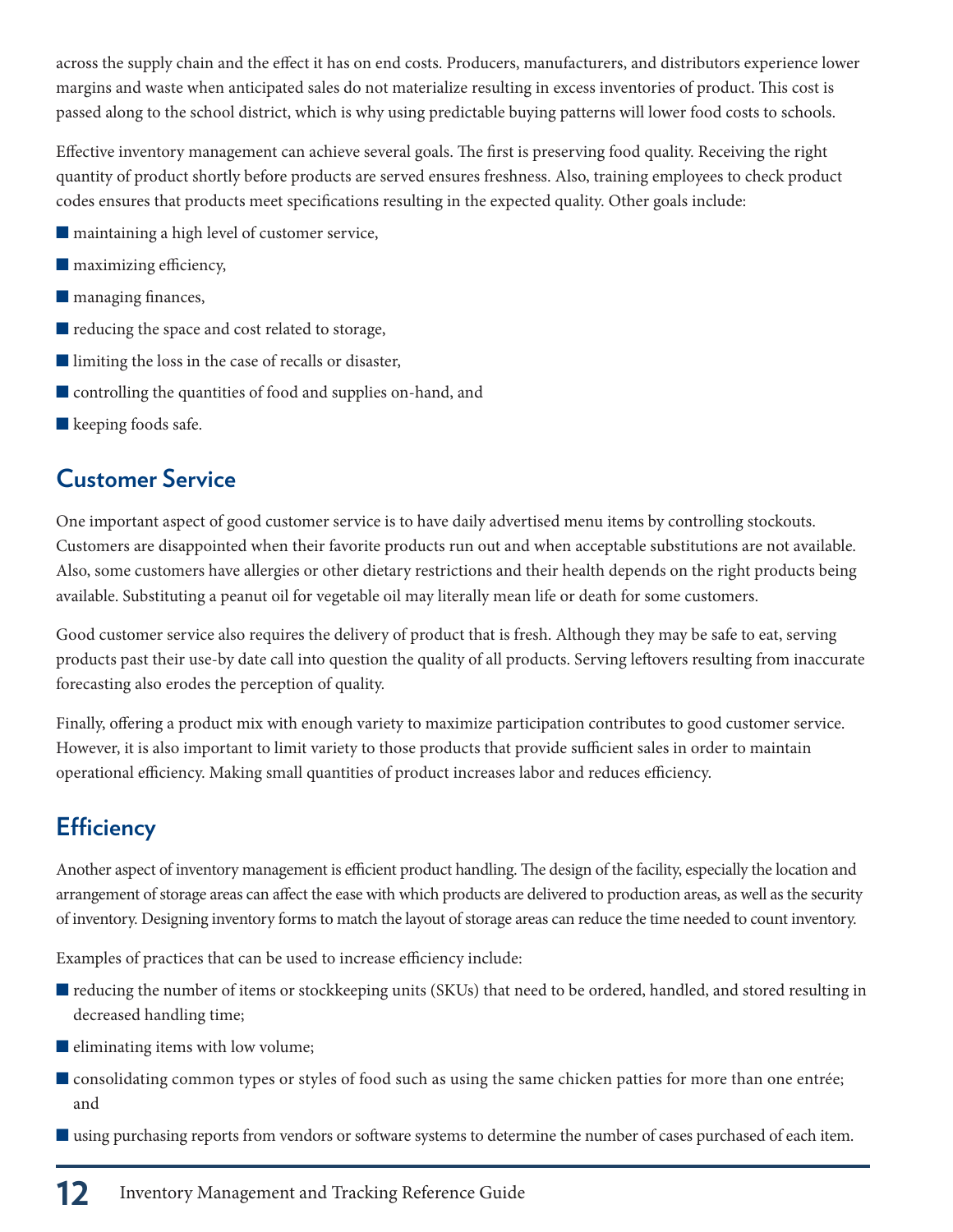across the supply chain and the effect it has on end costs. Producers, manufacturers, and distributors experience lower margins and waste when anticipated sales do not materialize resulting in excess inventories of product. This cost is passed along to the school district, which is why using predictable buying patterns will lower food costs to schools.

Effective inventory management can achieve several goals. The first is preserving food quality. Receiving the right quantity of product shortly before products are served ensures freshness. Also, training employees to check product codes ensures that products meet specifications resulting in the expected quality. Other goals include:

- maintaining a high level of customer service,
- maximizing efficiency,
- managing finances,
- reducing the space and cost related to storage,
- limiting the loss in the case of recalls or disaster,
- controlling the quantities of food and supplies on-hand, and
- keeping foods safe.

## Customer Service

One important aspect of good customer service is to have daily advertised menu items by controlling stockouts. Customers are disappointed when their favorite products run out and when acceptable substitutions are not available. Also, some customers have allergies or other dietary restrictions and their health depends on the right products being available. Substituting a peanut oil for vegetable oil may literally mean life or death for some customers.

Good customer service also requires the delivery of product that is fresh. Although they may be safe to eat, serving products past their use-by date call into question the quality of all products. Serving leftovers resulting from inaccurate forecasting also erodes the perception of quality.

Finally, offering a product mix with enough variety to maximize participation contributes to good customer service. However, it is also important to limit variety to those products that provide sufficient sales in order to maintain operational efficiency. Making small quantities of product increases labor and reduces efficiency.

## Efficiency

Another aspect of inventory management is efficient product handling. The design of the facility, especially the location and arrangement of storage areas can affect the ease with which products are delivered to production areas, as well as the security of inventory. Designing inventory forms to match the layout of storage areas can reduce the time needed to count inventory.

Examples of practices that can be used to increase efficiency include:

- reducing the number of items or stockkeeping units (SKUs) that need to be ordered, handled, and stored resulting in decreased handling time;
- eliminating items with low volume;
- consolidating common types or styles of food such as using the same chicken patties for more than one entrée; and
- using purchasing reports from vendors or software systems to determine the number of cases purchased of each item.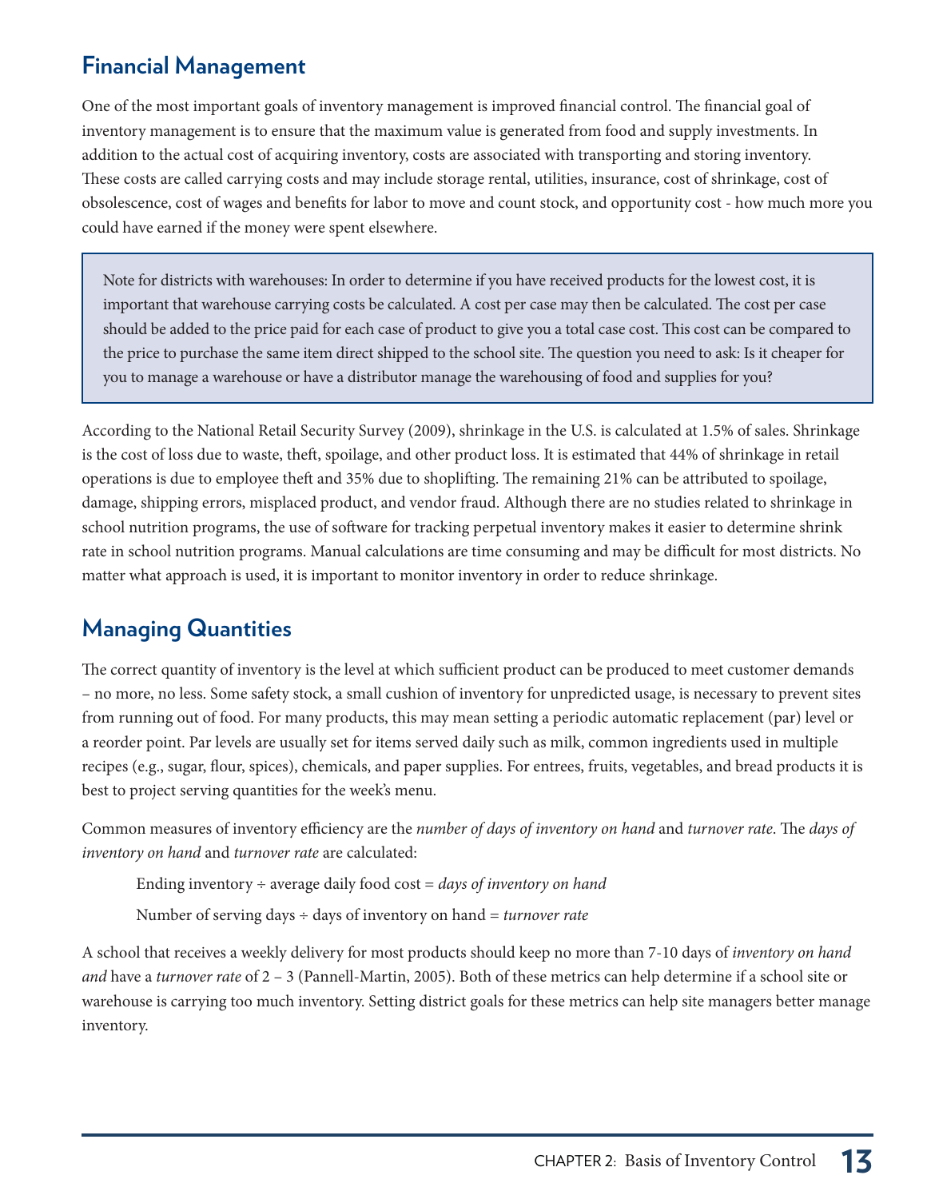## Financial Management

One of the most important goals of inventory management is improved financial control. The financial goal of inventory management is to ensure that the maximum value is generated from food and supply investments. In addition to the actual cost of acquiring inventory, costs are associated with transporting and storing inventory. These costs are called carrying costs and may include storage rental, utilities, insurance, cost of shrinkage, cost of obsolescence, cost of wages and benefits for labor to move and count stock, and opportunity cost - how much more you could have earned if the money were spent elsewhere.

> Note for districts with warehouses: In order to determine if you have received products for the lowest cost, it is important that warehouse carrying costs be calculated. A cost per case may then be calculated. The cost per case should be added to the price paid for each case of product to give you a total case cost. This cost can be compared to the price to purchase the same item direct shipped to the school site. The question you need to ask: Is it cheaper for you to manage a warehouse or have a distributor manage the warehousing of food and supplies for you?

According to the National Retail Security Survey (2009), shrinkage in the U.S. is calculated at 1.5% of sales. Shrinkage is the cost of loss due to waste, theft, spoilage, and other product loss. It is estimated that 44% of shrinkage in retail operations is due to employee theft and 35% due to shoplifting. The remaining 21% can be attributed to spoilage, damage, shipping errors, misplaced product, and vendor fraud. Although there are no studies related to shrinkage in school nutrition programs, the use of software for tracking perpetual inventory makes it easier to determine shrink rate in school nutrition programs. Manual calculations are time consuming and may be difficult for most districts. No matter what approach is used, it is important to monitor inventory in order to reduce shrinkage.

## Managing Quantities

The correct quantity of inventory is the level at which sufficient product can be produced to meet customer demands – no more, no less. Some safety stock, a small cushion of inventory for unpredicted usage, is necessary to prevent sites from running out of food. For many products, this may mean setting a periodic automatic replacement (par) level or a reorder point. Par levels are usually set for items served daily such as milk, common ingredients used in multiple recipes (e.g., sugar, flour, spices), chemicals, and paper supplies. For entrees, fruits, vegetables, and bread products it is best to project serving quantities for the week's menu.

Common measures of inventory efficiency are the *number of days of inventory on hand* and *turnover rate*. The *days of inventory on hand* and *turnover rate* are calculated:

Ending inventory ÷ average daily food cost = *days of inventory on hand*

Number of serving days ÷ days of inventory on hand = *turnover rate*

A school that receives a weekly delivery for most products should keep no more than 7-10 days of *inventory on hand and* have a *turnover rate* of 2 – 3 (Pannell-Martin, 2005). Both of these metrics can help determine if a school site or warehouse is carrying too much inventory. Setting district goals for these metrics can help site managers better manage inventory.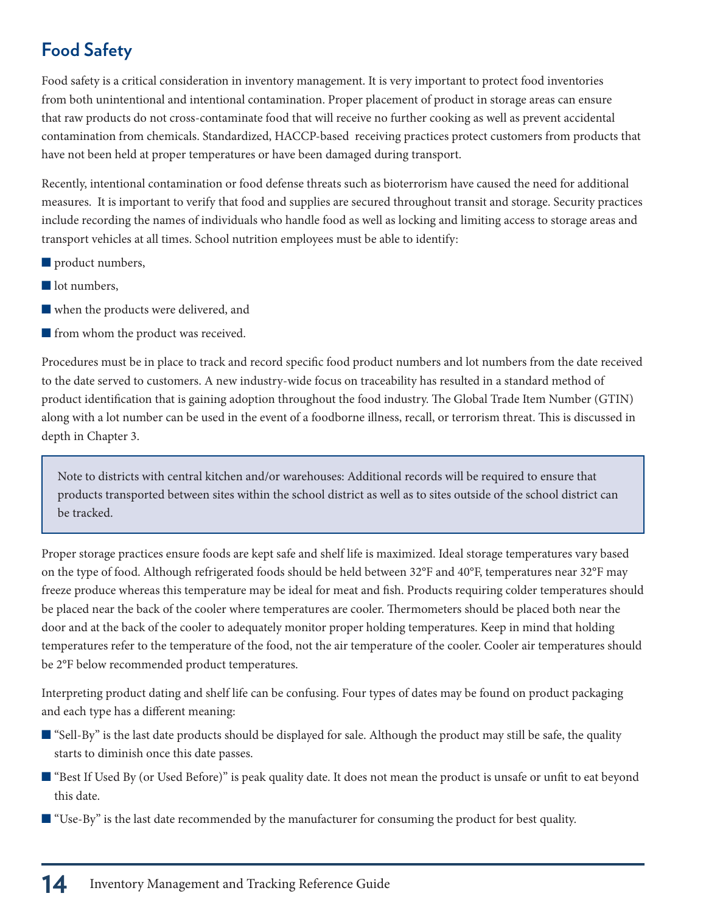## Food Safety

Food safety is a critical consideration in inventory management. It is very important to protect food inventories from both unintentional and intentional contamination. Proper placement of product in storage areas can ensure that raw products do not cross-contaminate food that will receive no further cooking as well as prevent accidental contamination from chemicals. Standardized, HACCP-based receiving practices protect customers from products that have not been held at proper temperatures or have been damaged during transport.

Recently, intentional contamination or food defense threats such as bioterrorism have caused the need for additional measures. It is important to verify that food and supplies are secured throughout transit and storage. Security practices include recording the names of individuals who handle food as well as locking and limiting access to storage areas and transport vehicles at all times. School nutrition employees must be able to identify:

- product numbers,
- lot numbers,
- when the products were delivered, and
- from whom the product was received.

Procedures must be in place to track and record specific food product numbers and lot numbers from the date received to the date served to customers. A new industry-wide focus on traceability has resulted in a standard method of product identification that is gaining adoption throughout the food industry. The Global Trade Item Number (GTIN) along with a lot number can be used in the event of a foodborne illness, recall, or terrorism threat. This is discussed in depth in Chapter 3.

> Note to districts with central kitchen and/or warehouses: Additional records will be required to ensure that products transported between sites within the school district as well as to sites outside of the school district can be tracked.

Proper storage practices ensure foods are kept safe and shelf life is maximized. Ideal storage temperatures vary based on the type of food. Although refrigerated foods should be held between 32°F and 40°F, temperatures near 32°F may freeze produce whereas this temperature may be ideal for meat and fish. Products requiring colder temperatures should be placed near the back of the cooler where temperatures are cooler. Thermometers should be placed both near the door and at the back of the cooler to adequately monitor proper holding temperatures. Keep in mind that holding temperatures refer to the temperature of the food, not the air temperature of the cooler. Cooler air temperatures should be 2°F below recommended product temperatures.

Interpreting product dating and shelf life can be confusing. Four types of dates may be found on product packaging and each type has a different meaning:

- "Sell-By" is the last date products should be displayed for sale. Although the product may still be safe, the quality starts to diminish once this date passes.
- "Best If Used By (or Used Before)" is peak quality date. It does not mean the product is unsafe or unfit to eat beyond this date.
- "Use-By" is the last date recommended by the manufacturer for consuming the product for best quality.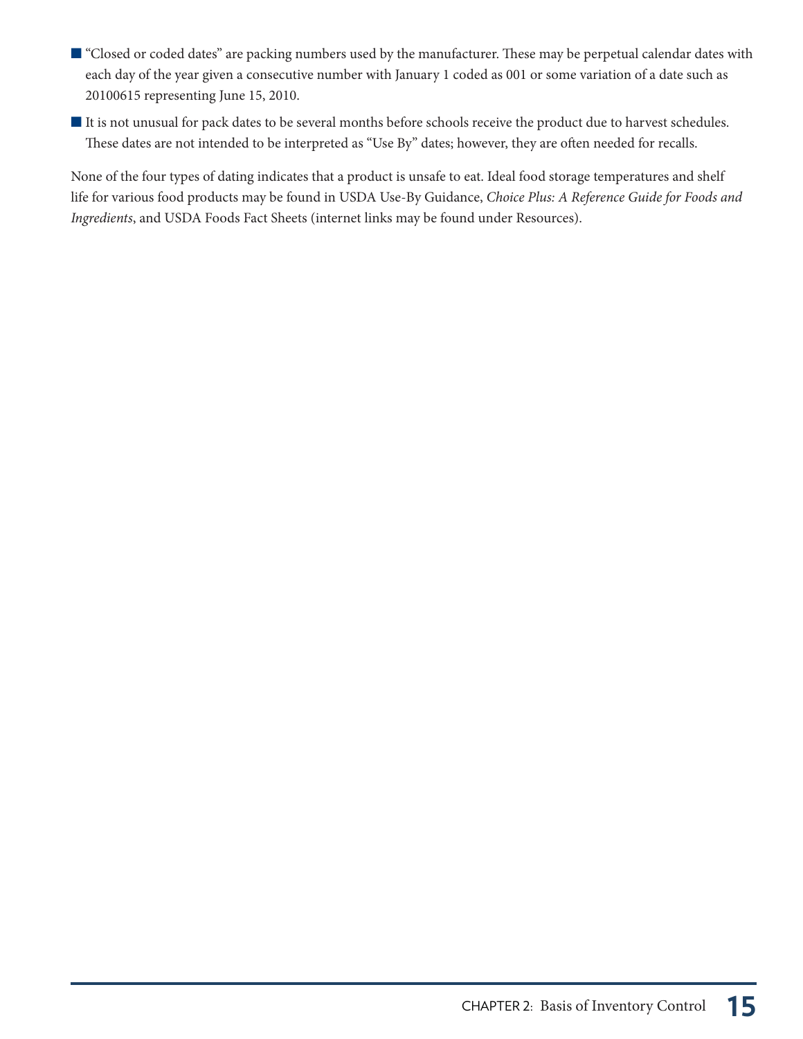- "Closed or coded dates" are packing numbers used by the manufacturer. These may be perpetual calendar dates with each day of the year given a consecutive number with January 1 coded as 001 or some variation of a date such as 20100615 representing June 15, 2010.
- It is not unusual for pack dates to be several months before schools receive the product due to harvest schedules. These dates are not intended to be interpreted as "Use By" dates; however, they are often needed for recalls.

None of the four types of dating indicates that a product is unsafe to eat. Ideal food storage temperatures and shelf life for various food products may be found in USDA Use-By Guidance, *Choice Plus: A Reference Guide for Foods and Ingredients*, and USDA Foods Fact Sheets (internet links may be found under Resources).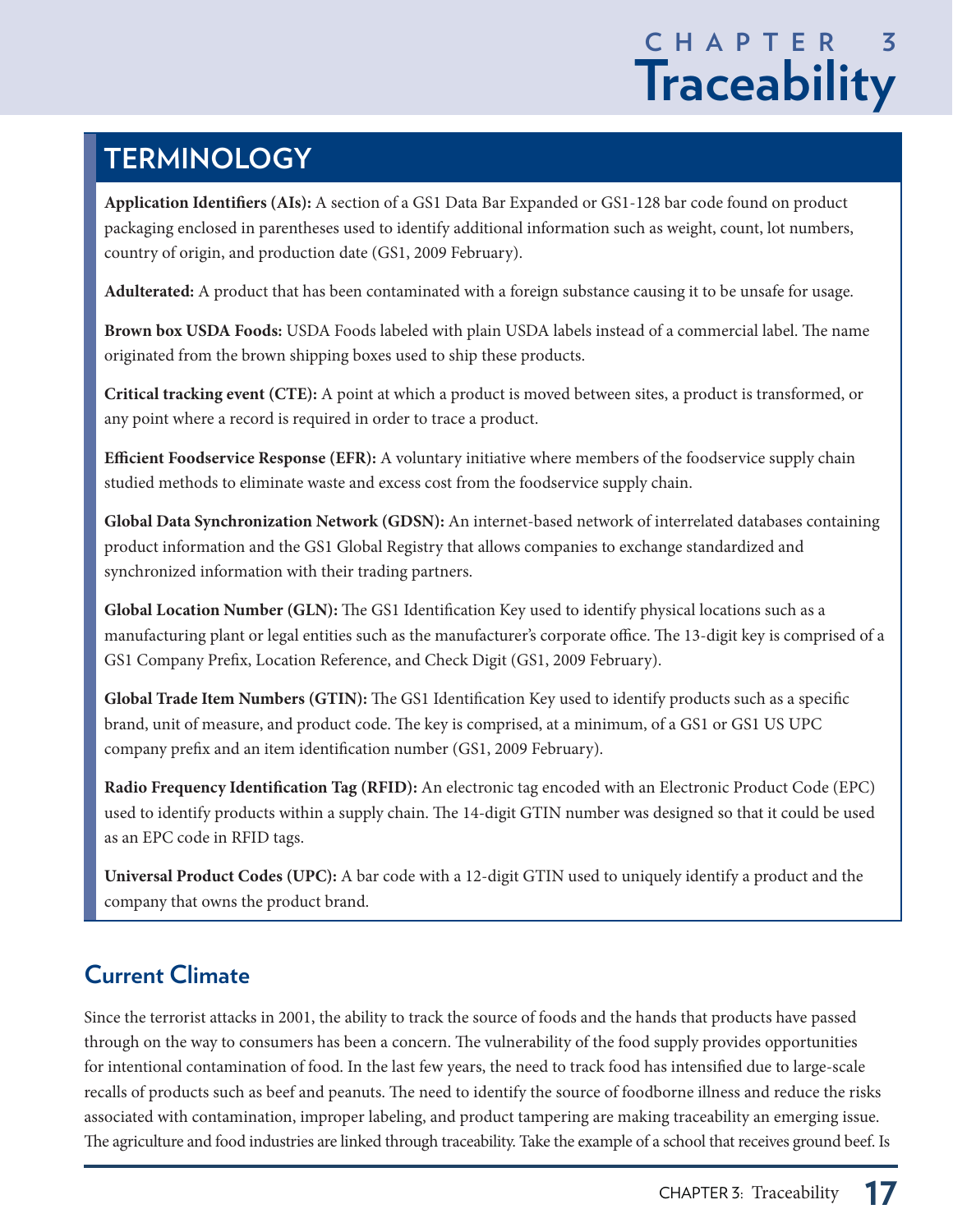# CHAPTER 3 Traceability

## TERMINOLOGY

**Application Identifiers (AIs):** A section of a GS1 Data Bar Expanded or GS1-128 bar code found on product packaging enclosed in parentheses used to identify additional information such as weight, count, lot numbers, country of origin, and production date (GS1, 2009 February).

**Adulterated:** A product that has been contaminated with a foreign substance causing it to be unsafe for usage.

**Brown box USDA Foods:** USDA Foods labeled with plain USDA labels instead of a commercial label. The name originated from the brown shipping boxes used to ship these products.

**Critical tracking event (CTE):** A point at which a product is moved between sites, a product is transformed, or any point where a record is required in order to trace a product.

**Efficient Foodservice Response (EFR):** A voluntary initiative where members of the foodservice supply chain studied methods to eliminate waste and excess cost from the foodservice supply chain.

**Global Data Synchronization Network (GDSN):** An internet-based network of interrelated databases containing product information and the GS1 Global Registry that allows companies to exchange standardized and synchronized information with their trading partners.

**Global Location Number (GLN):** The GS1 Identification Key used to identify physical locations such as a manufacturing plant or legal entities such as the manufacturer's corporate office. The 13-digit key is comprised of a GS1 Company Prefix, Location Reference, and Check Digit (GS1, 2009 February).

**Global Trade Item Numbers (GTIN):** The GS1 Identification Key used to identify products such as a specific brand, unit of measure, and product code. The key is comprised, at a minimum, of a GS1 or GS1 US UPC company prefix and an item identification number (GS1, 2009 February).

**Radio Frequency Identification Tag (RFID):** An electronic tag encoded with an Electronic Product Code (EPC) used to identify products within a supply chain. The 14-digit GTIN number was designed so that it could be used as an EPC code in RFID tags.

**Universal Product Codes (UPC):** A bar code with a 12-digit GTIN used to uniquely identify a product and the company that owns the product brand.

## Current Climate

Since the terrorist attacks in 2001, the ability to track the source of foods and the hands that products have passed through on the way to consumers has been a concern. The vulnerability of the food supply provides opportunities for intentional contamination of food. In the last few years, the need to track food has intensified due to large-scale recalls of products such as beef and peanuts. The need to identify the source of foodborne illness and reduce the risks associated with contamination, improper labeling, and product tampering are making traceability an emerging issue. The agriculture and food industries are linked through traceability. Take the example of a school that receives ground beef. Is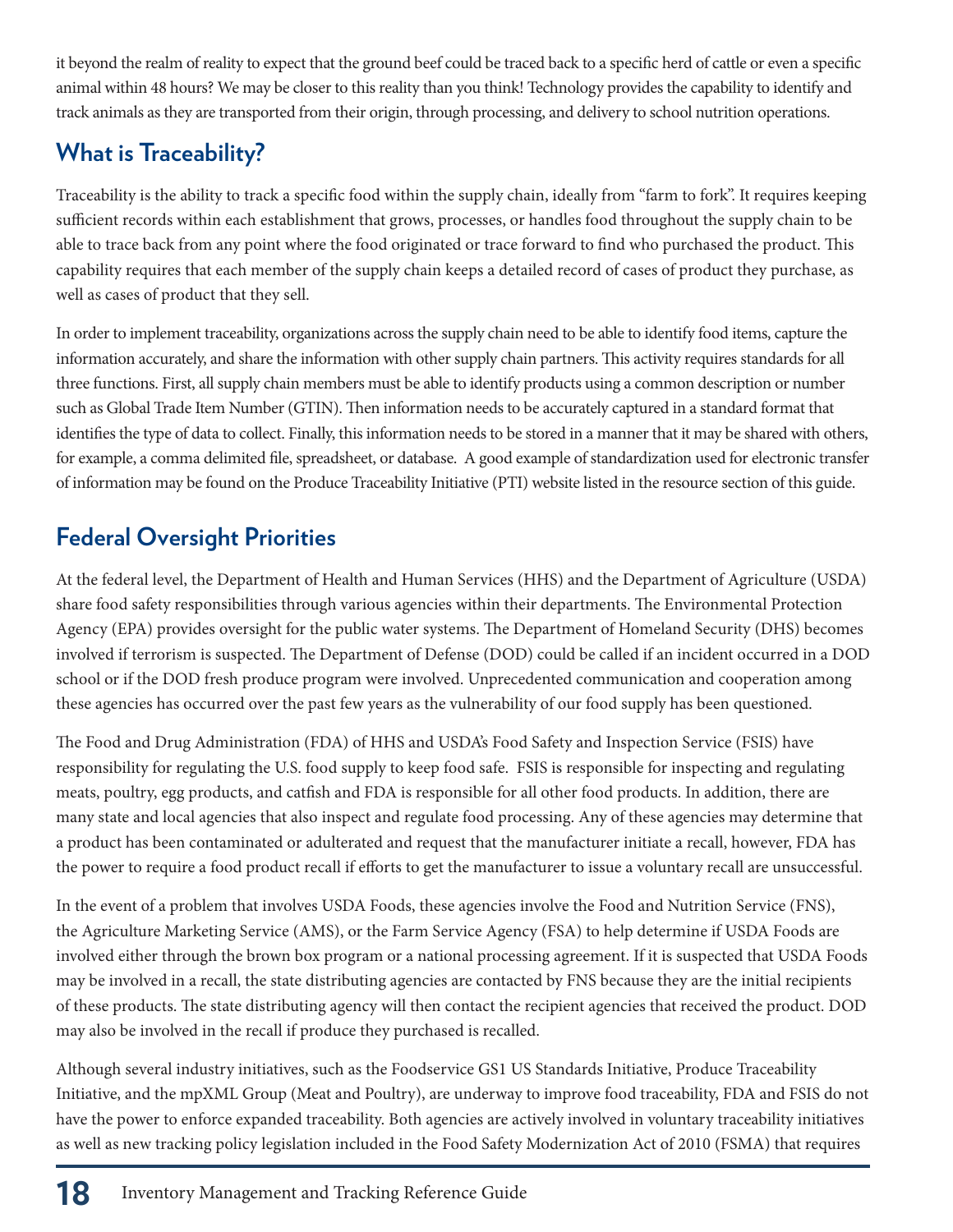it beyond the realm of reality to expect that the ground beef could be traced back to a specific herd of cattle or even a specific animal within 48 hours? We may be closer to this reality than you think! Technology provides the capability to identify and track animals as they are transported from their origin, through processing, and delivery to school nutrition operations.

## What is Traceability?

Traceability is the ability to track a specific food within the supply chain, ideally from "farm to fork". It requires keeping sufficient records within each establishment that grows, processes, or handles food throughout the supply chain to be able to trace back from any point where the food originated or trace forward to find who purchased the product. This capability requires that each member of the supply chain keeps a detailed record of cases of product they purchase, as well as cases of product that they sell.

In order to implement traceability, organizations across the supply chain need to be able to identify food items, capture the information accurately, and share the information with other supply chain partners. This activity requires standards for all three functions. First, all supply chain members must be able to identify products using a common description or number such as Global Trade Item Number (GTIN). Then information needs to be accurately captured in a standard format that identifies the type of data to collect. Finally, this information needs to be stored in a manner that it may be shared with others, for example, a comma delimited file, spreadsheet, or database. A good example of standardization used for electronic transfer of information may be found on the Produce Traceability Initiative (PTI) website listed in the resource section of this guide.

## Federal Oversight Priorities

At the federal level, the Department of Health and Human Services (HHS) and the Department of Agriculture (USDA) share food safety responsibilities through various agencies within their departments. The Environmental Protection Agency (EPA) provides oversight for the public water systems. The Department of Homeland Security (DHS) becomes involved if terrorism is suspected. The Department of Defense (DOD) could be called if an incident occurred in a DOD school or if the DOD fresh produce program were involved. Unprecedented communication and cooperation among these agencies has occurred over the past few years as the vulnerability of our food supply has been questioned.

The Food and Drug Administration (FDA) of HHS and USDA's Food Safety and Inspection Service (FSIS) have responsibility for regulating the U.S. food supply to keep food safe. FSIS is responsible for inspecting and regulating meats, poultry, egg products, and catfish and FDA is responsible for all other food products. In addition, there are many state and local agencies that also inspect and regulate food processing. Any of these agencies may determine that a product has been contaminated or adulterated and request that the manufacturer initiate a recall, however, FDA has the power to require a food product recall if efforts to get the manufacturer to issue a voluntary recall are unsuccessful.

In the event of a problem that involves USDA Foods, these agencies involve the Food and Nutrition Service (FNS), the Agriculture Marketing Service (AMS), or the Farm Service Agency (FSA) to help determine if USDA Foods are involved either through the brown box program or a national processing agreement. If it is suspected that USDA Foods may be involved in a recall, the state distributing agencies are contacted by FNS because they are the initial recipients of these products. The state distributing agency will then contact the recipient agencies that received the product. DOD may also be involved in the recall if produce they purchased is recalled.

Although several industry initiatives, such as the Foodservice GS1 US Standards Initiative, Produce Traceability Initiative, and the mpXML Group (Meat and Poultry), are underway to improve food traceability, FDA and FSIS do not have the power to enforce expanded traceability. Both agencies are actively involved in voluntary traceability initiatives as well as new tracking policy legislation included in the Food Safety Modernization Act of 2010 (FSMA) that requires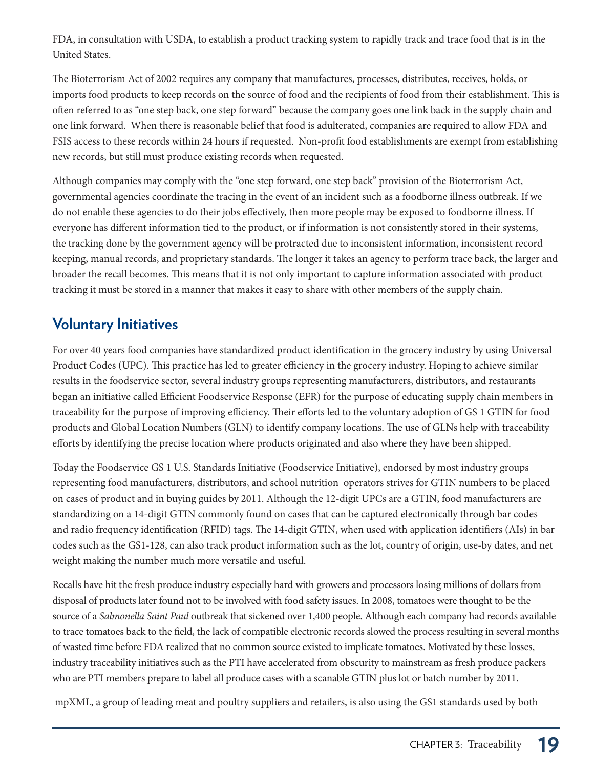FDA, in consultation with USDA, to establish a product tracking system to rapidly track and trace food that is in the United States.

The Bioterrorism Act of 2002 requires any company that manufactures, processes, distributes, receives, holds, or imports food products to keep records on the source of food and the recipients of food from their establishment. This is often referred to as "one step back, one step forward" because the company goes one link back in the supply chain and one link forward. When there is reasonable belief that food is adulterated, companies are required to allow FDA and FSIS access to these records within 24 hours if requested. Non-profit food establishments are exempt from establishing new records, but still must produce existing records when requested.

Although companies may comply with the "one step forward, one step back" provision of the Bioterrorism Act, governmental agencies coordinate the tracing in the event of an incident such as a foodborne illness outbreak. If we do not enable these agencies to do their jobs effectively, then more people may be exposed to foodborne illness. If everyone has different information tied to the product, or if information is not consistently stored in their systems, the tracking done by the government agency will be protracted due to inconsistent information, inconsistent record keeping, manual records, and proprietary standards. The longer it takes an agency to perform trace back, the larger and broader the recall becomes. This means that it is not only important to capture information associated with product tracking it must be stored in a manner that makes it easy to share with other members of the supply chain.

## Voluntary Initiatives

For over 40 years food companies have standardized product identification in the grocery industry by using Universal Product Codes (UPC). This practice has led to greater efficiency in the grocery industry. Hoping to achieve similar results in the foodservice sector, several industry groups representing manufacturers, distributors, and restaurants began an initiative called Efficient Foodservice Response (EFR) for the purpose of educating supply chain members in traceability for the purpose of improving efficiency. Their efforts led to the voluntary adoption of GS 1 GTIN for food products and Global Location Numbers (GLN) to identify company locations. The use of GLNs help with traceability efforts by identifying the precise location where products originated and also where they have been shipped.

Today the Foodservice GS 1 U.S. Standards Initiative (Foodservice Initiative), endorsed by most industry groups representing food manufacturers, distributors, and school nutrition operators strives for GTIN numbers to be placed on cases of product and in buying guides by 2011. Although the 12-digit UPCs are a GTIN, food manufacturers are standardizing on a 14-digit GTIN commonly found on cases that can be captured electronically through bar codes and radio frequency identification (RFID) tags. The 14-digit GTIN, when used with application identifiers (AIs) in bar codes such as the GS1-128, can also track product information such as the lot, country of origin, use-by dates, and net weight making the number much more versatile and useful.

Recalls have hit the fresh produce industry especially hard with growers and processors losing millions of dollars from disposal of products later found not to be involved with food safety issues. In 2008, tomatoes were thought to be the source of a *Salmonella Saint Paul* outbreak that sickened over 1,400 people. Although each company had records available to trace tomatoes back to the field, the lack of compatible electronic records slowed the process resulting in several months of wasted time before FDA realized that no common source existed to implicate tomatoes. Motivated by these losses, industry traceability initiatives such as the PTI have accelerated from obscurity to mainstream as fresh produce packers who are PTI members prepare to label all produce cases with a scanable GTIN plus lot or batch number by 2011.

mpXML, a group of leading meat and poultry suppliers and retailers, is also using the GS1 standards used by both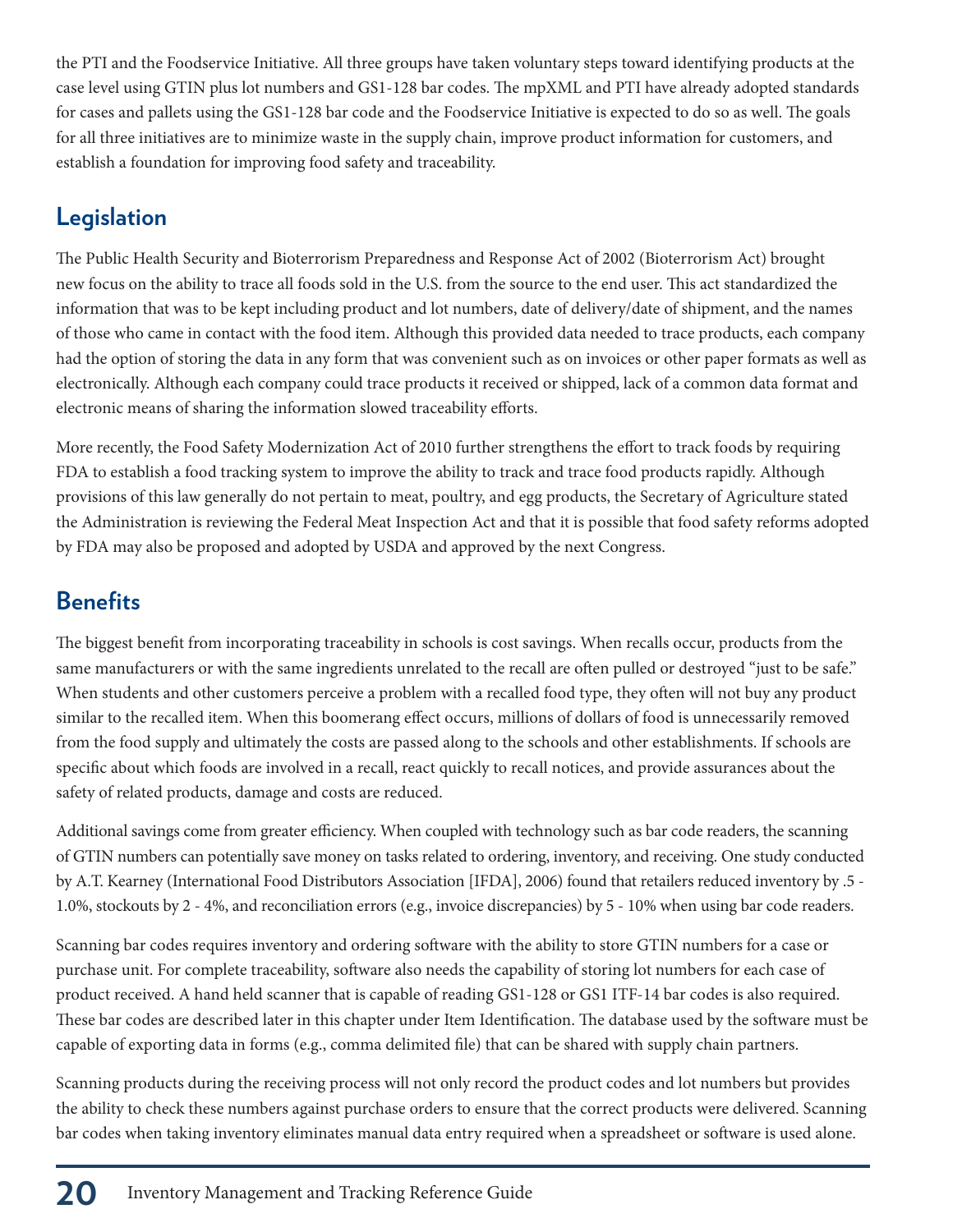the PTI and the Foodservice Initiative. All three groups have taken voluntary steps toward identifying products at the case level using GTIN plus lot numbers and GS1-128 bar codes. The mpXML and PTI have already adopted standards for cases and pallets using the GS1-128 bar code and the Foodservice Initiative is expected to do so as well. The goals for all three initiatives are to minimize waste in the supply chain, improve product information for customers, and establish a foundation for improving food safety and traceability.

## Legislation

The Public Health Security and Bioterrorism Preparedness and Response Act of 2002 (Bioterrorism Act) brought new focus on the ability to trace all foods sold in the U.S. from the source to the end user. This act standardized the information that was to be kept including product and lot numbers, date of delivery/date of shipment, and the names of those who came in contact with the food item. Although this provided data needed to trace products, each company had the option of storing the data in any form that was convenient such as on invoices or other paper formats as well as electronically. Although each company could trace products it received or shipped, lack of a common data format and electronic means of sharing the information slowed traceability efforts.

More recently, the Food Safety Modernization Act of 2010 further strengthens the effort to track foods by requiring FDA to establish a food tracking system to improve the ability to track and trace food products rapidly. Although provisions of this law generally do not pertain to meat, poultry, and egg products, the Secretary of Agriculture stated the Administration is reviewing the Federal Meat Inspection Act and that it is possible that food safety reforms adopted by FDA may also be proposed and adopted by USDA and approved by the next Congress.

## Benefits

The biggest benefit from incorporating traceability in schools is cost savings. When recalls occur, products from the same manufacturers or with the same ingredients unrelated to the recall are often pulled or destroyed "just to be safe." When students and other customers perceive a problem with a recalled food type, they often will not buy any product similar to the recalled item. When this boomerang effect occurs, millions of dollars of food is unnecessarily removed from the food supply and ultimately the costs are passed along to the schools and other establishments. If schools are specific about which foods are involved in a recall, react quickly to recall notices, and provide assurances about the safety of related products, damage and costs are reduced.

Additional savings come from greater efficiency. When coupled with technology such as bar code readers, the scanning of GTIN numbers can potentially save money on tasks related to ordering, inventory, and receiving. One study conducted by A.T. Kearney (International Food Distributors Association [IFDA], 2006) found that retailers reduced inventory by .5 - 1.0%, stockouts by 2 - 4%, and reconciliation errors (e.g., invoice discrepancies) by 5 - 10% when using bar code readers.

Scanning bar codes requires inventory and ordering software with the ability to store GTIN numbers for a case or purchase unit. For complete traceability, software also needs the capability of storing lot numbers for each case of product received. A hand held scanner that is capable of reading GS1-128 or GS1 ITF-14 bar codes is also required. These bar codes are described later in this chapter under Item Identification. The database used by the software must be capable of exporting data in forms (e.g., comma delimited file) that can be shared with supply chain partners.

Scanning products during the receiving process will not only record the product codes and lot numbers but provides the ability to check these numbers against purchase orders to ensure that the correct products were delivered. Scanning bar codes when taking inventory eliminates manual data entry required when a spreadsheet or software is used alone.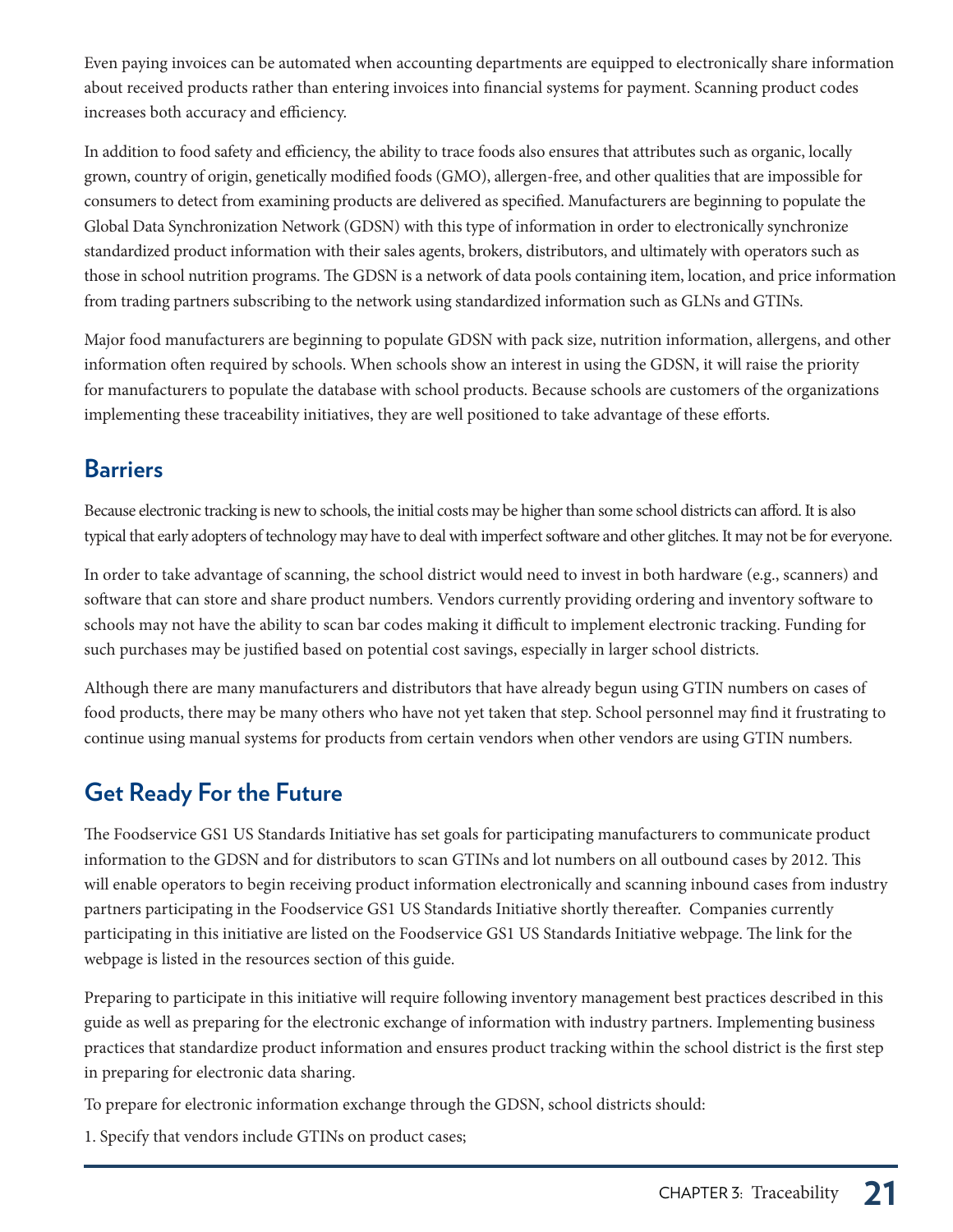Even paying invoices can be automated when accounting departments are equipped to electronically share information about received products rather than entering invoices into financial systems for payment. Scanning product codes increases both accuracy and efficiency.

In addition to food safety and efficiency, the ability to trace foods also ensures that attributes such as organic, locally grown, country of origin, genetically modified foods (GMO), allergen-free, and other qualities that are impossible for consumers to detect from examining products are delivered as specified. Manufacturers are beginning to populate the Global Data Synchronization Network (GDSN) with this type of information in order to electronically synchronize standardized product information with their sales agents, brokers, distributors, and ultimately with operators such as those in school nutrition programs. The GDSN is a network of data pools containing item, location, and price information from trading partners subscribing to the network using standardized information such as GLNs and GTINs.

Major food manufacturers are beginning to populate GDSN with pack size, nutrition information, allergens, and other information often required by schools. When schools show an interest in using the GDSN, it will raise the priority for manufacturers to populate the database with school products. Because schools are customers of the organizations implementing these traceability initiatives, they are well positioned to take advantage of these efforts.

## Barriers

Because electronic tracking is new to schools, the initial costs may be higher than some school districts can afford. It is also typical that early adopters of technology may have to deal with imperfect software and other glitches. It may not be for everyone.

In order to take advantage of scanning, the school district would need to invest in both hardware (e.g., scanners) and software that can store and share product numbers. Vendors currently providing ordering and inventory software to schools may not have the ability to scan bar codes making it difficult to implement electronic tracking. Funding for such purchases may be justified based on potential cost savings, especially in larger school districts.

Although there are many manufacturers and distributors that have already begun using GTIN numbers on cases of food products, there may be many others who have not yet taken that step. School personnel may find it frustrating to continue using manual systems for products from certain vendors when other vendors are using GTIN numbers.

## Get Ready For the Future

The Foodservice GS1 US Standards Initiative has set goals for participating manufacturers to communicate product information to the GDSN and for distributors to scan GTINs and lot numbers on all outbound cases by 2012. This will enable operators to begin receiving product information electronically and scanning inbound cases from industry partners participating in the Foodservice GS1 US Standards Initiative shortly thereafter. Companies currently participating in this initiative are listed on the Foodservice GS1 US Standards Initiative webpage. The link for the webpage is listed in the resources section of this guide.

Preparing to participate in this initiative will require following inventory management best practices described in this guide as well as preparing for the electronic exchange of information with industry partners. Implementing business practices that standardize product information and ensures product tracking within the school district is the first step in preparing for electronic data sharing.

To prepare for electronic information exchange through the GDSN, school districts should:

1. Specify that vendors include GTINs on product cases;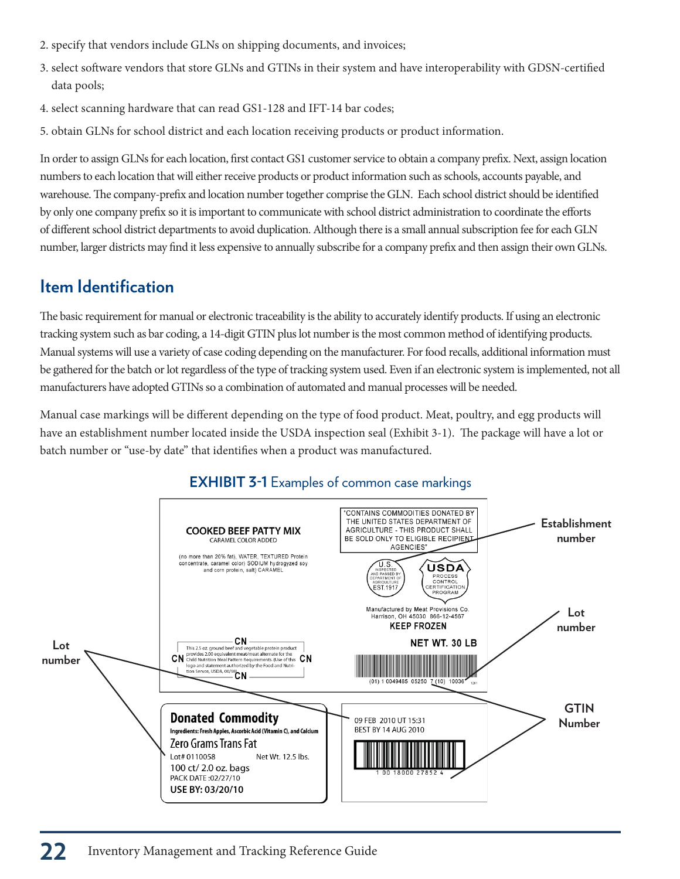2. specify that vendors include GLNs on shipping documents, and invoices;
3. select software vendors that store GLNs and GTINs in their system and have interoperability with GDSN-certified data pools;
4. select scanning hardware that can read GS1-128 and IFT-14 bar codes;
5. obtain GLNs for school district and each location receiving products or product information.

In order to assign GLNs for each location, first contact GS1 customer service to obtain a company prefix. Next, assign location numbers to each location that will either receive products or product information such as schools, accounts payable, and warehouse. The company-prefix and location number together comprise the GLN. Each school district should be identified by only one company prefix so it is important to communicate with school district administration to coordinate the efforts of different school district departments to avoid duplication. Although there is a small annual subscription fee for each GLN number, larger districts may find it less expensive to annually subscribe for a company prefix and then assign their own GLNs.

## Item Identification

The basic requirement for manual or electronic traceability is the ability to accurately identify products. If using an electronic tracking system such as bar coding, a 14-digit GTIN plus lot number is the most common method of identifying products. Manual systems will use a variety of case coding depending on the manufacturer. For food recalls, additional information must be gathered for the batch or lot regardless of the type of tracking system used. Even if an electronic system is implemented, not all manufacturers have adopted GTINs so a combination of automated and manual processes will be needed.

Manual case markings will be different depending on the type of food product. Meat, poultry, and egg products will have an establishment number located inside the USDA inspection seal (Exhibit 3-1). The package will have a lot or batch number or "use-by date" that identifies when a product was manufactured.

**EXHIBIT 3-1** Examples of common case markings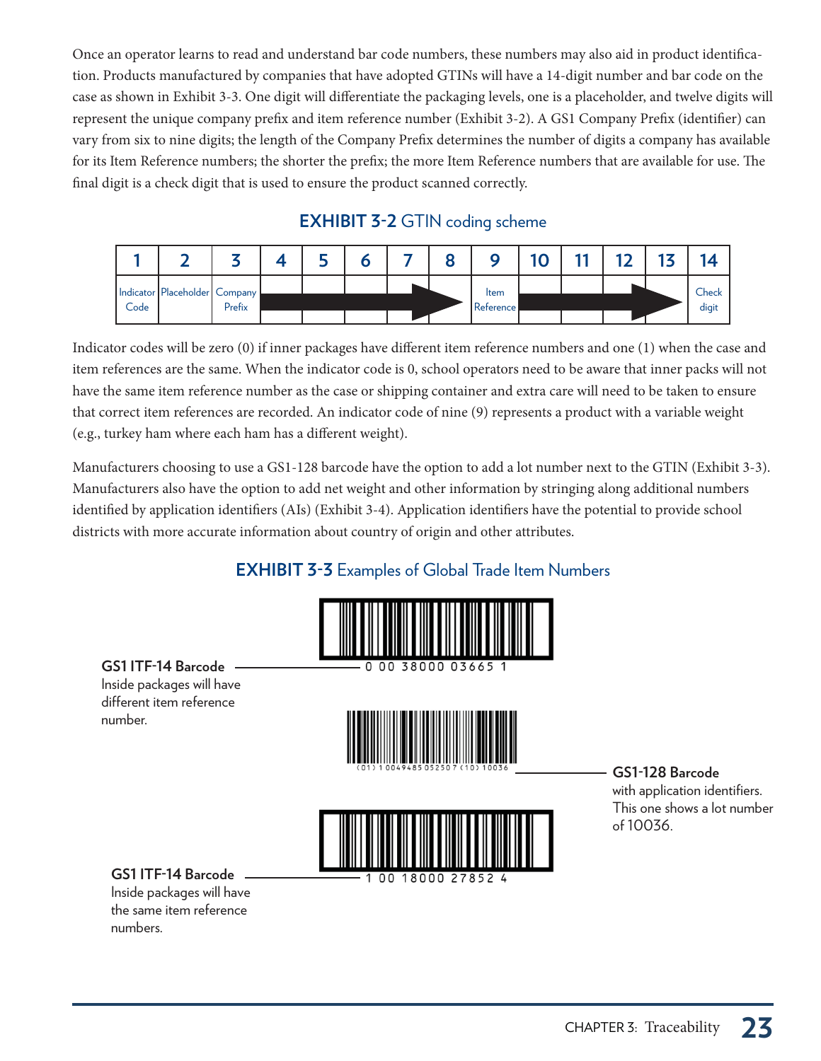Once an operator learns to read and understand bar code numbers, these numbers may also aid in product identification. Products manufactured by companies that have adopted GTINs will have a 14-digit number and bar code on the case as shown in Exhibit 3-3. One digit will differentiate the packaging levels, one is a placeholder, and twelve digits will represent the unique company prefix and item reference number (Exhibit 3-2). A GS1 Company Prefix (identifier) can vary from six to nine digits; the length of the Company Prefix determines the number of digits a company has available for its Item Reference numbers; the shorter the prefix; the more Item Reference numbers that are available for use. The final digit is a check digit that is used to ensure the product scanned correctly.

**EXHIBIT 3-2** GTIN coding scheme

| 1 | 2 | 3 | 4 | 5 | 6 | 7 | 8 | 9 | 10 | 11 | 12 | 13 | 14 |
|---|---|---|---|---|---|---|---|---|---|---|---|---|---|
| Indicator Code | Placeholder | Company Prefix | → | → | → | → | → | Item Reference | → | → | → | → | Check digit |

Indicator codes will be zero (0) if inner packages have different item reference numbers and one (1) when the case and item references are the same. When the indicator code is 0, school operators need to be aware that inner packs will not have the same item reference number as the case or shipping container and extra care will need to be taken to ensure that correct item references are recorded. An indicator code of nine (9) represents a product with a variable weight (e.g., turkey ham where each ham has a different weight).

Manufacturers choosing to use a GS1-128 barcode have the option to add a lot number next to the GTIN (Exhibit 3-3). Manufacturers also have the option to add net weight and other information by stringing along additional numbers identified by application identifiers (AIs) (Exhibit 3-4). Application identifiers have the potential to provide school districts with more accurate information about country of origin and other attributes.

**EXHIBIT 3-3** Examples of Global Trade Item Numbers

**GS1 ITF-14 Barcode**
Inside packages will have different item reference number.

0 00 38000 03665 1

**GS1-128 Barcode**
with application identifiers. This one shows a lot number of 10036.

(01) 1 0049485 052507 (10) 10036

**GS1 ITF-14 Barcode**
Inside packages will have the same item reference numbers.

1 00 18000 27852 4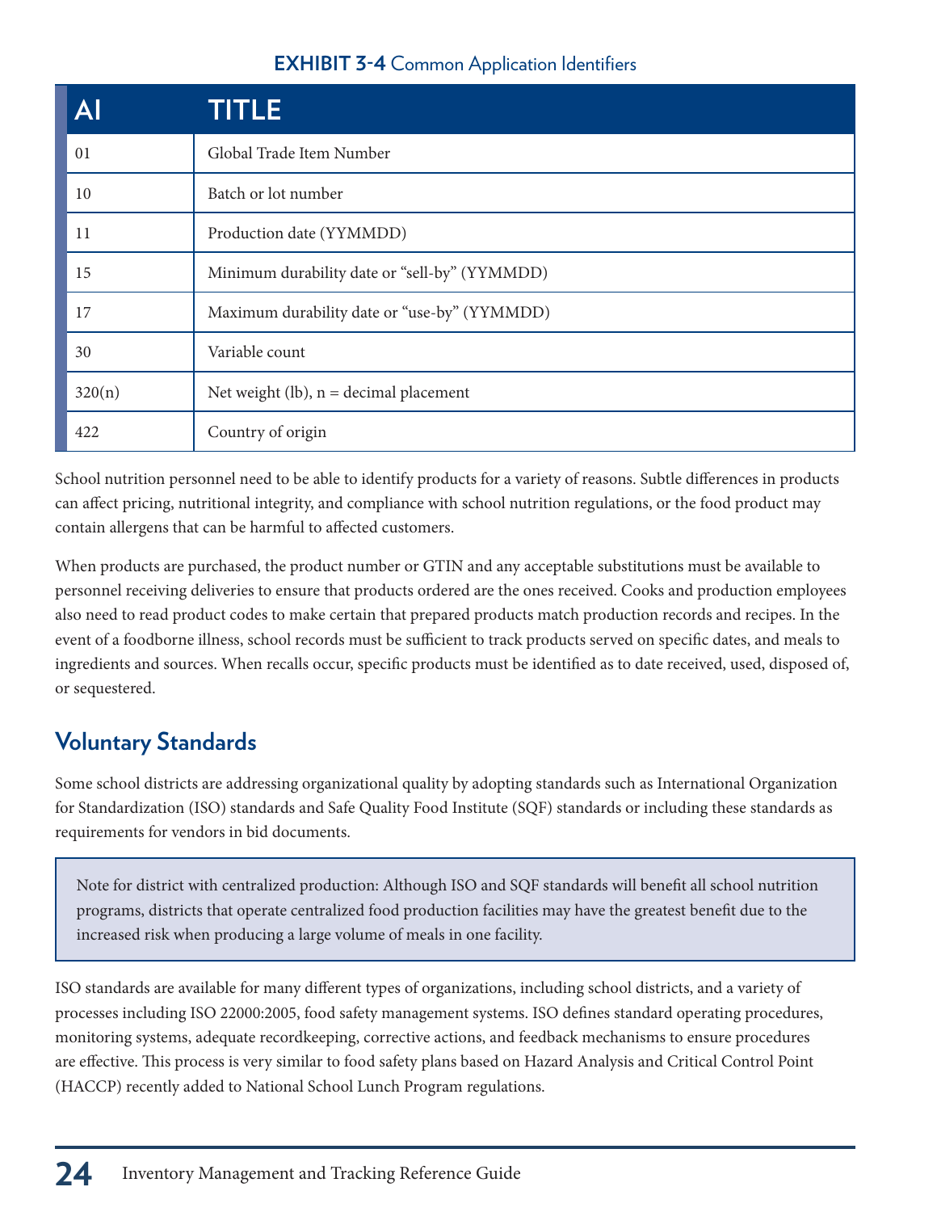**EXHIBIT 3-4** Common Application Identifiers

| AI | TITLE |
|---|---|
| 01 | Global Trade Item Number |
| 10 | Batch or lot number |
| 11 | Production date (YYMMDD) |
| 15 | Minimum durability date or “sell-by” (YYMMDD) |
| 17 | Maximum durability date or “use-by” (YYMMDD) |
| 30 | Variable count |
| 320(n) | Net weight (lb), n = decimal placement |
| 422 | Country of origin |

School nutrition personnel need to be able to identify products for a variety of reasons. Subtle differences in products can affect pricing, nutritional integrity, and compliance with school nutrition regulations, or the food product may contain allergens that can be harmful to affected customers.

When products are purchased, the product number or GTIN and any acceptable substitutions must be available to personnel receiving deliveries to ensure that products ordered are the ones received. Cooks and production employees also need to read product codes to make certain that prepared products match production records and recipes. In the event of a foodborne illness, school records must be sufficient to track products served on specific dates, and meals to ingredients and sources. When recalls occur, specific products must be identified as to date received, used, disposed of, or sequestered.

## Voluntary Standards

Some school districts are addressing organizational quality by adopting standards such as International Organization for Standardization (ISO) standards and Safe Quality Food Institute (SQF) standards or including these standards as requirements for vendors in bid documents.

> Note for district with centralized production: Although ISO and SQF standards will benefit all school nutrition programs, districts that operate centralized food production facilities may have the greatest benefit due to the increased risk when producing a large volume of meals in one facility.

ISO standards are available for many different types of organizations, including school districts, and a variety of processes including ISO 22000:2005, food safety management systems. ISO defines standard operating procedures, monitoring systems, adequate recordkeeping, corrective actions, and feedback mechanisms to ensure procedures are effective. This process is very similar to food safety plans based on Hazard Analysis and Critical Control Point (HACCP) recently added to National School Lunch Program regulations.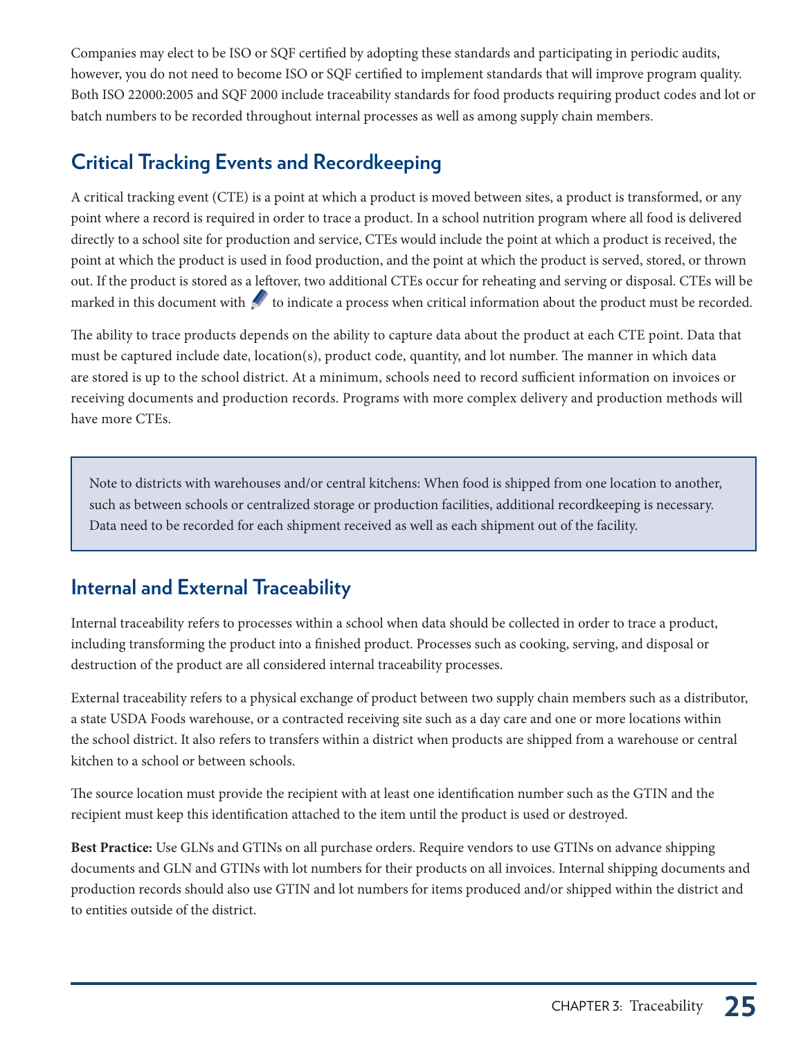Companies may elect to be ISO or SQF certified by adopting these standards and participating in periodic audits, however, you do not need to become ISO or SQF certified to implement standards that will improve program quality. Both ISO 22000:2005 and SQF 2000 include traceability standards for food products requiring product codes and lot or batch numbers to be recorded throughout internal processes as well as among supply chain members.

## Critical Tracking Events and Recordkeeping

A critical tracking event (CTE) is a point at which a product is moved between sites, a product is transformed, or any point where a record is required in order to trace a product. In a school nutrition program where all food is delivered directly to a school site for production and service, CTEs would include the point at which a product is received, the point at which the product is used in food production, and the point at which the product is served, stored, or thrown out. If the product is stored as a leftover, two additional CTEs occur for reheating and serving or disposal. CTEs will be marked in this document with ✎ to indicate a process when critical information about the product must be recorded.

The ability to trace products depends on the ability to capture data about the product at each CTE point. Data that must be captured include date, location(s), product code, quantity, and lot number. The manner in which data are stored is up to the school district. At a minimum, schools need to record sufficient information on invoices or receiving documents and production records. Programs with more complex delivery and production methods will have more CTEs.

> Note to districts with warehouses and/or central kitchens: When food is shipped from one location to another, such as between schools or centralized storage or production facilities, additional recordkeeping is necessary. Data need to be recorded for each shipment received as well as each shipment out of the facility.

## Internal and External Traceability

Internal traceability refers to processes within a school when data should be collected in order to trace a product, including transforming the product into a finished product. Processes such as cooking, serving, and disposal or destruction of the product are all considered internal traceability processes.

External traceability refers to a physical exchange of product between two supply chain members such as a distributor, a state USDA Foods warehouse, or a contracted receiving site such as a day care and one or more locations within the school district. It also refers to transfers within a district when products are shipped from a warehouse or central kitchen to a school or between schools.

The source location must provide the recipient with at least one identification number such as the GTIN and the recipient must keep this identification attached to the item until the product is used or destroyed.

**Best Practice:** Use GLNs and GTINs on all purchase orders. Require vendors to use GTINs on advance shipping documents and GLN and GTINs with lot numbers for their products on all invoices. Internal shipping documents and production records should also use GTIN and lot numbers for items produced and/or shipped within the district and to entities outside of the district.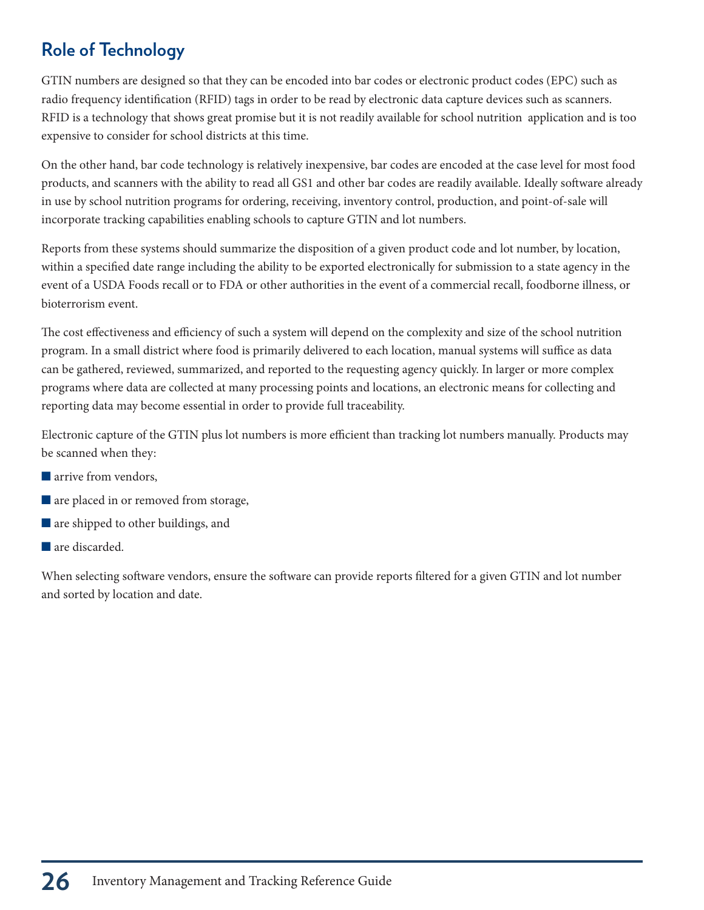## Role of Technology

GTIN numbers are designed so that they can be encoded into bar codes or electronic product codes (EPC) such as radio frequency identification (RFID) tags in order to be read by electronic data capture devices such as scanners. RFID is a technology that shows great promise but it is not readily available for school nutrition application and is too expensive to consider for school districts at this time.

On the other hand, bar code technology is relatively inexpensive, bar codes are encoded at the case level for most food products, and scanners with the ability to read all GS1 and other bar codes are readily available. Ideally software already in use by school nutrition programs for ordering, receiving, inventory control, production, and point-of-sale will incorporate tracking capabilities enabling schools to capture GTIN and lot numbers.

Reports from these systems should summarize the disposition of a given product code and lot number, by location, within a specified date range including the ability to be exported electronically for submission to a state agency in the event of a USDA Foods recall or to FDA or other authorities in the event of a commercial recall, foodborne illness, or bioterrorism event.

The cost effectiveness and efficiency of such a system will depend on the complexity and size of the school nutrition program. In a small district where food is primarily delivered to each location, manual systems will suffice as data can be gathered, reviewed, summarized, and reported to the requesting agency quickly. In larger or more complex programs where data are collected at many processing points and locations, an electronic means for collecting and reporting data may become essential in order to provide full traceability.

Electronic capture of the GTIN plus lot numbers is more efficient than tracking lot numbers manually. Products may be scanned when they:

- arrive from vendors,
- are placed in or removed from storage,
- are shipped to other buildings, and
- are discarded.

When selecting software vendors, ensure the software can provide reports filtered for a given GTIN and lot number and sorted by location and date.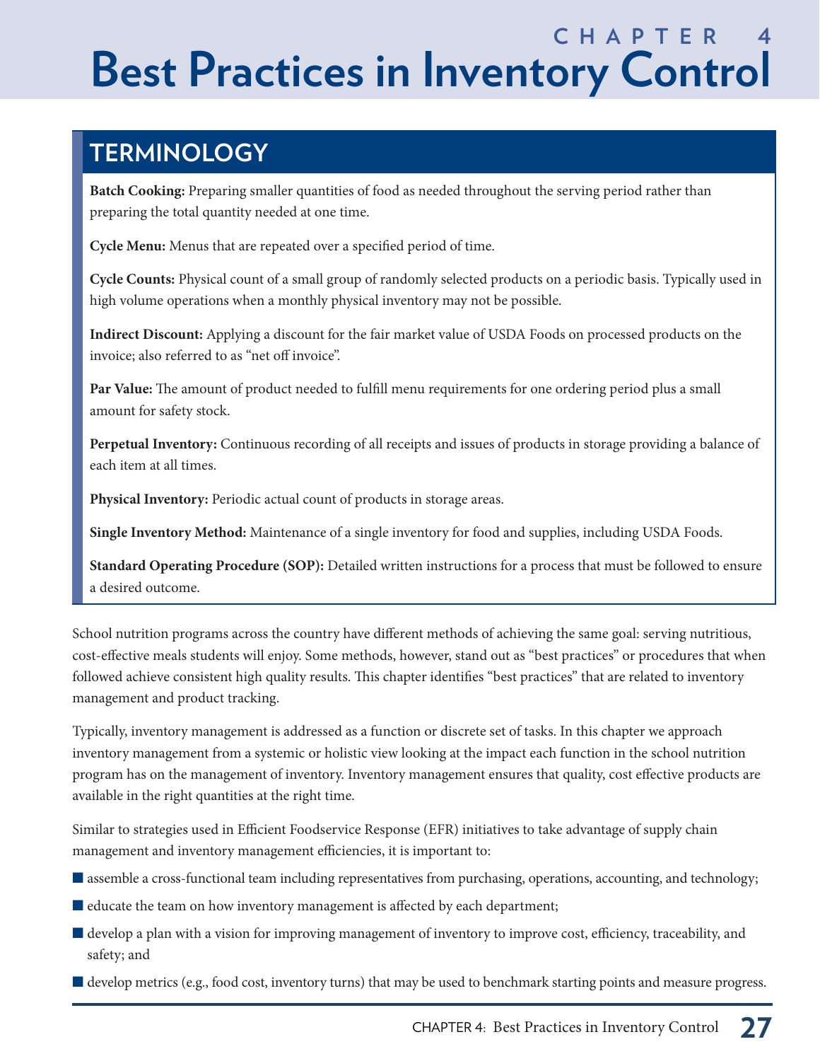# CHAPTER 4
# Best Practices in Inventory Control

## TERMINOLOGY

**Batch Cooking:** Preparing smaller quantities of food as needed throughout the serving period rather than preparing the total quantity needed at one time.

**Cycle Menu:** Menus that are repeated over a specified period of time.

**Cycle Counts:** Physical count of a small group of randomly selected products on a periodic basis. Typically used in high volume operations when a monthly physical inventory may not be possible.

**Indirect Discount:** Applying a discount for the fair market value of USDA Foods on processed products on the invoice; also referred to as "net off invoice".

**Par Value:** The amount of product needed to fulfill menu requirements for one ordering period plus a small amount for safety stock.

**Perpetual Inventory:** Continuous recording of all receipts and issues of products in storage providing a balance of each item at all times.

**Physical Inventory:** Periodic actual count of products in storage areas.

**Single Inventory Method:** Maintenance of a single inventory for food and supplies, including USDA Foods.

**Standard Operating Procedure (SOP):** Detailed written instructions for a process that must be followed to ensure a desired outcome.

School nutrition programs across the country have different methods of achieving the same goal: serving nutritious, cost-effective meals students will enjoy. Some methods, however, stand out as "best practices" or procedures that when followed achieve consistent high quality results. This chapter identifies "best practices" that are related to inventory management and product tracking.

Typically, inventory management is addressed as a function or discrete set of tasks. In this chapter we approach inventory management from a systemic or holistic view looking at the impact each function in the school nutrition program has on the management of inventory. Inventory management ensures that quality, cost effective products are available in the right quantities at the right time.

Similar to strategies used in Efficient Foodservice Response (EFR) initiatives to take advantage of supply chain management and inventory management efficiencies, it is important to:

- assemble a cross-functional team including representatives from purchasing, operations, accounting, and technology;
- educate the team on how inventory management is affected by each department;
- develop a plan with a vision for improving management of inventory to improve cost, efficiency, traceability, and safety; and
- develop metrics (e.g., food cost, inventory turns) that may be used to benchmark starting points and measure progress.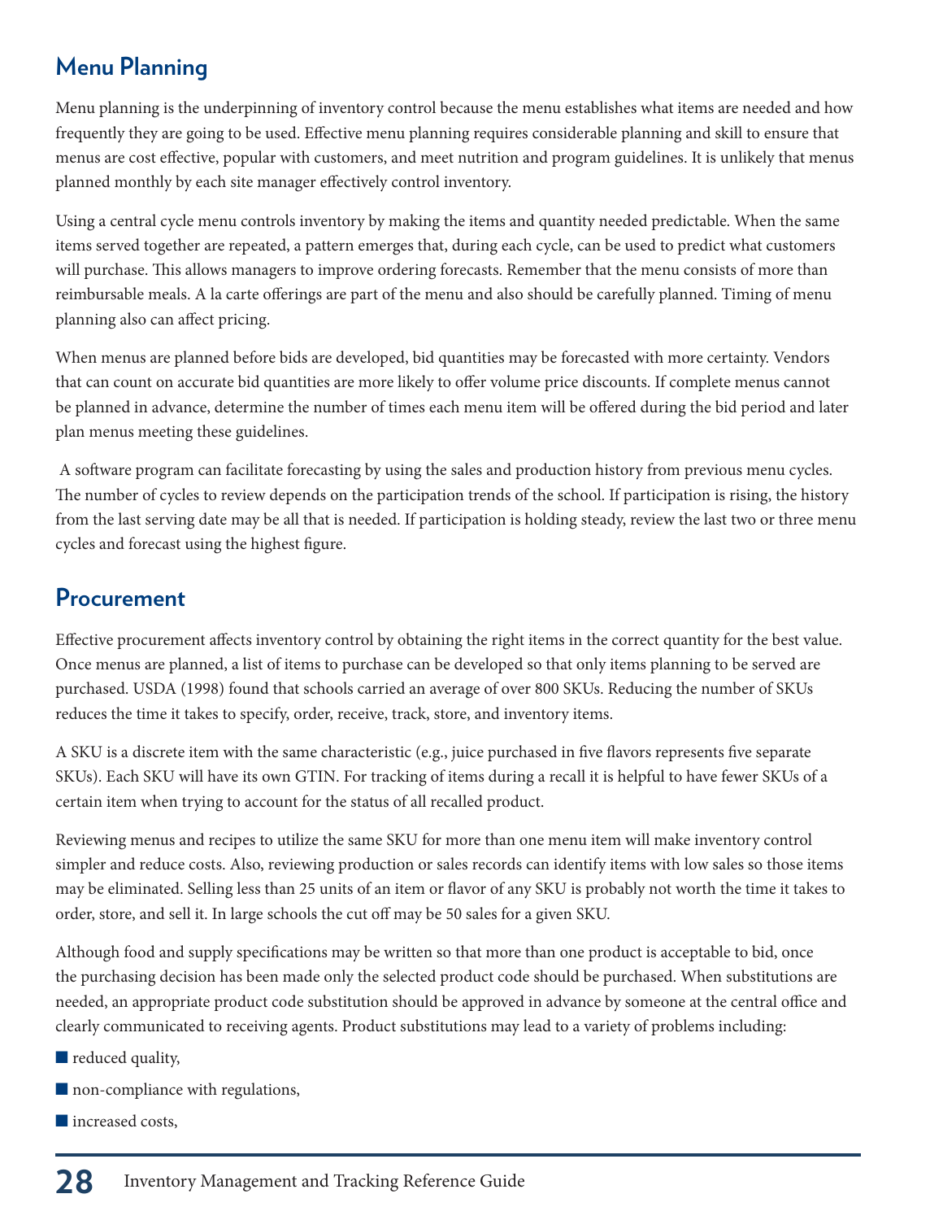## Menu Planning

Menu planning is the underpinning of inventory control because the menu establishes what items are needed and how frequently they are going to be used. Effective menu planning requires considerable planning and skill to ensure that menus are cost effective, popular with customers, and meet nutrition and program guidelines. It is unlikely that menus planned monthly by each site manager effectively control inventory.

Using a central cycle menu controls inventory by making the items and quantity needed predictable. When the same items served together are repeated, a pattern emerges that, during each cycle, can be used to predict what customers will purchase. This allows managers to improve ordering forecasts. Remember that the menu consists of more than reimbursable meals. A la carte offerings are part of the menu and also should be carefully planned. Timing of menu planning also can affect pricing.

When menus are planned before bids are developed, bid quantities may be forecasted with more certainty. Vendors that can count on accurate bid quantities are more likely to offer volume price discounts. If complete menus cannot be planned in advance, determine the number of times each menu item will be offered during the bid period and later plan menus meeting these guidelines.

A software program can facilitate forecasting by using the sales and production history from previous menu cycles. The number of cycles to review depends on the participation trends of the school. If participation is rising, the history from the last serving date may be all that is needed. If participation is holding steady, review the last two or three menu cycles and forecast using the highest figure.

## Procurement

Effective procurement affects inventory control by obtaining the right items in the correct quantity for the best value. Once menus are planned, a list of items to purchase can be developed so that only items planning to be served are purchased. USDA (1998) found that schools carried an average of over 800 SKUs. Reducing the number of SKUs reduces the time it takes to specify, order, receive, track, store, and inventory items.

A SKU is a discrete item with the same characteristic (e.g., juice purchased in five flavors represents five separate SKUs). Each SKU will have its own GTIN. For tracking of items during a recall it is helpful to have fewer SKUs of a certain item when trying to account for the status of all recalled product.

Reviewing menus and recipes to utilize the same SKU for more than one menu item will make inventory control simpler and reduce costs. Also, reviewing production or sales records can identify items with low sales so those items may be eliminated. Selling less than 25 units of an item or flavor of any SKU is probably not worth the time it takes to order, store, and sell it. In large schools the cut off may be 50 sales for a given SKU.

Although food and supply specifications may be written so that more than one product is acceptable to bid, once the purchasing decision has been made only the selected product code should be purchased. When substitutions are needed, an appropriate product code substitution should be approved in advance by someone at the central office and clearly communicated to receiving agents. Product substitutions may lead to a variety of problems including:

- reduced quality,
- non-compliance with regulations,
- increased costs,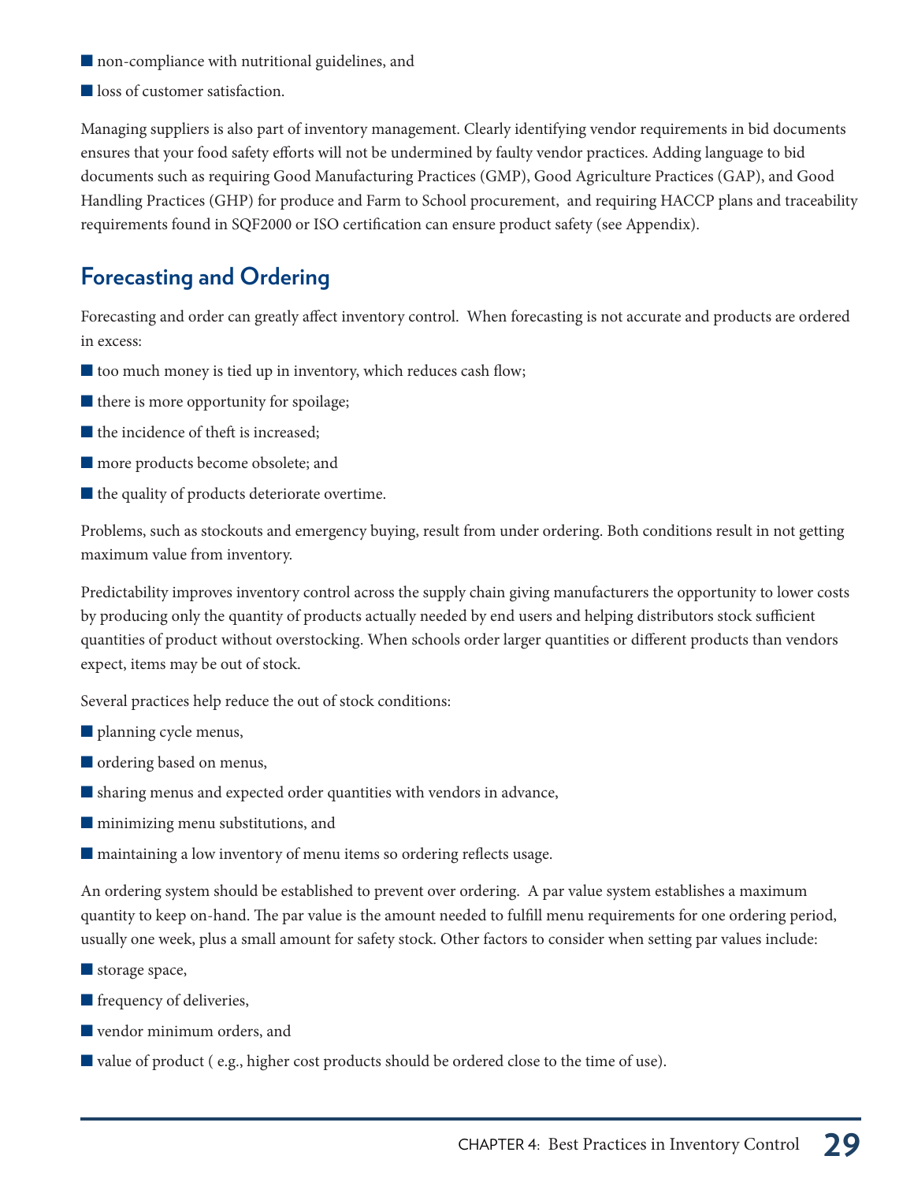- non-compliance with nutritional guidelines, and
- loss of customer satisfaction.

Managing suppliers is also part of inventory management. Clearly identifying vendor requirements in bid documents ensures that your food safety efforts will not be undermined by faulty vendor practices. Adding language to bid documents such as requiring Good Manufacturing Practices (GMP), Good Agriculture Practices (GAP), and Good Handling Practices (GHP) for produce and Farm to School procurement, and requiring HACCP plans and traceability requirements found in SQF2000 or ISO certification can ensure product safety (see Appendix).

## Forecasting and Ordering

Forecasting and order can greatly affect inventory control. When forecasting is not accurate and products are ordered in excess:

- too much money is tied up in inventory, which reduces cash flow;
- there is more opportunity for spoilage;
- the incidence of theft is increased;
- more products become obsolete; and
- the quality of products deteriorate overtime.

Problems, such as stockouts and emergency buying, result from under ordering. Both conditions result in not getting maximum value from inventory.

Predictability improves inventory control across the supply chain giving manufacturers the opportunity to lower costs by producing only the quantity of products actually needed by end users and helping distributors stock sufficient quantities of product without overstocking. When schools order larger quantities or different products than vendors expect, items may be out of stock.

Several practices help reduce the out of stock conditions:

- planning cycle menus,
- ordering based on menus,
- sharing menus and expected order quantities with vendors in advance,
- minimizing menu substitutions, and
- maintaining a low inventory of menu items so ordering reflects usage.

An ordering system should be established to prevent over ordering. A par value system establishes a maximum quantity to keep on-hand. The par value is the amount needed to fulfill menu requirements for one ordering period, usually one week, plus a small amount for safety stock. Other factors to consider when setting par values include:

- storage space,
- frequency of deliveries,
- vendor minimum orders, and
- value of product ( e.g., higher cost products should be ordered close to the time of use).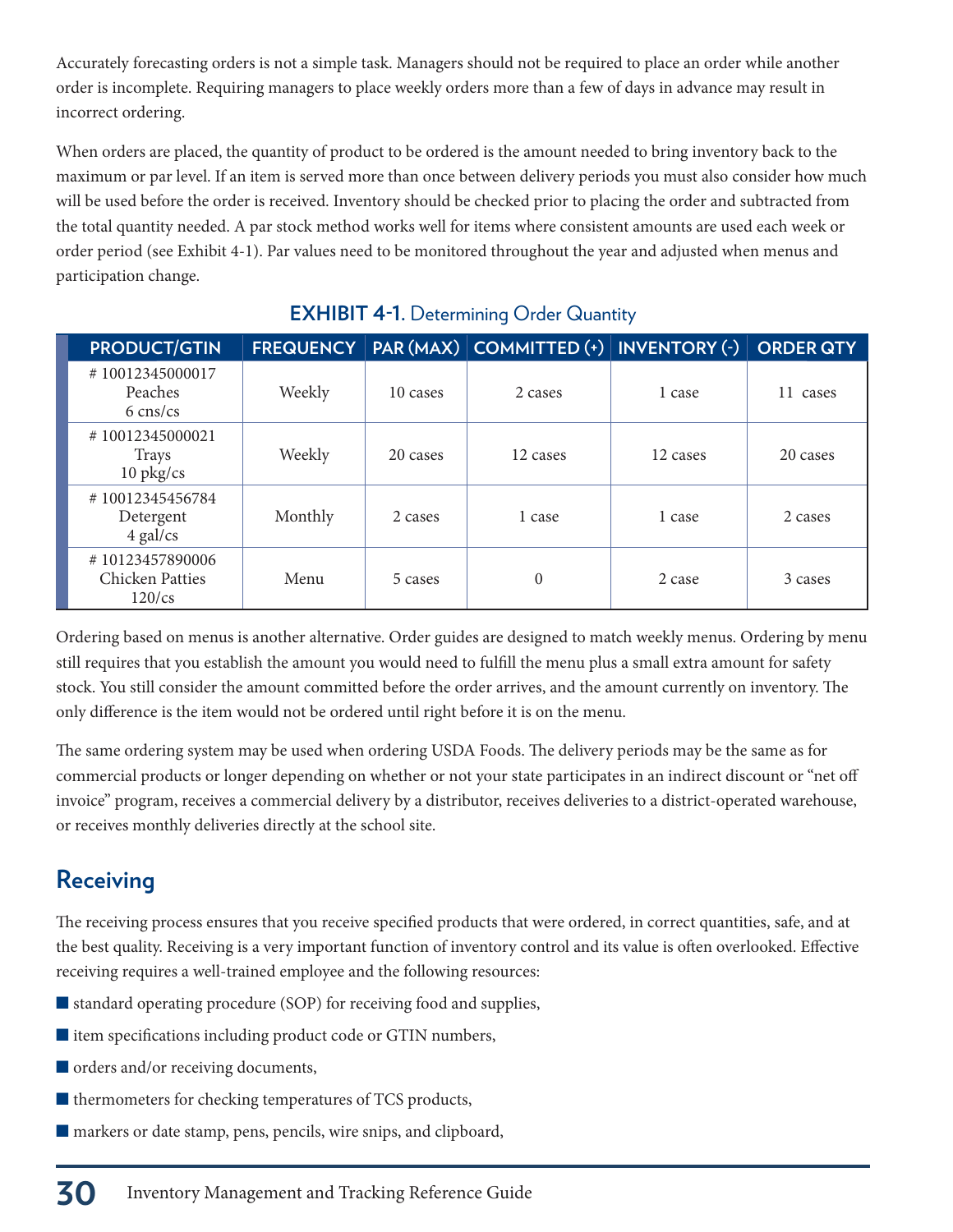Accurately forecasting orders is not a simple task. Managers should not be required to place an order while another order is incomplete. Requiring managers to place weekly orders more than a few of days in advance may result in incorrect ordering.

When orders are placed, the quantity of product to be ordered is the amount needed to bring inventory back to the maximum or par level. If an item is served more than once between delivery periods you must also consider how much will be used before the order is received. Inventory should be checked prior to placing the order and subtracted from the total quantity needed. A par stock method works well for items where consistent amounts are used each week or order period (see Exhibit 4-1). Par values need to be monitored throughout the year and adjusted when menus and participation change.

**EXHIBIT 4-1.** Determining Order Quantity

| PRODUCT/GTIN | FREQUENCY | PAR (MAX) | COMMITTED (+) | INVENTORY (-) | ORDER QTY |
|---|---|---|---|---|---|
| # 10012345000017 Peaches 6 cns/cs | Weekly | 10 cases | 2 cases | 1 case | 11 cases |
| # 10012345000021 Trays 10 pkg/cs | Weekly | 20 cases | 12 cases | 12 cases | 20 cases |
| # 10012345456784 Detergent 4 gal/cs | Monthly | 2 cases | 1 case | 1 case | 2 cases |
| # 10123457890006 Chicken Patties 120/cs | Menu | 5 cases | 0 | 2 case | 3 cases |

Ordering based on menus is another alternative. Order guides are designed to match weekly menus. Ordering by menu still requires that you establish the amount you would need to fulfill the menu plus a small extra amount for safety stock. You still consider the amount committed before the order arrives, and the amount currently on inventory. The only difference is the item would not be ordered until right before it is on the menu.

The same ordering system may be used when ordering USDA Foods. The delivery periods may be the same as for commercial products or longer depending on whether or not your state participates in an indirect discount or "net off invoice" program, receives a commercial delivery by a distributor, receives deliveries to a district-operated warehouse, or receives monthly deliveries directly at the school site.

## Receiving

The receiving process ensures that you receive specified products that were ordered, in correct quantities, safe, and at the best quality. Receiving is a very important function of inventory control and its value is often overlooked. Effective receiving requires a well-trained employee and the following resources:

- standard operating procedure (SOP) for receiving food and supplies,
- item specifications including product code or GTIN numbers,
- orders and/or receiving documents,
- thermometers for checking temperatures of TCS products,
- markers or date stamp, pens, pencils, wire snips, and clipboard,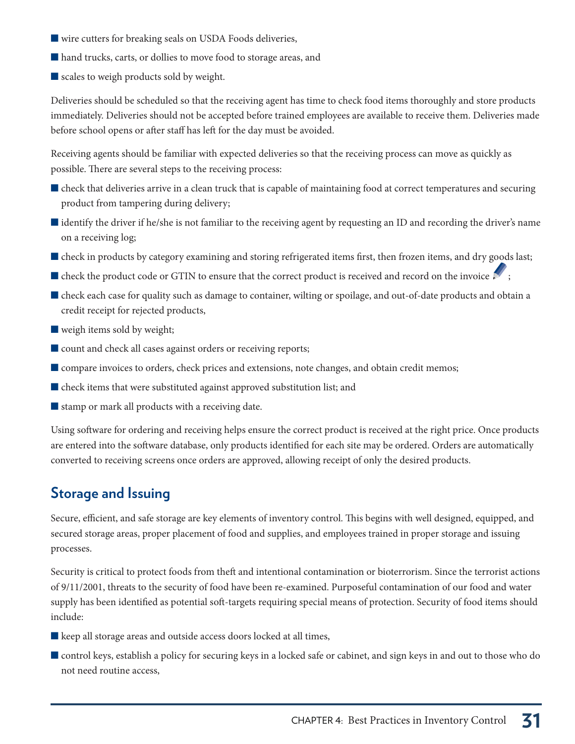- wire cutters for breaking seals on USDA Foods deliveries,
- hand trucks, carts, or dollies to move food to storage areas, and
- scales to weigh products sold by weight.

Deliveries should be scheduled so that the receiving agent has time to check food items thoroughly and store products immediately. Deliveries should not be accepted before trained employees are available to receive them. Deliveries made before school opens or after staff has left for the day must be avoided.

Receiving agents should be familiar with expected deliveries so that the receiving process can move as quickly as possible. There are several steps to the receiving process:

- check that deliveries arrive in a clean truck that is capable of maintaining food at correct temperatures and securing product from tampering during delivery;
- identify the driver if he/she is not familiar to the receiving agent by requesting an ID and recording the driver's name on a receiving log;
- check in products by category examining and storing refrigerated items first, then frozen items, and dry goods last;
- check the product code or GTIN to ensure that the correct product is received and record on the invoice ;
- check each case for quality such as damage to container, wilting or spoilage, and out-of-date products and obtain a credit receipt for rejected products,
- weigh items sold by weight;
- count and check all cases against orders or receiving reports;
- compare invoices to orders, check prices and extensions, note changes, and obtain credit memos;
- check items that were substituted against approved substitution list; and
- stamp or mark all products with a receiving date.

Using software for ordering and receiving helps ensure the correct product is received at the right price. Once products are entered into the software database, only products identified for each site may be ordered. Orders are automatically converted to receiving screens once orders are approved, allowing receipt of only the desired products.

## Storage and Issuing

Secure, efficient, and safe storage are key elements of inventory control. This begins with well designed, equipped, and secured storage areas, proper placement of food and supplies, and employees trained in proper storage and issuing processes.

Security is critical to protect foods from theft and intentional contamination or bioterrorism. Since the terrorist actions of 9/11/2001, threats to the security of food have been re-examined. Purposeful contamination of our food and water supply has been identified as potential soft-targets requiring special means of protection. Security of food items should include:

- keep all storage areas and outside access doors locked at all times,
- control keys, establish a policy for securing keys in a locked safe or cabinet, and sign keys in and out to those who do not need routine access,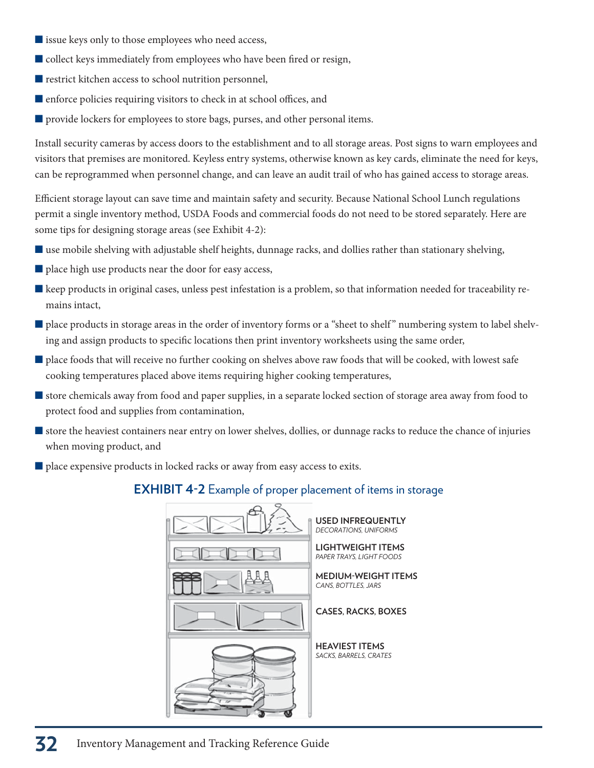- issue keys only to those employees who need access,
- collect keys immediately from employees who have been fired or resign,
- restrict kitchen access to school nutrition personnel,
- enforce policies requiring visitors to check in at school offices, and
- provide lockers for employees to store bags, purses, and other personal items.

Install security cameras by access doors to the establishment and to all storage areas. Post signs to warn employees and visitors that premises are monitored. Keyless entry systems, otherwise known as key cards, eliminate the need for keys, can be reprogrammed when personnel change, and can leave an audit trail of who has gained access to storage areas.

Efficient storage layout can save time and maintain safety and security. Because National School Lunch regulations permit a single inventory method, USDA Foods and commercial foods do not need to be stored separately. Here are some tips for designing storage areas (see Exhibit 4-2):

- use mobile shelving with adjustable shelf heights, dunnage racks, and dollies rather than stationary shelving,
- place high use products near the door for easy access,
- keep products in original cases, unless pest infestation is a problem, so that information needed for traceability remains intact,
- place products in storage areas in the order of inventory forms or a "sheet to shelf" numbering system to label shelving and assign products to specific locations then print inventory worksheets using the same order,
- place foods that will receive no further cooking on shelves above raw foods that will be cooked, with lowest safe cooking temperatures placed above items requiring higher cooking temperatures,
- store chemicals away from food and paper supplies, in a separate locked section of storage area away from food to protect food and supplies from contamination,
- store the heaviest containers near entry on lower shelves, dollies, or dunnage racks to reduce the chance of injuries when moving product, and
- place expensive products in locked racks or away from easy access to exits.

**EXHIBIT 4-2** Example of proper placement of items in storage

**USED INFREQUENTLY**
*DECORATIONS, UNIFORMS*

**LIGHTWEIGHT ITEMS**
*PAPER TRAYS, LIGHT FOODS*

**MEDIUM-WEIGHT ITEMS**
*CANS, BOTTLES, JARS*

**CASES, RACKS, BOXES**

**HEAVIEST ITEMS**
*SACKS, BARRELS, CRATES*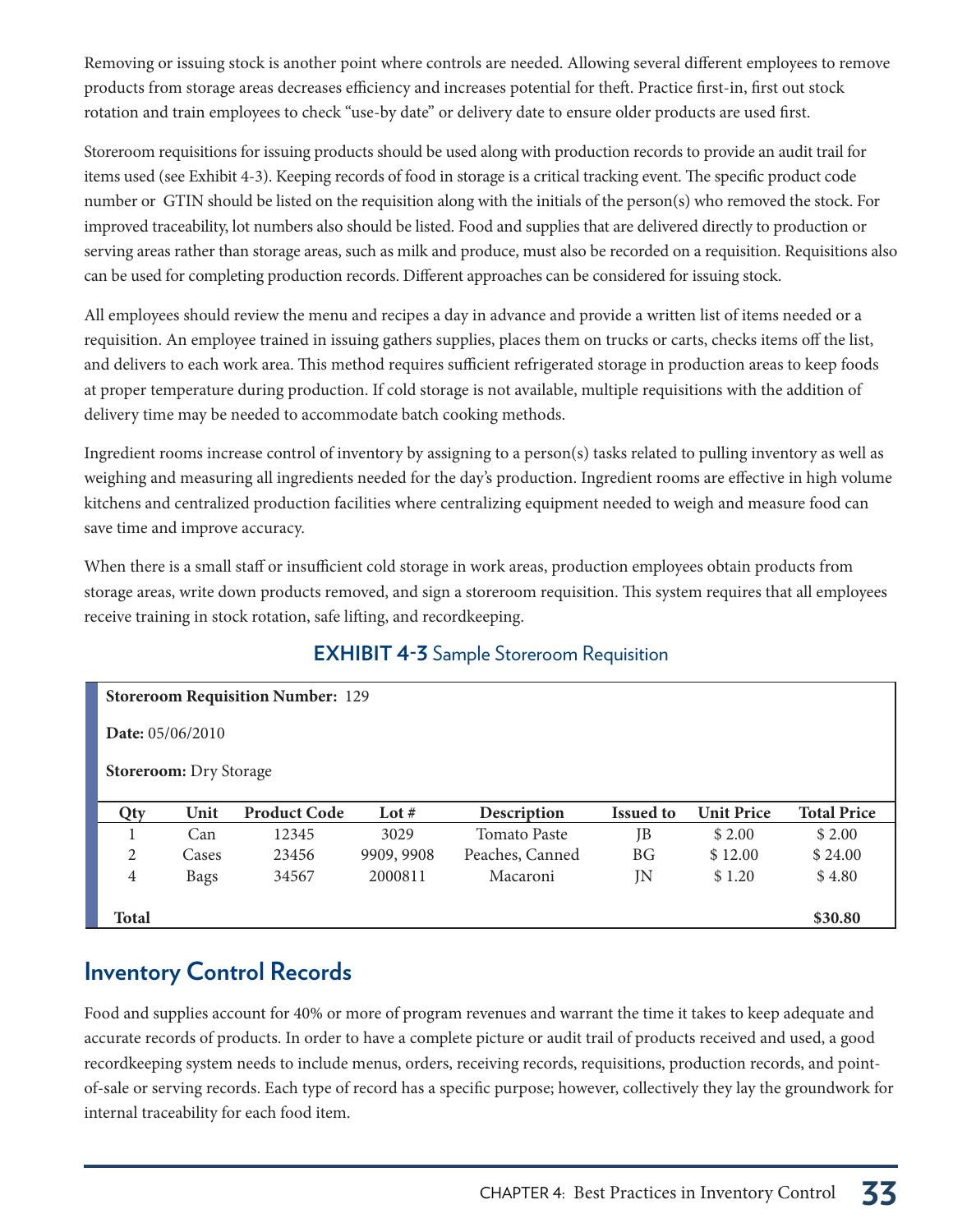Removing or issuing stock is another point where controls are needed. Allowing several different employees to remove products from storage areas decreases efficiency and increases potential for theft. Practice first-in, first out stock rotation and train employees to check "use-by date" or delivery date to ensure older products are used first.

Storeroom requisitions for issuing products should be used along with production records to provide an audit trail for items used (see Exhibit 4-3). Keeping records of food in storage is a critical tracking event. The specific product code number or GTIN should be listed on the requisition along with the initials of the person(s) who removed the stock. For improved traceability, lot numbers also should be listed. Food and supplies that are delivered directly to production or serving areas rather than storage areas, such as milk and produce, must also be recorded on a requisition. Requisitions also can be used for completing production records. Different approaches can be considered for issuing stock.

All employees should review the menu and recipes a day in advance and provide a written list of items needed or a requisition. An employee trained in issuing gathers supplies, places them on trucks or carts, checks items off the list, and delivers to each work area. This method requires sufficient refrigerated storage in production areas to keep foods at proper temperature during production. If cold storage is not available, multiple requisitions with the addition of delivery time may be needed to accommodate batch cooking methods.

Ingredient rooms increase control of inventory by assigning to a person(s) tasks related to pulling inventory as well as weighing and measuring all ingredients needed for the day's production. Ingredient rooms are effective in high volume kitchens and centralized production facilities where centralizing equipment needed to weigh and measure food can save time and improve accuracy.

When there is a small staff or insufficient cold storage in work areas, production employees obtain products from storage areas, write down products removed, and sign a storeroom requisition. This system requires that all employees receive training in stock rotation, safe lifting, and recordkeeping.

**EXHIBIT 4-3** Sample Storeroom Requisition

**Storeroom Requisition Number:** 129

**Date:** 05/06/2010

**Storeroom:** Dry Storage

| Qty | Unit | Product Code | Lot # | Description | Issued to | Unit Price | Total Price |
|---|---|---|---|---|---|---|---|
| 1 | Can | 12345 | 3029 | Tomato Paste | JB | $ 2.00 | $ 2.00 |
| 2 | Cases | 23456 | 9909, 9908 | Peaches, Canned | BG | $ 12.00 | $ 24.00 |
| 4 | Bags | 34567 | 2000811 | Macaroni | JN | $ 1.20 | $ 4.80 |
| **Total** | | | | | | | **$30.80** |

## Inventory Control Records

Food and supplies account for 40% or more of program revenues and warrant the time it takes to keep adequate and accurate records of products. In order to have a complete picture or audit trail of products received and used, a good recordkeeping system needs to include menus, orders, receiving records, requisitions, production records, and point-of-sale or serving records. Each type of record has a specific purpose; however, collectively they lay the groundwork for internal traceability for each food item.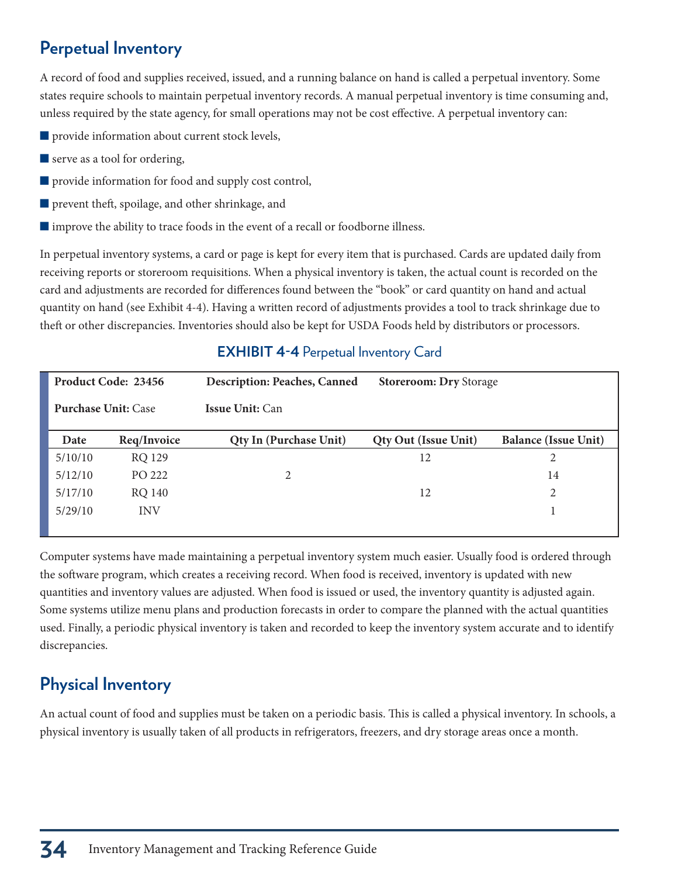## Perpetual Inventory

A record of food and supplies received, issued, and a running balance on hand is called a perpetual inventory. Some states require schools to maintain perpetual inventory records. A manual perpetual inventory is time consuming and, unless required by the state agency, for small operations may not be cost effective. A perpetual inventory can:

- provide information about current stock levels,
- serve as a tool for ordering,
- provide information for food and supply cost control,
- prevent theft, spoilage, and other shrinkage, and
- improve the ability to trace foods in the event of a recall or foodborne illness.

In perpetual inventory systems, a card or page is kept for every item that is purchased. Cards are updated daily from receiving reports or storeroom requisitions. When a physical inventory is taken, the actual count is recorded on the card and adjustments are recorded for differences found between the "book" or card quantity on hand and actual quantity on hand (see Exhibit 4-4). Having a written record of adjustments provides a tool to track shrinkage due to theft or other discrepancies. Inventories should also be kept for USDA Foods held by distributors or processors.

**EXHIBIT 4-4** Perpetual Inventory Card

**Product Code: 23456** | **Description: Peaches, Canned** | **Storeroom: Dry** Storage

**Purchase Unit:** Case | **Issue Unit:** Can

| Date | Req/Invoice | Qty In (Purchase Unit) | Qty Out (Issue Unit) | Balance (Issue Unit) |
|---|---|---|---|---|
| 5/10/10 | RQ 129 | | 12 | 2 |
| 5/12/10 | PO 222 | 2 | | 14 |
| 5/17/10 | RQ 140 | | 12 | 2 |
| 5/29/10 | INV | | | 1 |

Computer systems have made maintaining a perpetual inventory system much easier. Usually food is ordered through the software program, which creates a receiving record. When food is received, inventory is updated with new quantities and inventory values are adjusted. When food is issued or used, the inventory quantity is adjusted again. Some systems utilize menu plans and production forecasts in order to compare the planned with the actual quantities used. Finally, a periodic physical inventory is taken and recorded to keep the inventory system accurate and to identify discrepancies.

## Physical Inventory

An actual count of food and supplies must be taken on a periodic basis. This is called a physical inventory. In schools, a physical inventory is usually taken of all products in refrigerators, freezers, and dry storage areas once a month.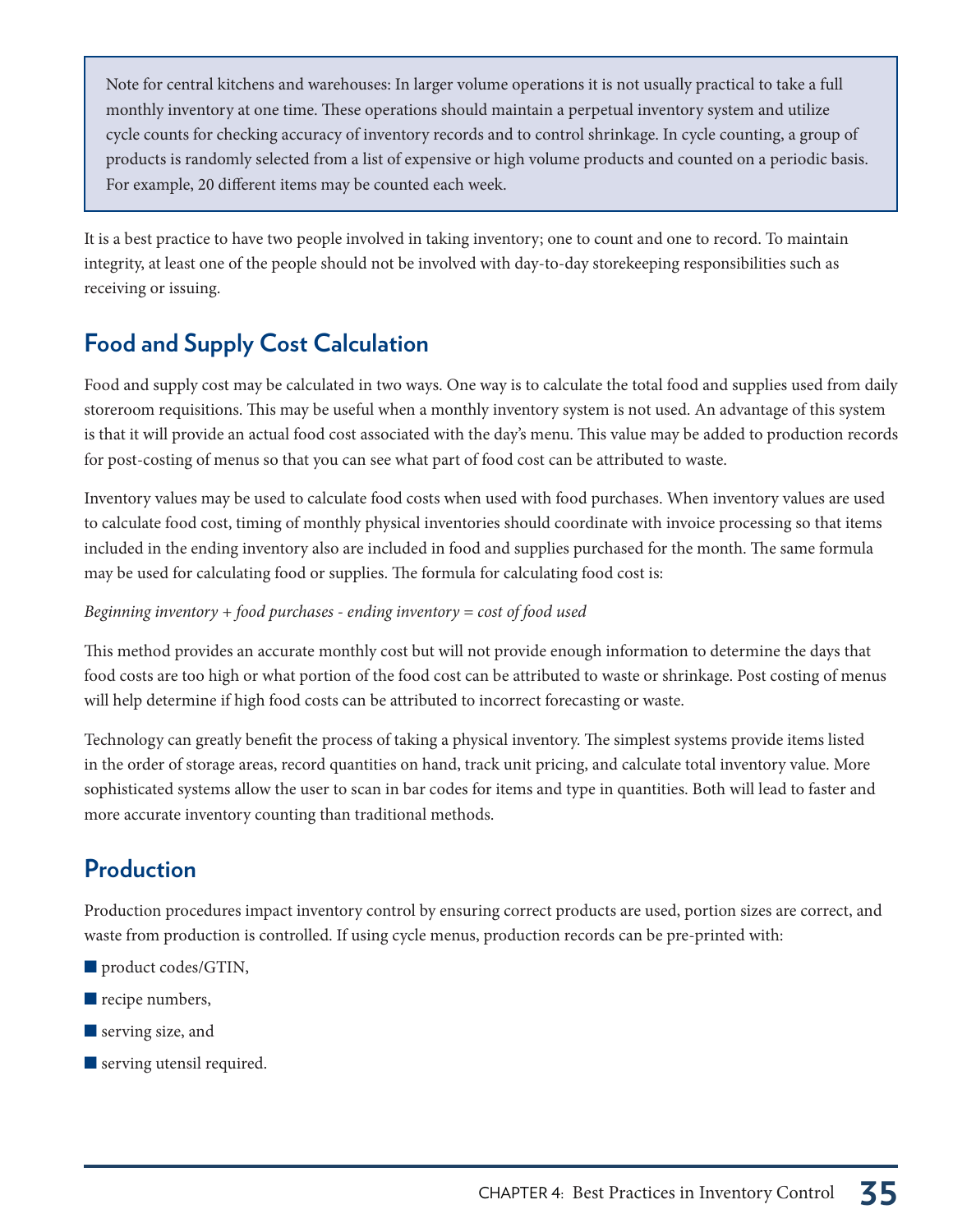> Note for central kitchens and warehouses: In larger volume operations it is not usually practical to take a full monthly inventory at one time. These operations should maintain a perpetual inventory system and utilize cycle counts for checking accuracy of inventory records and to control shrinkage. In cycle counting, a group of products is randomly selected from a list of expensive or high volume products and counted on a periodic basis. For example, 20 different items may be counted each week.

It is a best practice to have two people involved in taking inventory; one to count and one to record. To maintain integrity, at least one of the people should not be involved with day-to-day storekeeping responsibilities such as receiving or issuing.

## Food and Supply Cost Calculation

Food and supply cost may be calculated in two ways. One way is to calculate the total food and supplies used from daily storeroom requisitions. This may be useful when a monthly inventory system is not used. An advantage of this system is that it will provide an actual food cost associated with the day's menu. This value may be added to production records for post-costing of menus so that you can see what part of food cost can be attributed to waste.

Inventory values may be used to calculate food costs when used with food purchases. When inventory values are used to calculate food cost, timing of monthly physical inventories should coordinate with invoice processing so that items included in the ending inventory also are included in food and supplies purchased for the month. The same formula may be used for calculating food or supplies. The formula for calculating food cost is:

*Beginning inventory + food purchases - ending inventory = cost of food used*

This method provides an accurate monthly cost but will not provide enough information to determine the days that food costs are too high or what portion of the food cost can be attributed to waste or shrinkage. Post costing of menus will help determine if high food costs can be attributed to incorrect forecasting or waste.

Technology can greatly benefit the process of taking a physical inventory. The simplest systems provide items listed in the order of storage areas, record quantities on hand, track unit pricing, and calculate total inventory value. More sophisticated systems allow the user to scan in bar codes for items and type in quantities. Both will lead to faster and more accurate inventory counting than traditional methods.

## Production

Production procedures impact inventory control by ensuring correct products are used, portion sizes are correct, and waste from production is controlled. If using cycle menus, production records can be pre-printed with:

- product codes/GTIN,
- recipe numbers,
- serving size, and
- serving utensil required.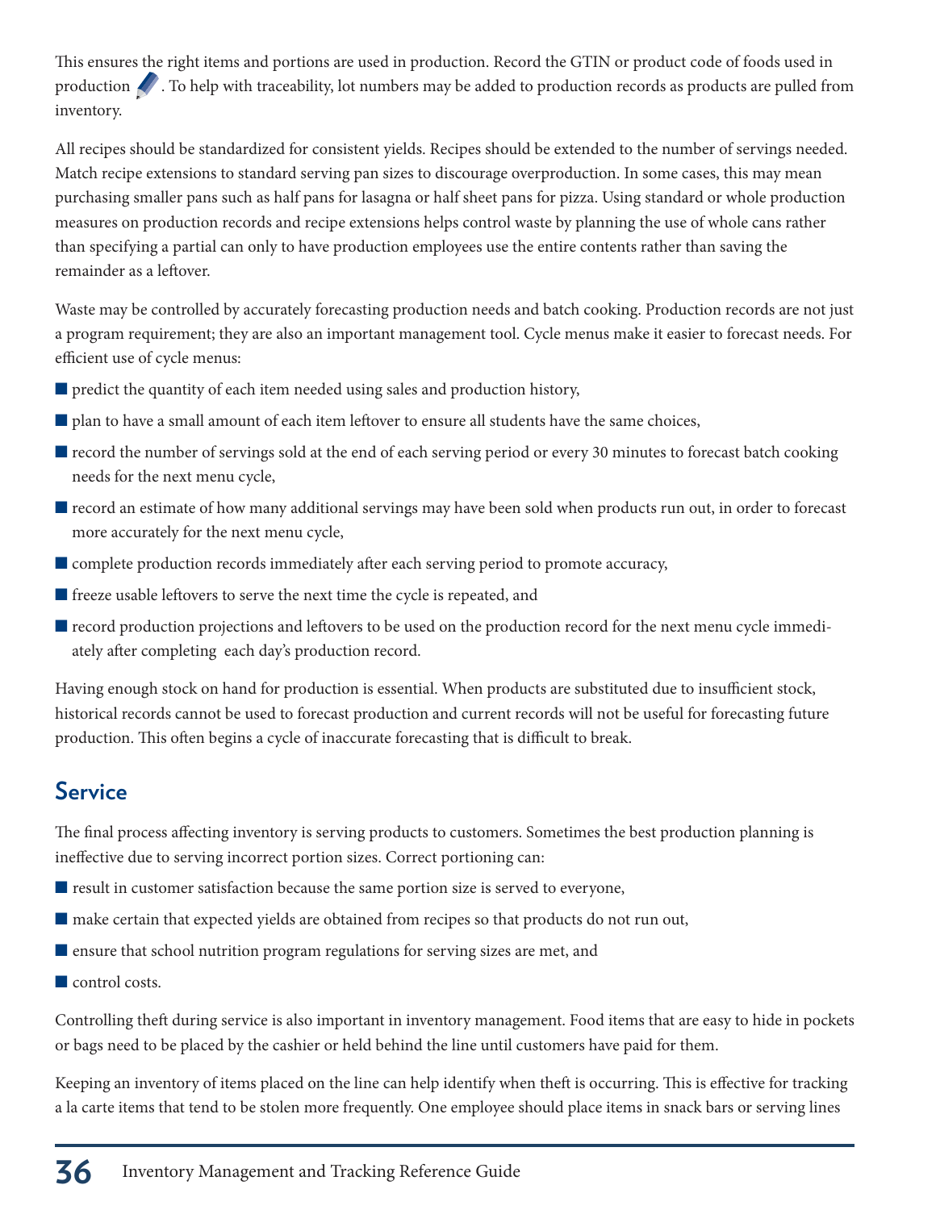This ensures the right items and portions are used in production. Record the GTIN or product code of foods used in production. To help with traceability, lot numbers may be added to production records as products are pulled from inventory.

All recipes should be standardized for consistent yields. Recipes should be extended to the number of servings needed. Match recipe extensions to standard serving pan sizes to discourage overproduction. In some cases, this may mean purchasing smaller pans such as half pans for lasagna or half sheet pans for pizza. Using standard or whole production measures on production records and recipe extensions helps control waste by planning the use of whole cans rather than specifying a partial can only to have production employees use the entire contents rather than saving the remainder as a leftover.

Waste may be controlled by accurately forecasting production needs and batch cooking. Production records are not just a program requirement; they are also an important management tool. Cycle menus make it easier to forecast needs. For efficient use of cycle menus:

- predict the quantity of each item needed using sales and production history,
- plan to have a small amount of each item leftover to ensure all students have the same choices,
- record the number of servings sold at the end of each serving period or every 30 minutes to forecast batch cooking needs for the next menu cycle,
- record an estimate of how many additional servings may have been sold when products run out, in order to forecast more accurately for the next menu cycle,
- complete production records immediately after each serving period to promote accuracy,
- freeze usable leftovers to serve the next time the cycle is repeated, and
- record production projections and leftovers to be used on the production record for the next menu cycle immediately after completing each day's production record.

Having enough stock on hand for production is essential. When products are substituted due to insufficient stock, historical records cannot be used to forecast production and current records will not be useful for forecasting future production. This often begins a cycle of inaccurate forecasting that is difficult to break.

## Service

The final process affecting inventory is serving products to customers. Sometimes the best production planning is ineffective due to serving incorrect portion sizes. Correct portioning can:

- result in customer satisfaction because the same portion size is served to everyone,
- make certain that expected yields are obtained from recipes so that products do not run out,
- ensure that school nutrition program regulations for serving sizes are met, and
- control costs.

Controlling theft during service is also important in inventory management. Food items that are easy to hide in pockets or bags need to be placed by the cashier or held behind the line until customers have paid for them.

Keeping an inventory of items placed on the line can help identify when theft is occurring. This is effective for tracking a la carte items that tend to be stolen more frequently. One employee should place items in snack bars or serving lines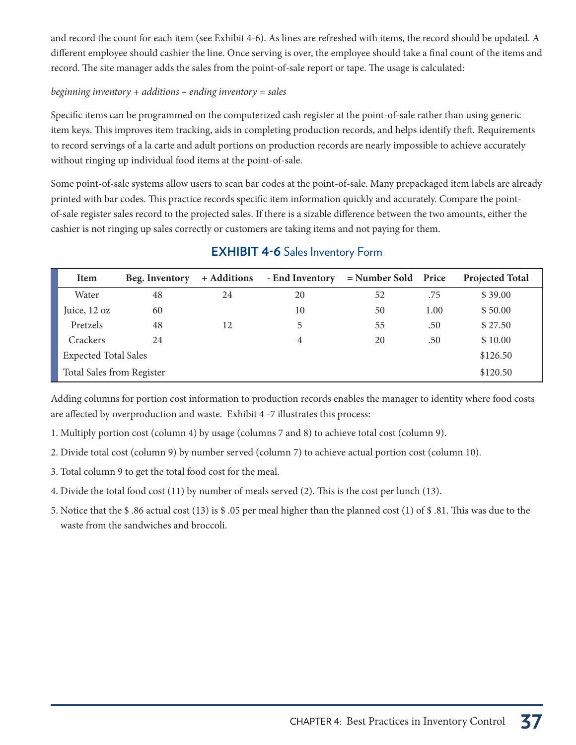and record the count for each item (see Exhibit 4-6). As lines are refreshed with items, the record should be updated. A different employee should cashier the line. Once serving is over, the employee should take a final count of the items and record. The site manager adds the sales from the point-of-sale report or tape. The usage is calculated:

*beginning inventory + additions – ending inventory = sales*

Specific items can be programmed on the computerized cash register at the point-of-sale rather than using generic item keys. This improves item tracking, aids in completing production records, and helps identify theft. Requirements to record servings of a la carte and adult portions on production records are nearly impossible to achieve accurately without ringing up individual food items at the point-of-sale.

Some point-of-sale systems allow users to scan bar codes at the point-of-sale. Many prepackaged item labels are already printed with bar codes. This practice records specific item information quickly and accurately. Compare the point-of-sale register sales record to the projected sales. If there is a sizable difference between the two amounts, either the cashier is not ringing up sales correctly or customers are taking items and not paying for them.

**EXHIBIT 4-6** Sales Inventory Form

| Item | Beg. Inventory | + Additions | - End Inventory | = Number Sold | Price | Projected Total |
|---|---|---|---|---|---|---|
| Water | 48 | 24 | 20 | 52 | .75 | $ 39.00 |
| Juice, 12 oz | 60 | | 10 | 50 | 1.00 | $ 50.00 |
| Pretzels | 48 | 12 | 5 | 55 | .50 | $ 27.50 |
| Crackers | 24 | | 4 | 20 | .50 | $ 10.00 |
| Expected Total Sales | | | | | | $126.50 |
| Total Sales from Register | | | | | | $120.50 |

Adding columns for portion cost information to production records enables the manager to identity where food costs are affected by overproduction and waste. Exhibit 4 -7 illustrates this process:

1. Multiply portion cost (column 4) by usage (columns 7 and 8) to achieve total cost (column 9).
2. Divide total cost (column 9) by number served (column 7) to achieve actual portion cost (column 10).
3. Total column 9 to get the total food cost for the meal.
4. Divide the total food cost (11) by number of meals served (2). This is the cost per lunch (13).
5. Notice that the $ .86 actual cost (13) is $ .05 per meal higher than the planned cost (1) of $ .81. This was due to the waste from the sandwiches and broccoli.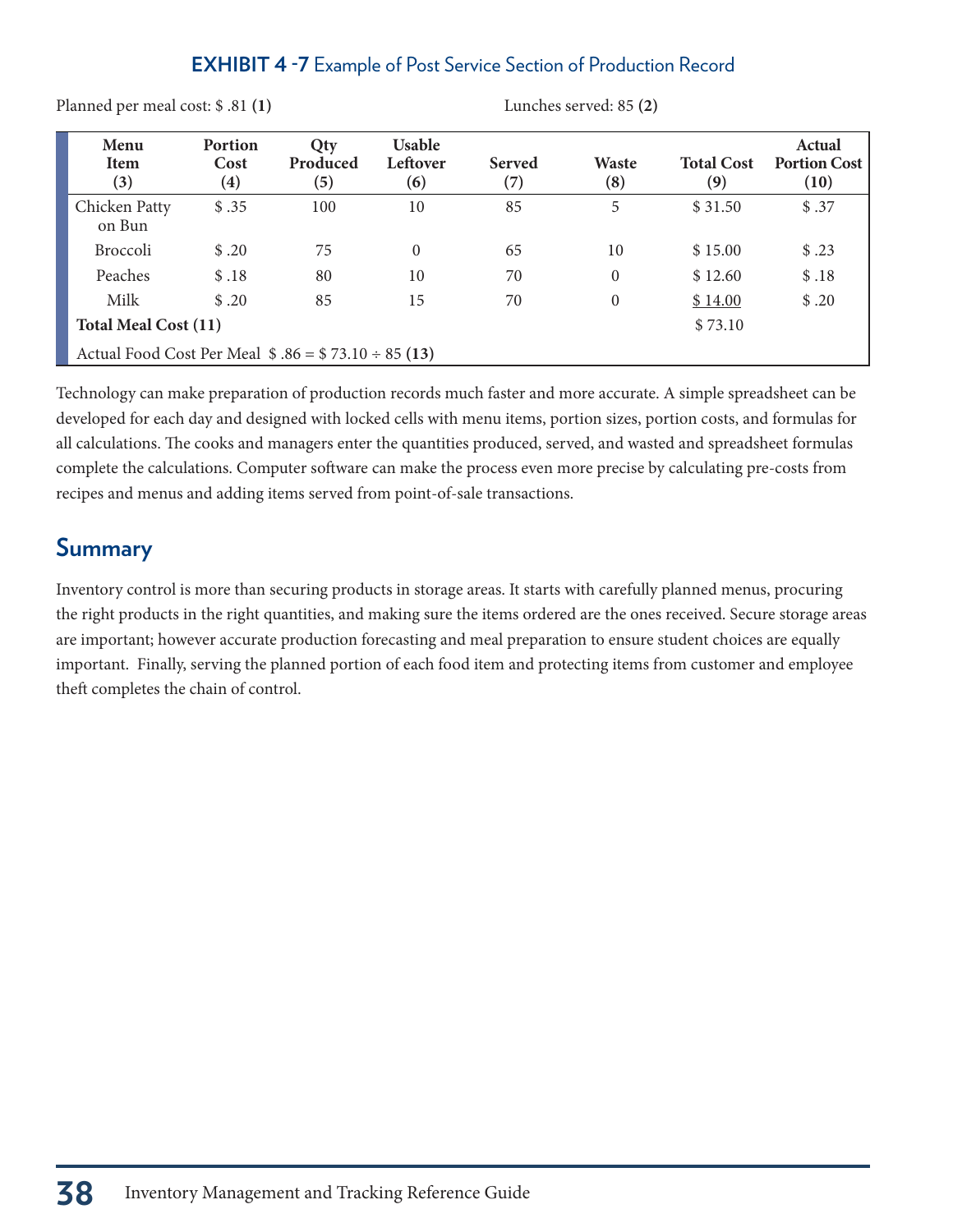**EXHIBIT 4 -7** Example of Post Service Section of Production Record

Planned per meal cost: $ .81 **(1)**

Lunches served: 85 **(2)**

| Menu Item (3) | Portion Cost (4) | Qty Produced (5) | Usable Leftover (6) | Served (7) | Waste (8) | Total Cost (9) | Actual Portion Cost (10) |
|---|---|---|---|---|---|---|---|
| Chicken Patty on Bun | $ .35 | 100 | 10 | 85 | 5 | $ 31.50 | $ .37 |
| Broccoli | $ .20 | 75 | 0 | 65 | 10 | $ 15.00 | $ .23 |
| Peaches | $ .18 | 80 | 10 | 70 | 0 | $ 12.60 | $ .18 |
| Milk | $ .20 | 85 | 15 | 70 | 0 | $ 14.00 | $ .20 |
| **Total Meal Cost (11)** | | | | | | $ 73.10 | |
| Actual Food Cost Per Meal $ .86 = $ 73.10 ÷ 85 **(13)** | | | | | | | |

Technology can make preparation of production records much faster and more accurate. A simple spreadsheet can be developed for each day and designed with locked cells with menu items, portion sizes, portion costs, and formulas for all calculations. The cooks and managers enter the quantities produced, served, and wasted and spreadsheet formulas complete the calculations. Computer software can make the process even more precise by calculating pre-costs from recipes and menus and adding items served from point-of-sale transactions.

## Summary

Inventory control is more than securing products in storage areas. It starts with carefully planned menus, procuring the right products in the right quantities, and making sure the items ordered are the ones received. Secure storage areas are important; however accurate production forecasting and meal preparation to ensure student choices are equally important. Finally, serving the planned portion of each food item and protecting items from customer and employee theft completes the chain of control.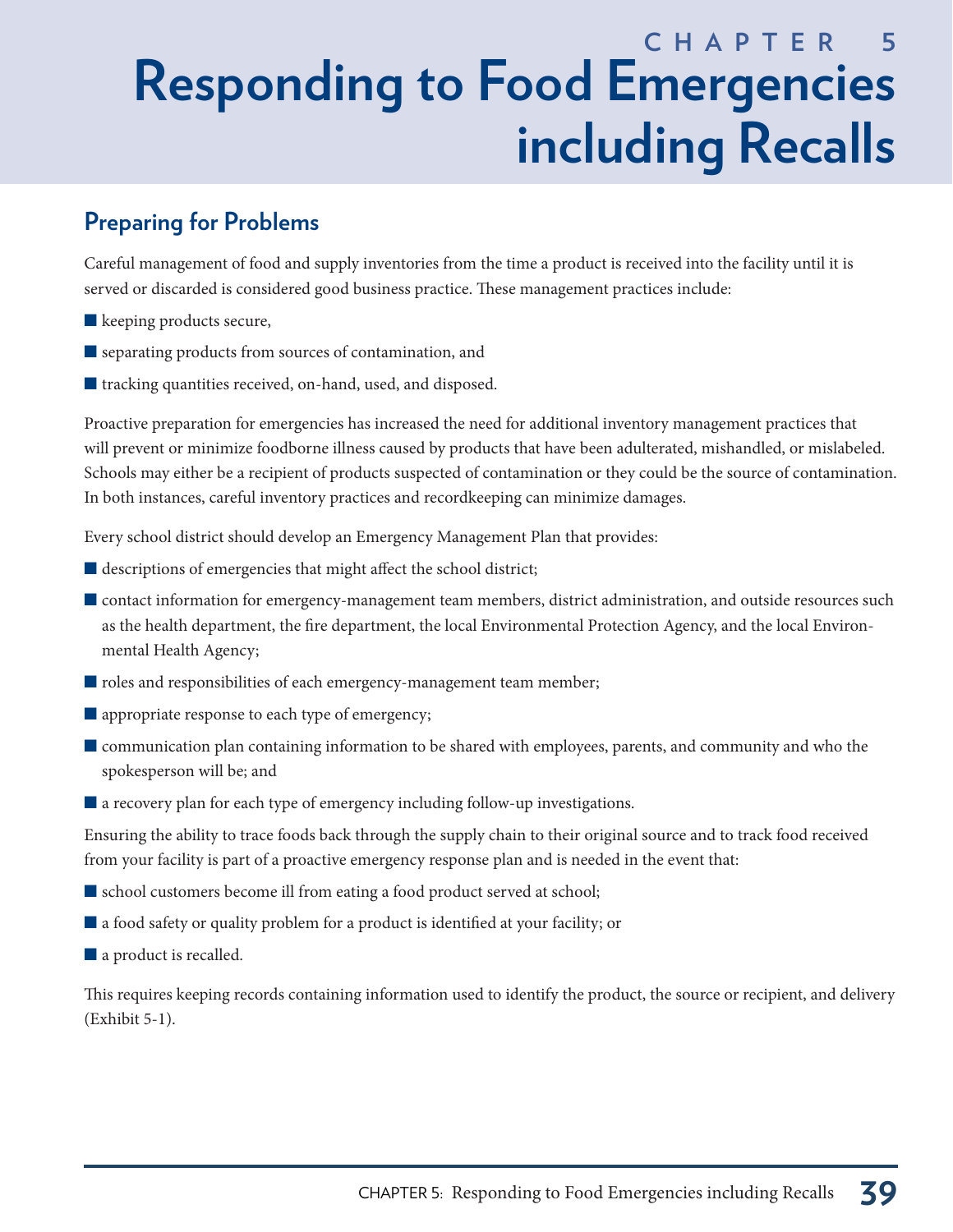# CHAPTER 5
# Responding to Food Emergencies including Recalls

## Preparing for Problems

Careful management of food and supply inventories from the time a product is received into the facility until it is served or discarded is considered good business practice. These management practices include:

- keeping products secure,
- separating products from sources of contamination, and
- tracking quantities received, on-hand, used, and disposed.

Proactive preparation for emergencies has increased the need for additional inventory management practices that will prevent or minimize foodborne illness caused by products that have been adulterated, mishandled, or mislabeled. Schools may either be a recipient of products suspected of contamination or they could be the source of contamination. In both instances, careful inventory practices and recordkeeping can minimize damages.

Every school district should develop an Emergency Management Plan that provides:

- descriptions of emergencies that might affect the school district;
- contact information for emergency-management team members, district administration, and outside resources such as the health department, the fire department, the local Environmental Protection Agency, and the local Environmental Health Agency;
- roles and responsibilities of each emergency-management team member;
- appropriate response to each type of emergency;
- communication plan containing information to be shared with employees, parents, and community and who the spokesperson will be; and
- a recovery plan for each type of emergency including follow-up investigations.

Ensuring the ability to trace foods back through the supply chain to their original source and to track food received from your facility is part of a proactive emergency response plan and is needed in the event that:

- school customers become ill from eating a food product served at school;
- a food safety or quality problem for a product is identified at your facility; or
- a product is recalled.

This requires keeping records containing information used to identify the product, the source or recipient, and delivery (Exhibit 5-1).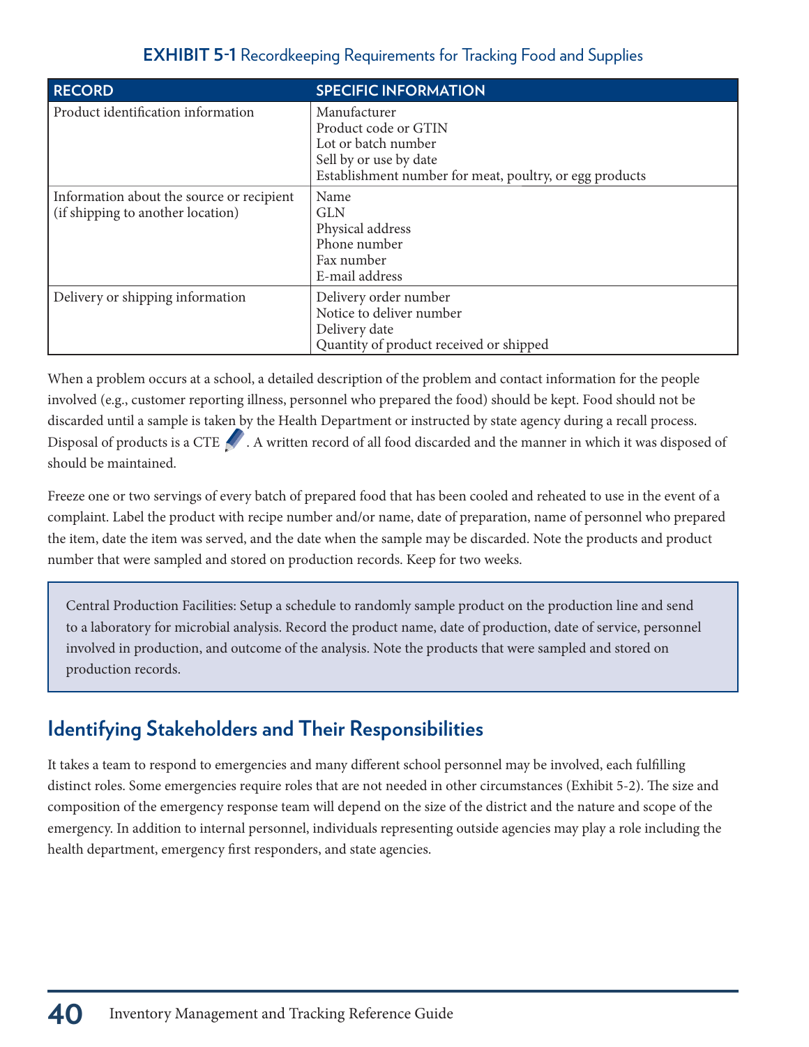**EXHIBIT 5-1** Recordkeeping Requirements for Tracking Food and Supplies

| RECORD | SPECIFIC INFORMATION |
|---|---|
| Product identification information | Manufacturer<br>Product code or GTIN<br>Lot or batch number<br>Sell by or use by date<br>Establishment number for meat, poultry, or egg products |
| Information about the source or recipient (if shipping to another location) | Name<br>GLN<br>Physical address<br>Phone number<br>Fax number<br>E-mail address |
| Delivery or shipping information | Delivery order number<br>Notice to deliver number<br>Delivery date<br>Quantity of product received or shipped |

When a problem occurs at a school, a detailed description of the problem and contact information for the people involved (e.g., customer reporting illness, personnel who prepared the food) should be kept. Food should not be discarded until a sample is taken by the Health Department or instructed by state agency during a recall process. Disposal of products is a CTE. A written record of all food discarded and the manner in which it was disposed of should be maintained.

Freeze one or two servings of every batch of prepared food that has been cooled and reheated to use in the event of a complaint. Label the product with recipe number and/or name, date of preparation, name of personnel who prepared the item, date the item was served, and the date when the sample may be discarded. Note the products and product number that were sampled and stored on production records. Keep for two weeks.

> Central Production Facilities: Setup a schedule to randomly sample product on the production line and send to a laboratory for microbial analysis. Record the product name, date of production, date of service, personnel involved in production, and outcome of the analysis. Note the products that were sampled and stored on production records.

## Identifying Stakeholders and Their Responsibilities

It takes a team to respond to emergencies and many different school personnel may be involved, each fulfilling distinct roles. Some emergencies require roles that are not needed in other circumstances (Exhibit 5-2). The size and composition of the emergency response team will depend on the size of the district and the nature and scope of the emergency. In addition to internal personnel, individuals representing outside agencies may play a role including the health department, emergency first responders, and state agencies.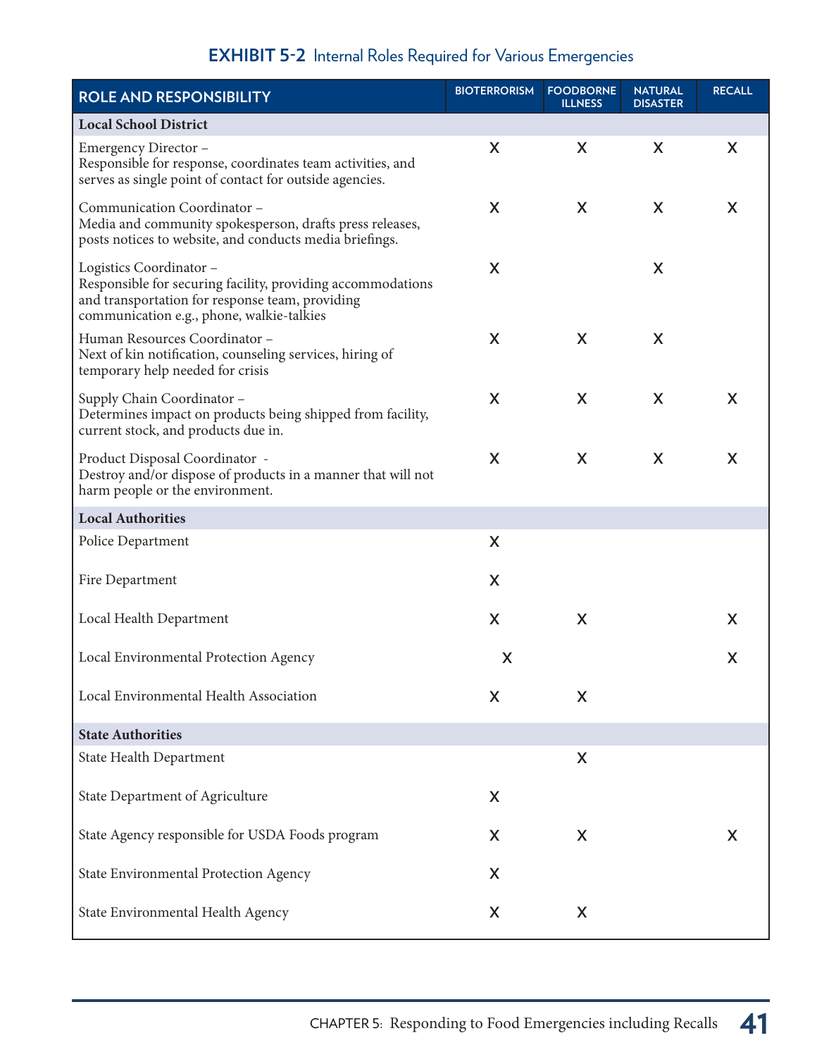**EXHIBIT 5-2** Internal Roles Required for Various Emergencies

| ROLE AND RESPONSIBILITY | BIOTERRORISM | FOODBORNE ILLNESS | NATURAL DISASTER | RECALL |
|---|---|---|---|---|
| **Local School District** | | | | |
| Emergency Director – Responsible for response, coordinates team activities, and serves as single point of contact for outside agencies. | X | X | X | X |
| Communication Coordinator – Media and community spokesperson, drafts press releases, posts notices to website, and conducts media briefings. | X | X | X | X |
| Logistics Coordinator – Responsible for securing facility, providing accommodations and transportation for response team, providing communication e.g., phone, walkie-talkies | X | | X | |
| Human Resources Coordinator – Next of kin notification, counseling services, hiring of temporary help needed for crisis | X | X | X | |
| Supply Chain Coordinator – Determines impact on products being shipped from facility, current stock, and products due in. | X | X | X | X |
| Product Disposal Coordinator - Destroy and/or dispose of products in a manner that will not harm people or the environment. | X | X | X | X |
| **Local Authorities** | | | | |
| Police Department | X | | | |
| Fire Department | X | | | |
| Local Health Department | X | X | | X |
| Local Environmental Protection Agency | X | | | X |
| Local Environmental Health Association | X | X | | |
| **State Authorities** | | | | |
| State Health Department | | X | | |
| State Department of Agriculture | X | | | |
| State Agency responsible for USDA Foods program | X | X | | X |
| State Environmental Protection Agency | X | | | |
| State Environmental Health Agency | X | X | | |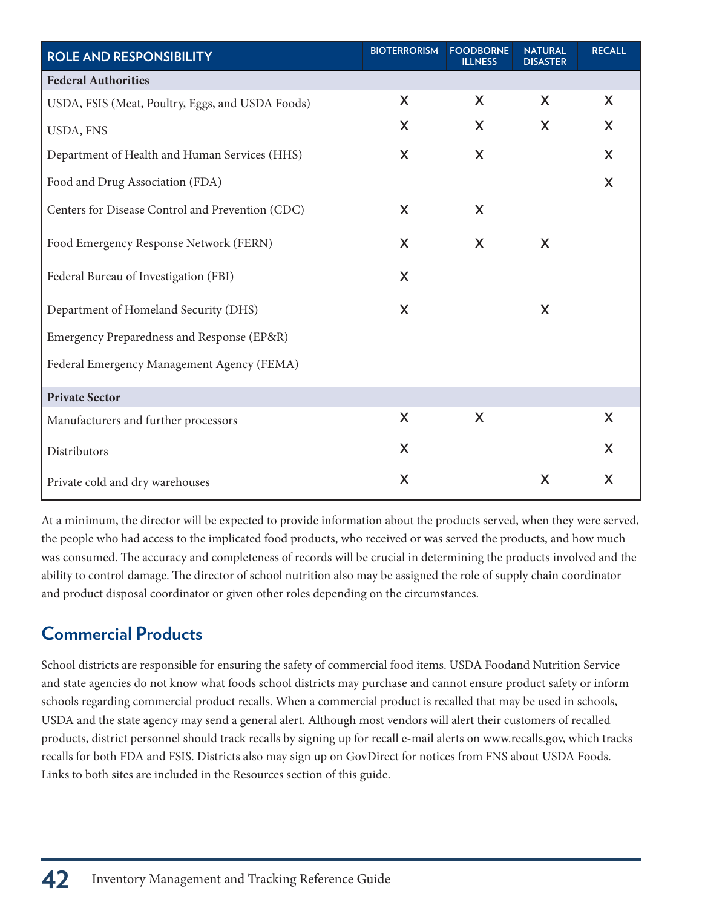| ROLE AND RESPONSIBILITY | BIOTERRORISM | FOODBORNE ILLNESS | NATURAL DISASTER | RECALL |
|---|---|---|---|---|
| **Federal Authorities** | | | | |
| USDA, FSIS (Meat, Poultry, Eggs, and USDA Foods) | X | X | X | X |
| USDA, FNS | X | X | X | X |
| Department of Health and Human Services (HHS) | X | X | | X |
| Food and Drug Association (FDA) | | | | X |
| Centers for Disease Control and Prevention (CDC) | X | X | | |
| Food Emergency Response Network (FERN) | X | X | X | |
| Federal Bureau of Investigation (FBI) | X | | | |
| Department of Homeland Security (DHS) | X | | X | |
| Emergency Preparedness and Response (EP&R) | | | | |
| Federal Emergency Management Agency (FEMA) | | | | |
| **Private Sector** | | | | |
| Manufacturers and further processors | X | X | | X |
| Distributors | X | | | X |
| Private cold and dry warehouses | X | | X | X |

At a minimum, the director will be expected to provide information about the products served, when they were served, the people who had access to the implicated food products, who received or was served the products, and how much was consumed. The accuracy and completeness of records will be crucial in determining the products involved and the ability to control damage. The director of school nutrition also may be assigned the role of supply chain coordinator and product disposal coordinator or given other roles depending on the circumstances.

## Commercial Products

School districts are responsible for ensuring the safety of commercial food items. USDA Foodand Nutrition Service and state agencies do not know what foods school districts may purchase and cannot ensure product safety or inform schools regarding commercial product recalls. When a commercial product is recalled that may be used in schools, USDA and the state agency may send a general alert. Although most vendors will alert their customers of recalled products, district personnel should track recalls by signing up for recall e-mail alerts on www.recalls.gov, which tracks recalls for both FDA and FSIS. Districts also may sign up on GovDirect for notices from FNS about USDA Foods. Links to both sites are included in the Resources section of this guide.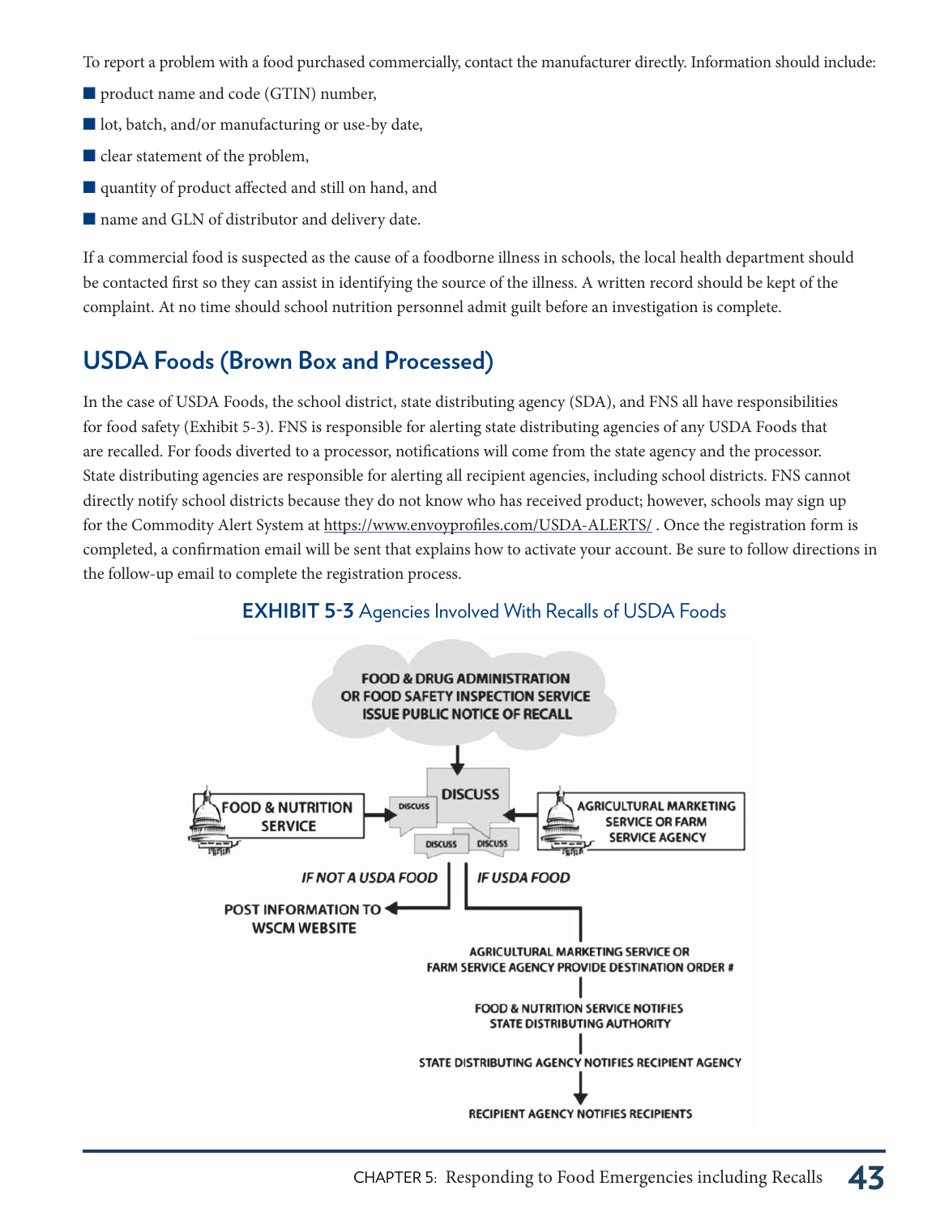To report a problem with a food purchased commercially, contact the manufacturer directly. Information should include:

- product name and code (GTIN) number,
- lot, batch, and/or manufacturing or use-by date,
- clear statement of the problem,
- quantity of product affected and still on hand, and
- name and GLN of distributor and delivery date.

If a commercial food is suspected as the cause of a foodborne illness in schools, the local health department should be contacted first so they can assist in identifying the source of the illness. A written record should be kept of the complaint. At no time should school nutrition personnel admit guilt before an investigation is complete.

## USDA Foods (Brown Box and Processed)

In the case of USDA Foods, the school district, state distributing agency (SDA), and FNS all have responsibilities for food safety (Exhibit 5-3). FNS is responsible for alerting state distributing agencies of any USDA Foods that are recalled. For foods diverted to a processor, notifications will come from the state agency and the processor. State distributing agencies are responsible for alerting all recipient agencies, including school districts. FNS cannot directly notify school districts because they do not know who has received product; however, schools may sign up for the Commodity Alert System at https://www.envoyprofiles.com/USDA-ALERTS/ . Once the registration form is completed, a confirmation email will be sent that explains how to activate your account. Be sure to follow directions in the follow-up email to complete the registration process.

**EXHIBIT 5-3** Agencies Involved With Recalls of USDA Foods

FOOD & DRUG ADMINISTRATION OR FOOD SAFETY INSPECTION SERVICE ISSUE PUBLIC NOTICE OF RECALL

FOOD & NUTRITION SERVICE → DISCUSS ← AGRICULTURAL MARKETING SERVICE OR FARM SERVICE AGENCY

IF NOT A USDA FOOD → POST INFORMATION TO WSCM WEBSITE

IF USDA FOOD →

AGRICULTURAL MARKETING SERVICE OR FARM SERVICE AGENCY PROVIDE DESTINATION ORDER #

FOOD & NUTRITION SERVICE NOTIFIES STATE DISTRIBUTING AUTHORITY

STATE DISTRIBUTING AGENCY NOTIFIES RECIPIENT AGENCY

RECIPIENT AGENCY NOTIFIES RECIPIENTS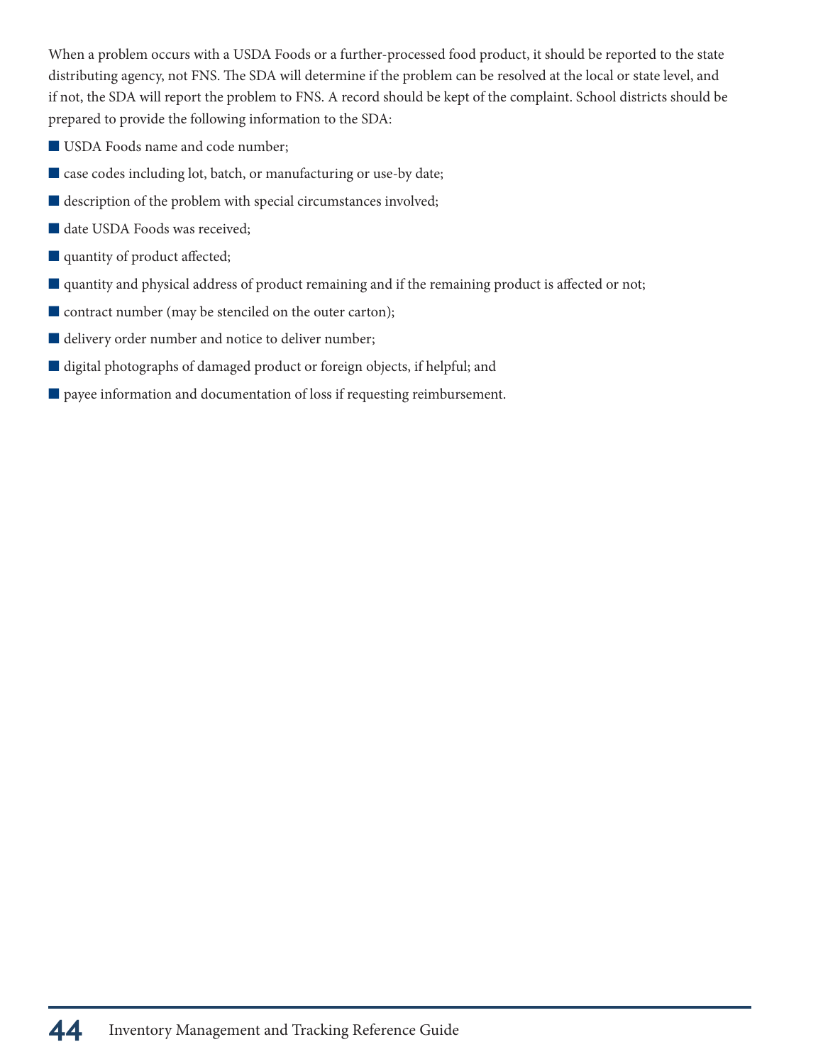When a problem occurs with a USDA Foods or a further-processed food product, it should be reported to the state distributing agency, not FNS. The SDA will determine if the problem can be resolved at the local or state level, and if not, the SDA will report the problem to FNS. A record should be kept of the complaint. School districts should be prepared to provide the following information to the SDA:

- USDA Foods name and code number;
- case codes including lot, batch, or manufacturing or use-by date;
- description of the problem with special circumstances involved;
- date USDA Foods was received;
- quantity of product affected;
- quantity and physical address of product remaining and if the remaining product is affected or not;
- contract number (may be stenciled on the outer carton);
- delivery order number and notice to deliver number;
- digital photographs of damaged product or foreign objects, if helpful; and
- payee information and documentation of loss if requesting reimbursement.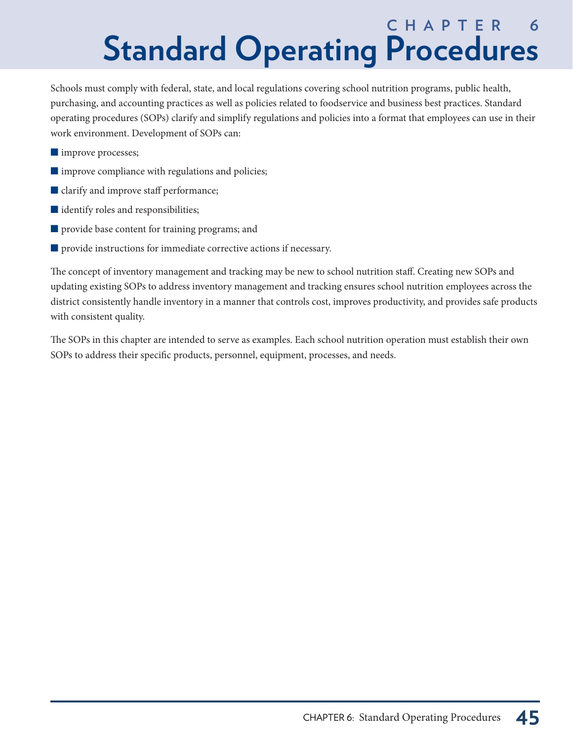# CHAPTER 6
# Standard Operating Procedures

Schools must comply with federal, state, and local regulations covering school nutrition programs, public health, purchasing, and accounting practices as well as policies related to foodservice and business best practices. Standard operating procedures (SOPs) clarify and simplify regulations and policies into a format that employees can use in their work environment. Development of SOPs can:

- improve processes;
- improve compliance with regulations and policies;
- clarify and improve staff performance;
- identify roles and responsibilities;
- provide base content for training programs; and
- provide instructions for immediate corrective actions if necessary.

The concept of inventory management and tracking may be new to school nutrition staff. Creating new SOPs and updating existing SOPs to address inventory management and tracking ensures school nutrition employees across the district consistently handle inventory in a manner that controls cost, improves productivity, and provides safe products with consistent quality.

The SOPs in this chapter are intended to serve as examples. Each school nutrition operation must establish their own SOPs to address their specific products, personnel, equipment, processes, and needs.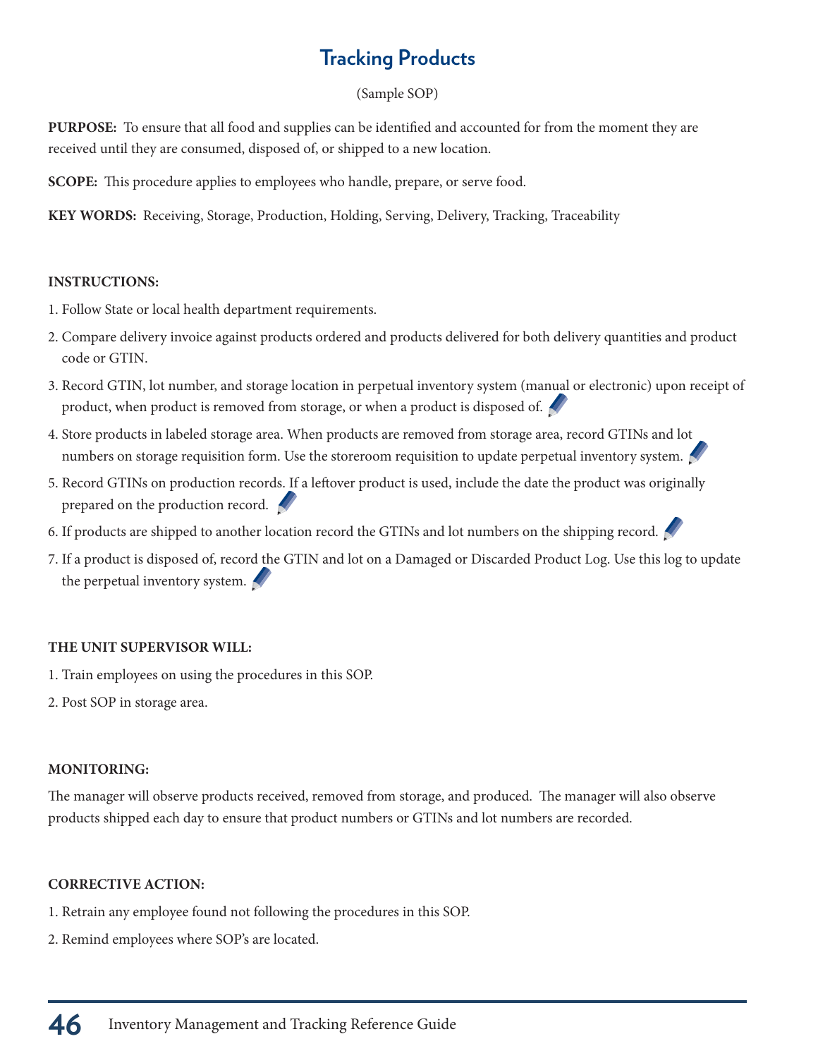# Tracking Products

(Sample SOP)

**PURPOSE:** To ensure that all food and supplies can be identified and accounted for from the moment they are received until they are consumed, disposed of, or shipped to a new location.

**SCOPE:** This procedure applies to employees who handle, prepare, or serve food.

**KEY WORDS:** Receiving, Storage, Production, Holding, Serving, Delivery, Tracking, Traceability

**INSTRUCTIONS:**

1. Follow State or local health department requirements.
2. Compare delivery invoice against products ordered and products delivered for both delivery quantities and product code or GTIN.
3. Record GTIN, lot number, and storage location in perpetual inventory system (manual or electronic) upon receipt of product, when product is removed from storage, or when a product is disposed of.
4. Store products in labeled storage area. When products are removed from storage area, record GTINs and lot numbers on storage requisition form. Use the storeroom requisition to update perpetual inventory system.
5. Record GTINs on production records. If a leftover product is used, include the date the product was originally prepared on the production record.
6. If products are shipped to another location record the GTINs and lot numbers on the shipping record.
7. If a product is disposed of, record the GTIN and lot on a Damaged or Discarded Product Log. Use this log to update the perpetual inventory system.

**THE UNIT SUPERVISOR WILL:**

1. Train employees on using the procedures in this SOP.
2. Post SOP in storage area.

**MONITORING:**

The manager will observe products received, removed from storage, and produced. The manager will also observe products shipped each day to ensure that product numbers or GTINs and lot numbers are recorded.

**CORRECTIVE ACTION:**

1. Retrain any employee found not following the procedures in this SOP.
2. Remind employees where SOP's are located.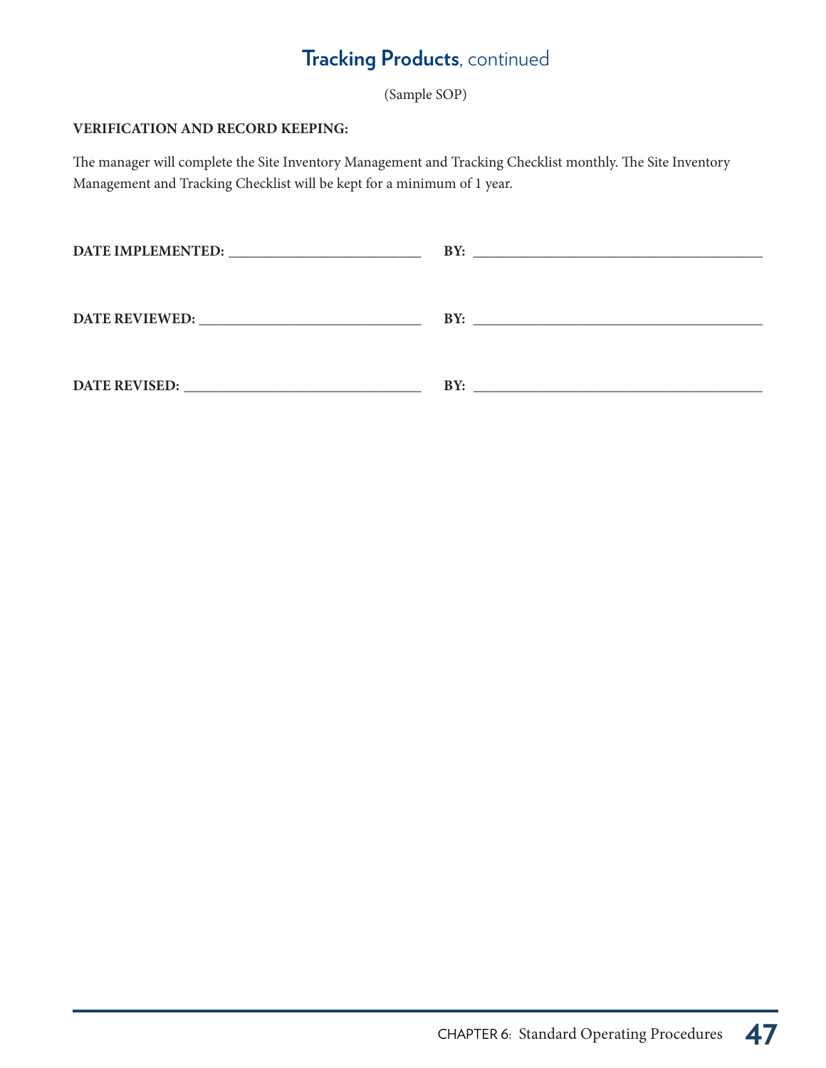## **Tracking Products**, continued

(Sample SOP)

**VERIFICATION AND RECORD KEEPING:**

The manager will complete the Site Inventory Management and Tracking Checklist monthly. The Site Inventory Management and Tracking Checklist will be kept for a minimum of 1 year.

**DATE IMPLEMENTED:** ___________________________ **BY:** _________________________________________

**DATE REVIEWED:** _______________________________ **BY:** _________________________________________

**DATE REVISED:** _________________________________ **BY:** _________________________________________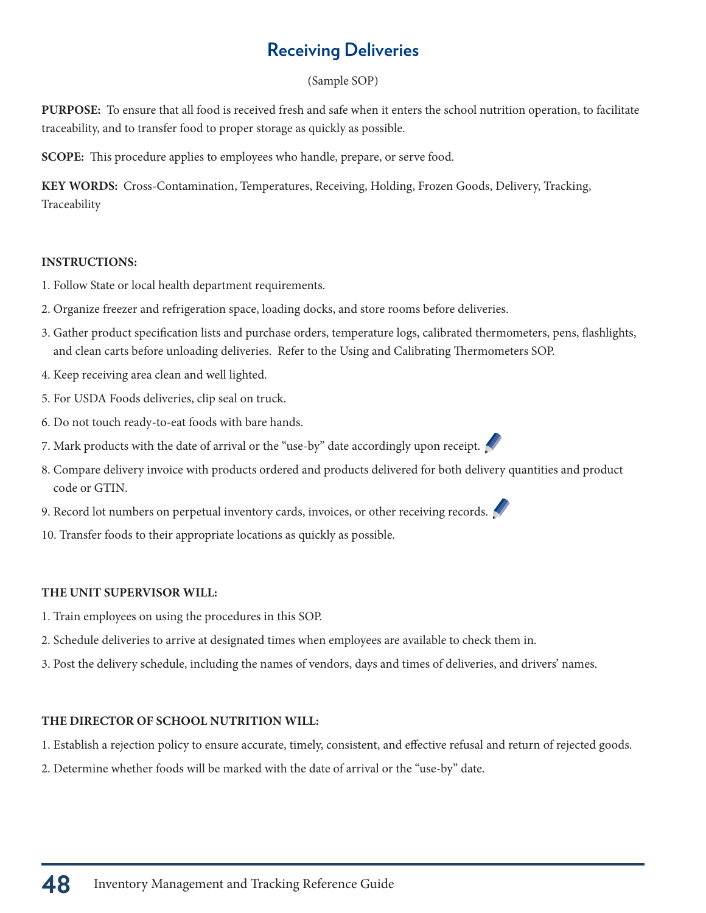# Receiving Deliveries

(Sample SOP)

**PURPOSE:** To ensure that all food is received fresh and safe when it enters the school nutrition operation, to facilitate traceability, and to transfer food to proper storage as quickly as possible.

**SCOPE:** This procedure applies to employees who handle, prepare, or serve food.

**KEY WORDS:** Cross-Contamination, Temperatures, Receiving, Holding, Frozen Goods, Delivery, Tracking, Traceability

**INSTRUCTIONS:**

1. Follow State or local health department requirements.
2. Organize freezer and refrigeration space, loading docks, and store rooms before deliveries.
3. Gather product specification lists and purchase orders, temperature logs, calibrated thermometers, pens, flashlights, and clean carts before unloading deliveries. Refer to the Using and Calibrating Thermometers SOP.
4. Keep receiving area clean and well lighted.
5. For USDA Foods deliveries, clip seal on truck.
6. Do not touch ready-to-eat foods with bare hands.
7. Mark products with the date of arrival or the "use-by" date accordingly upon receipt.
8. Compare delivery invoice with products ordered and products delivered for both delivery quantities and product code or GTIN.
9. Record lot numbers on perpetual inventory cards, invoices, or other receiving records.
10. Transfer foods to their appropriate locations as quickly as possible.

**THE UNIT SUPERVISOR WILL:**

1. Train employees on using the procedures in this SOP.
2. Schedule deliveries to arrive at designated times when employees are available to check them in.
3. Post the delivery schedule, including the names of vendors, days and times of deliveries, and drivers' names.

**THE DIRECTOR OF SCHOOL NUTRITION WILL:**

1. Establish a rejection policy to ensure accurate, timely, consistent, and effective refusal and return of rejected goods.
2. Determine whether foods will be marked with the date of arrival or the "use-by" date.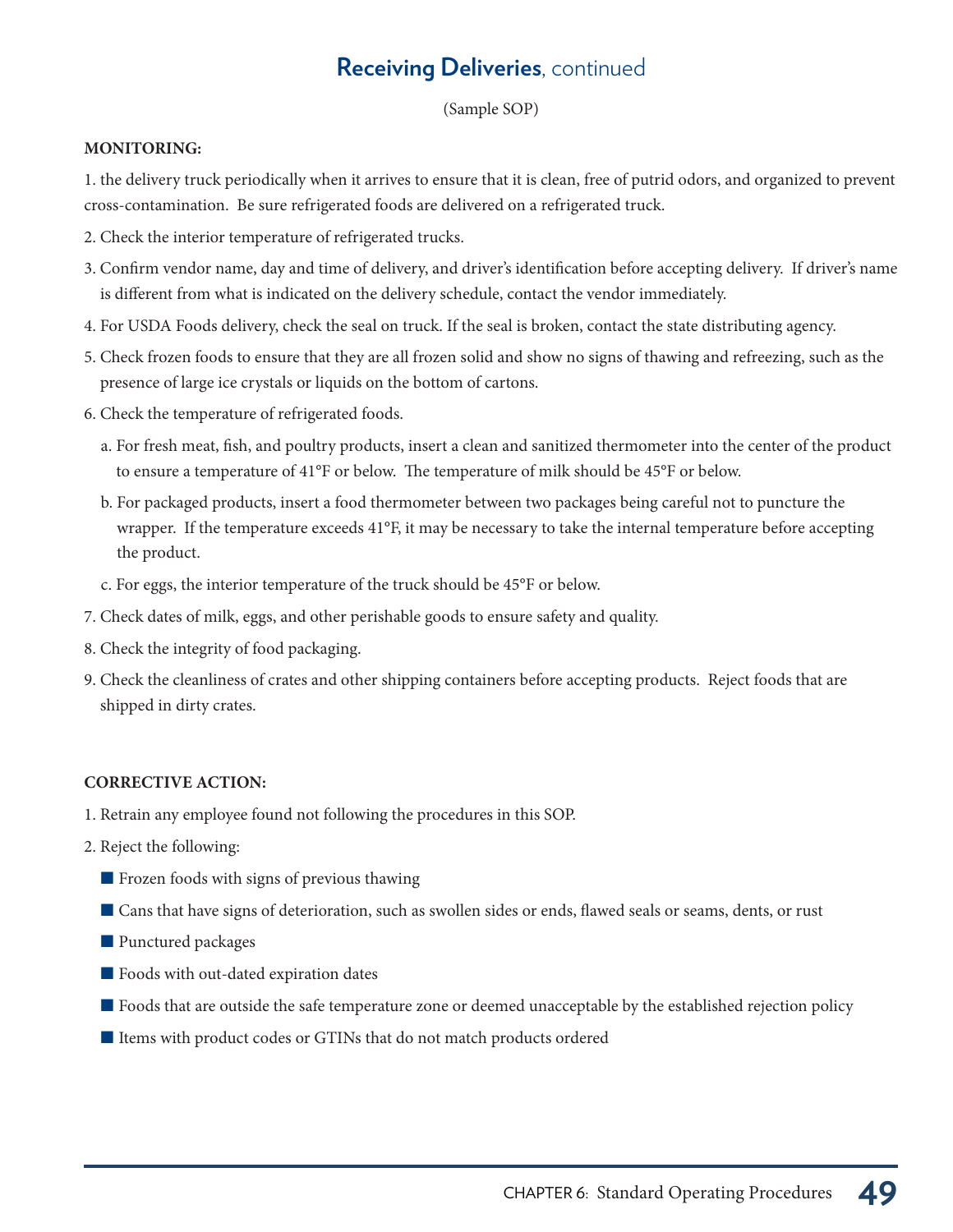## **Receiving Deliveries**, continued

(Sample SOP)

**MONITORING:**

1. the delivery truck periodically when it arrives to ensure that it is clean, free of putrid odors, and organized to prevent cross-contamination. Be sure refrigerated foods are delivered on a refrigerated truck.
2. Check the interior temperature of refrigerated trucks.
3. Confirm vendor name, day and time of delivery, and driver's identification before accepting delivery. If driver's name is different from what is indicated on the delivery schedule, contact the vendor immediately.
4. For USDA Foods delivery, check the seal on truck. If the seal is broken, contact the state distributing agency.
5. Check frozen foods to ensure that they are all frozen solid and show no signs of thawing and refreezing, such as the presence of large ice crystals or liquids on the bottom of cartons.
6. Check the temperature of refrigerated foods.
   a. For fresh meat, fish, and poultry products, insert a clean and sanitized thermometer into the center of the product to ensure a temperature of 41°F or below. The temperature of milk should be 45°F or below.
   b. For packaged products, insert a food thermometer between two packages being careful not to puncture the wrapper. If the temperature exceeds 41°F, it may be necessary to take the internal temperature before accepting the product.
   c. For eggs, the interior temperature of the truck should be 45°F or below.
7. Check dates of milk, eggs, and other perishable goods to ensure safety and quality.
8. Check the integrity of food packaging.
9. Check the cleanliness of crates and other shipping containers before accepting products. Reject foods that are shipped in dirty crates.

**CORRECTIVE ACTION:**

1. Retrain any employee found not following the procedures in this SOP.
2. Reject the following:
   - Frozen foods with signs of previous thawing
   - Cans that have signs of deterioration, such as swollen sides or ends, flawed seals or seams, dents, or rust
   - Punctured packages
   - Foods with out-dated expiration dates
   - Foods that are outside the safe temperature zone or deemed unacceptable by the established rejection policy
   - Items with product codes or GTINs that do not match products ordered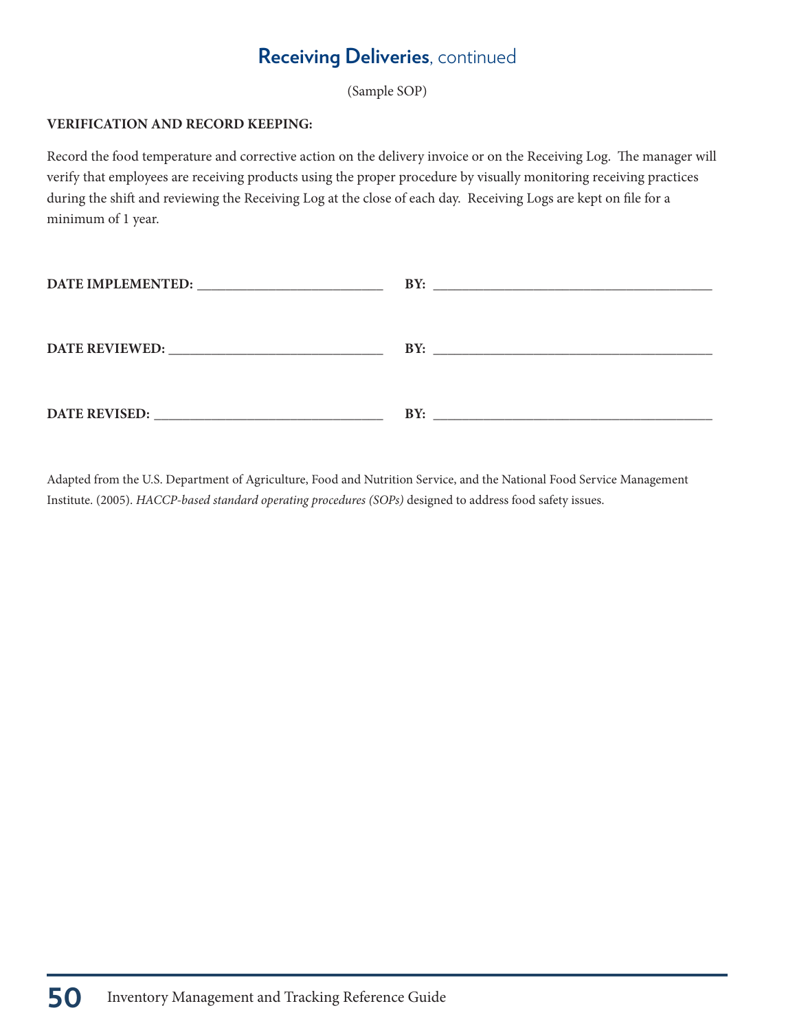## **Receiving Deliveries**, continued

(Sample SOP)

**VERIFICATION AND RECORD KEEPING:**

Record the food temperature and corrective action on the delivery invoice or on the Receiving Log. The manager will verify that employees are receiving products using the proper procedure by visually monitoring receiving practices during the shift and reviewing the Receiving Log at the close of each day. Receiving Logs are kept on file for a minimum of 1 year.

**DATE IMPLEMENTED:** ___________________________ **BY:** ________________________________________

**DATE REVIEWED:** _______________________________ **BY:** ________________________________________

**DATE REVISED:** _________________________________ **BY:** ________________________________________

Adapted from the U.S. Department of Agriculture, Food and Nutrition Service, and the National Food Service Management Institute. (2005). *HACCP-based standard operating procedures (SOPs)* designed to address food safety issues.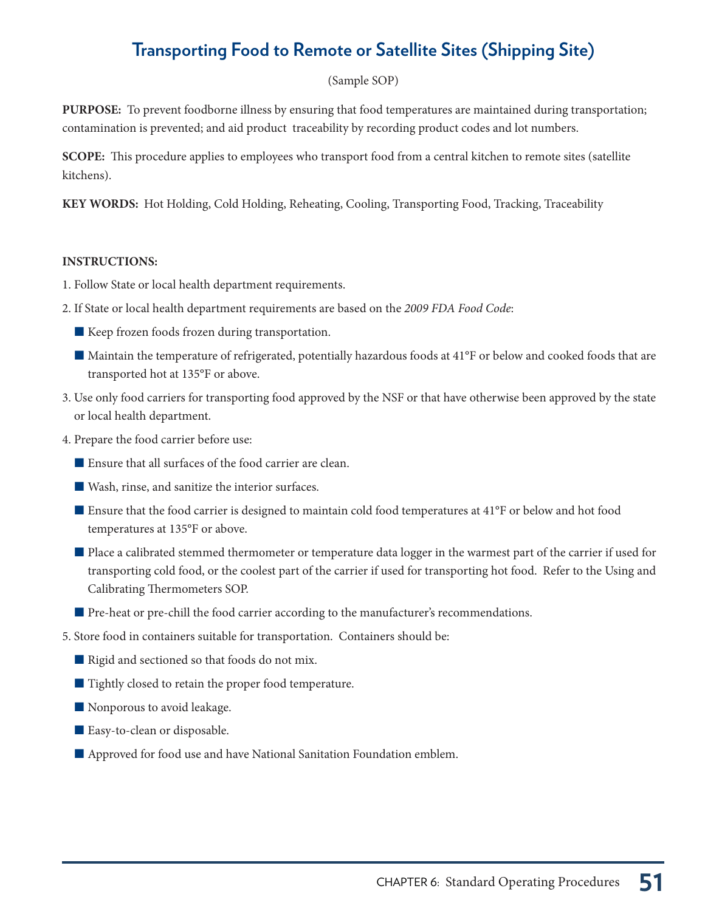# Transporting Food to Remote or Satellite Sites (Shipping Site)

(Sample SOP)

**PURPOSE:** To prevent foodborne illness by ensuring that food temperatures are maintained during transportation; contamination is prevented; and aid product traceability by recording product codes and lot numbers.

**SCOPE:** This procedure applies to employees who transport food from a central kitchen to remote sites (satellite kitchens).

**KEY WORDS:** Hot Holding, Cold Holding, Reheating, Cooling, Transporting Food, Tracking, Traceability

**INSTRUCTIONS:**

1. Follow State or local health department requirements.
2. If State or local health department requirements are based on the *2009 FDA Food Code*:
   - Keep frozen foods frozen during transportation.
   - Maintain the temperature of refrigerated, potentially hazardous foods at 41°F or below and cooked foods that are transported hot at 135°F or above.
3. Use only food carriers for transporting food approved by the NSF or that have otherwise been approved by the state or local health department.
4. Prepare the food carrier before use:
   - Ensure that all surfaces of the food carrier are clean.
   - Wash, rinse, and sanitize the interior surfaces.
   - Ensure that the food carrier is designed to maintain cold food temperatures at 41°F or below and hot food temperatures at 135°F or above.
   - Place a calibrated stemmed thermometer or temperature data logger in the warmest part of the carrier if used for transporting cold food, or the coolest part of the carrier if used for transporting hot food. Refer to the Using and Calibrating Thermometers SOP.
   - Pre-heat or pre-chill the food carrier according to the manufacturer's recommendations.
5. Store food in containers suitable for transportation. Containers should be:
   - Rigid and sectioned so that foods do not mix.
   - Tightly closed to retain the proper food temperature.
   - Nonporous to avoid leakage.
   - Easy-to-clean or disposable.
   - Approved for food use and have National Sanitation Foundation emblem.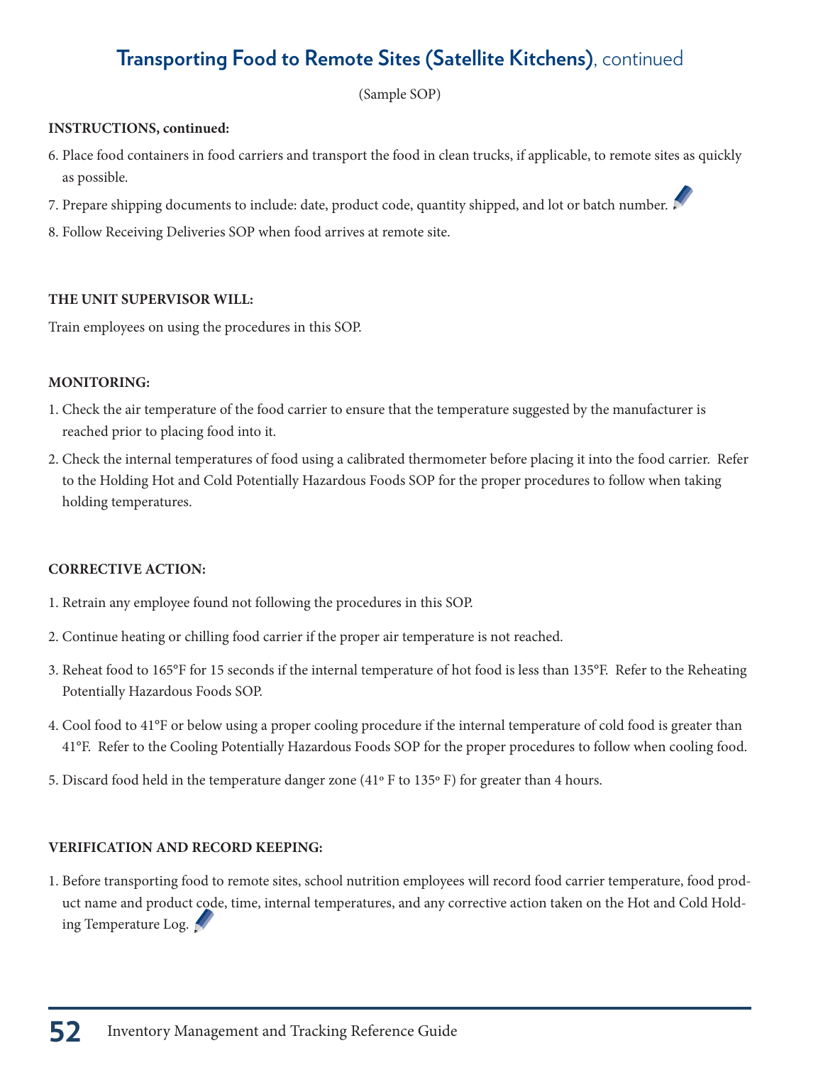## Transporting Food to Remote Sites (Satellite Kitchens), continued

(Sample SOP)

**INSTRUCTIONS, continued:**

6. Place food containers in food carriers and transport the food in clean trucks, if applicable, to remote sites as quickly as possible.
7. Prepare shipping documents to include: date, product code, quantity shipped, and lot or batch number.
8. Follow Receiving Deliveries SOP when food arrives at remote site.

**THE UNIT SUPERVISOR WILL:**

Train employees on using the procedures in this SOP.

**MONITORING:**

1. Check the air temperature of the food carrier to ensure that the temperature suggested by the manufacturer is reached prior to placing food into it.
2. Check the internal temperatures of food using a calibrated thermometer before placing it into the food carrier. Refer to the Holding Hot and Cold Potentially Hazardous Foods SOP for the proper procedures to follow when taking holding temperatures.

**CORRECTIVE ACTION:**

1. Retrain any employee found not following the procedures in this SOP.
2. Continue heating or chilling food carrier if the proper air temperature is not reached.
3. Reheat food to 165°F for 15 seconds if the internal temperature of hot food is less than 135°F. Refer to the Reheating Potentially Hazardous Foods SOP.
4. Cool food to 41°F or below using a proper cooling procedure if the internal temperature of cold food is greater than 41°F. Refer to the Cooling Potentially Hazardous Foods SOP for the proper procedures to follow when cooling food.
5. Discard food held in the temperature danger zone (41° F to 135° F) for greater than 4 hours.

**VERIFICATION AND RECORD KEEPING:**

1. Before transporting food to remote sites, school nutrition employees will record food carrier temperature, food product name and product code, time, internal temperatures, and any corrective action taken on the Hot and Cold Holding Temperature Log.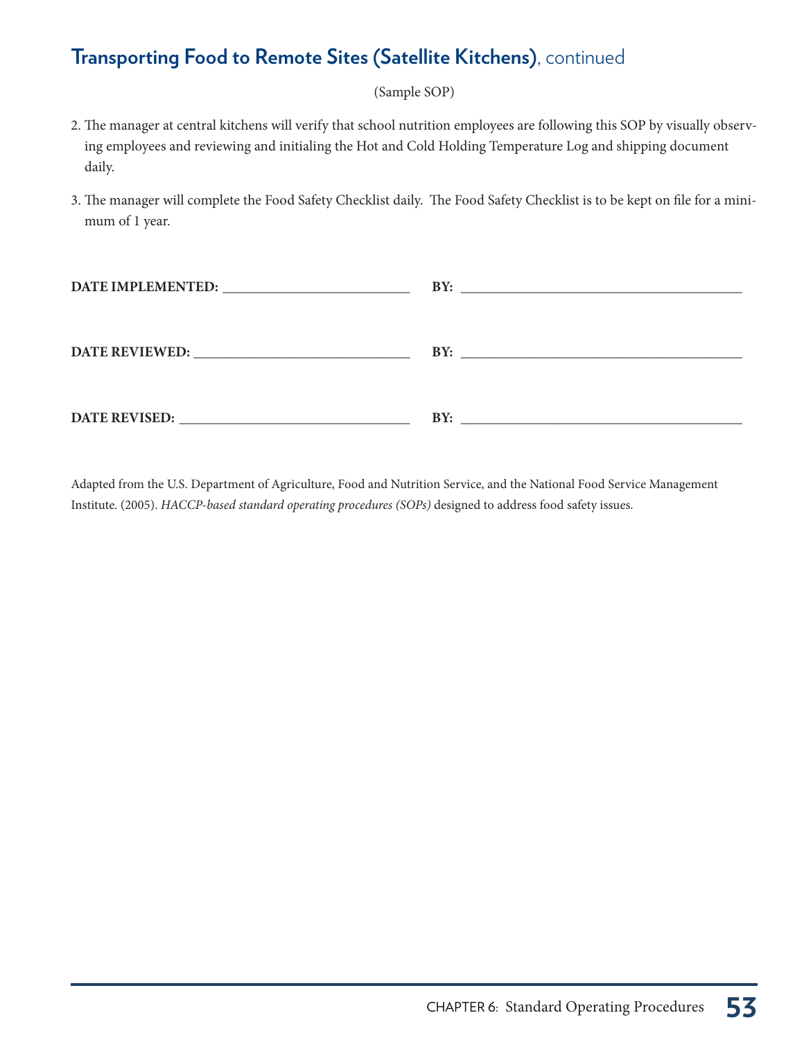## Transporting Food to Remote Sites (Satellite Kitchens), continued

(Sample SOP)

2. The manager at central kitchens will verify that school nutrition employees are following this SOP by visually observing employees and reviewing and initialing the Hot and Cold Holding Temperature Log and shipping document daily.

3. The manager will complete the Food Safety Checklist daily. The Food Safety Checklist is to be kept on file for a minimum of 1 year.

**DATE IMPLEMENTED:** ____________________________ **BY:** ____________________________________________

**DATE REVIEWED:** ________________________________ **BY:** ____________________________________________

**DATE REVISED:** __________________________________ **BY:** ____________________________________________

Adapted from the U.S. Department of Agriculture, Food and Nutrition Service, and the National Food Service Management Institute. (2005). *HACCP-based standard operating procedures (SOPs)* designed to address food safety issues.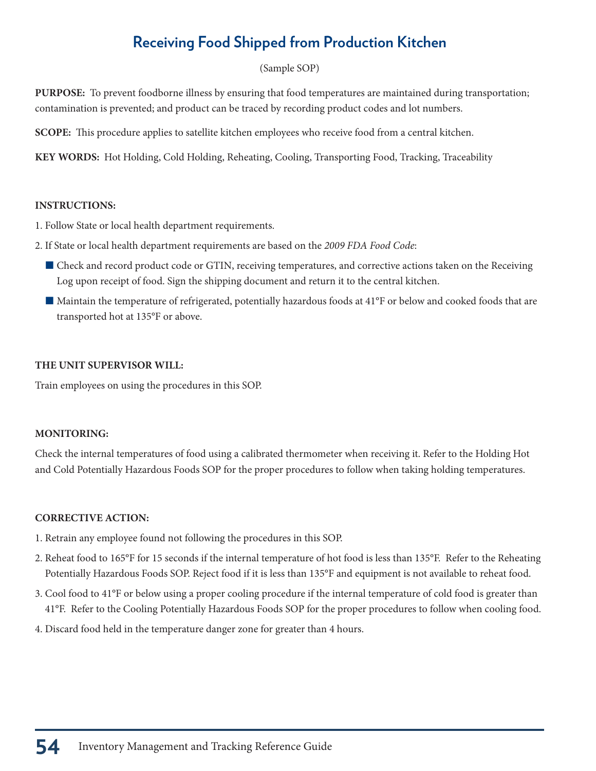# Receiving Food Shipped from Production Kitchen

(Sample SOP)

**PURPOSE:** To prevent foodborne illness by ensuring that food temperatures are maintained during transportation; contamination is prevented; and product can be traced by recording product codes and lot numbers.

**SCOPE:** This procedure applies to satellite kitchen employees who receive food from a central kitchen.

**KEY WORDS:** Hot Holding, Cold Holding, Reheating, Cooling, Transporting Food, Tracking, Traceability

**INSTRUCTIONS:**

1. Follow State or local health department requirements.
2. If State or local health department requirements are based on the *2009 FDA Food Code*:
   - Check and record product code or GTIN, receiving temperatures, and corrective actions taken on the Receiving Log upon receipt of food. Sign the shipping document and return it to the central kitchen.
   - Maintain the temperature of refrigerated, potentially hazardous foods at 41°F or below and cooked foods that are transported hot at 135°F or above.

**THE UNIT SUPERVISOR WILL:**

Train employees on using the procedures in this SOP.

**MONITORING:**

Check the internal temperatures of food using a calibrated thermometer when receiving it. Refer to the Holding Hot and Cold Potentially Hazardous Foods SOP for the proper procedures to follow when taking holding temperatures.

**CORRECTIVE ACTION:**

1. Retrain any employee found not following the procedures in this SOP.
2. Reheat food to 165°F for 15 seconds if the internal temperature of hot food is less than 135°F. Refer to the Reheating Potentially Hazardous Foods SOP. Reject food if it is less than 135°F and equipment is not available to reheat food.
3. Cool food to 41°F or below using a proper cooling procedure if the internal temperature of cold food is greater than 41°F. Refer to the Cooling Potentially Hazardous Foods SOP for the proper procedures to follow when cooling food.
4. Discard food held in the temperature danger zone for greater than 4 hours.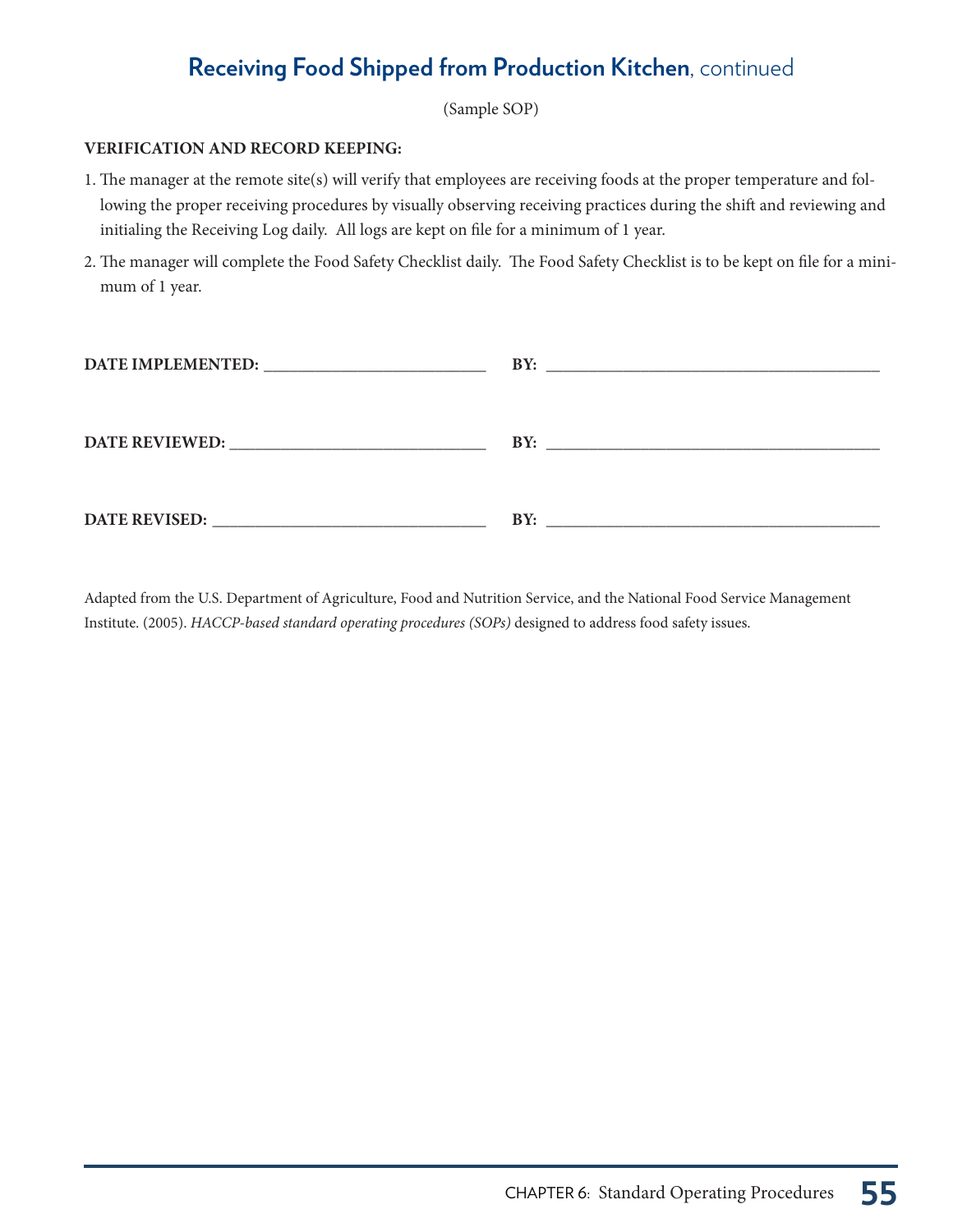## **Receiving Food Shipped from Production Kitchen**, continued

(Sample SOP)

**VERIFICATION AND RECORD KEEPING:**

1. The manager at the remote site(s) will verify that employees are receiving foods at the proper temperature and following the proper receiving procedures by visually observing receiving practices during the shift and reviewing and initialing the Receiving Log daily. All logs are kept on file for a minimum of 1 year.

2. The manager will complete the Food Safety Checklist daily. The Food Safety Checklist is to be kept on file for a minimum of 1 year.

**DATE IMPLEMENTED:** ____________________________ **BY:** ____________________________________________

**DATE REVIEWED:** ________________________________ **BY:** ____________________________________________

**DATE REVISED:** __________________________________ **BY:** ____________________________________________

Adapted from the U.S. Department of Agriculture, Food and Nutrition Service, and the National Food Service Management Institute. (2005). *HACCP-based standard operating procedures (SOPs)* designed to address food safety issues.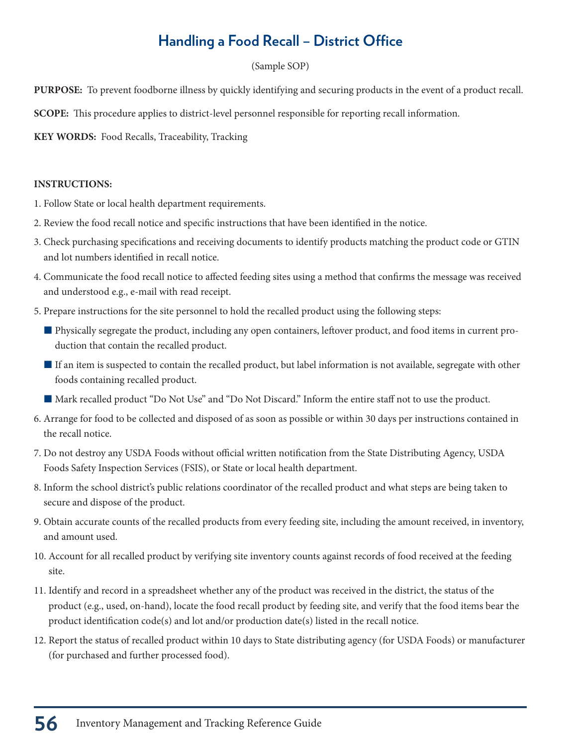# Handling a Food Recall – District Office

(Sample SOP)

**PURPOSE:** To prevent foodborne illness by quickly identifying and securing products in the event of a product recall.

**SCOPE:** This procedure applies to district-level personnel responsible for reporting recall information.

**KEY WORDS:** Food Recalls, Traceability, Tracking

**INSTRUCTIONS:**

1. Follow State or local health department requirements.
2. Review the food recall notice and specific instructions that have been identified in the notice.
3. Check purchasing specifications and receiving documents to identify products matching the product code or GTIN and lot numbers identified in recall notice.
4. Communicate the food recall notice to affected feeding sites using a method that confirms the message was received and understood e.g., e-mail with read receipt.
5. Prepare instructions for the site personnel to hold the recalled product using the following steps:
   - Physically segregate the product, including any open containers, leftover product, and food items in current production that contain the recalled product.
   - If an item is suspected to contain the recalled product, but label information is not available, segregate with other foods containing recalled product.
   - Mark recalled product "Do Not Use" and "Do Not Discard." Inform the entire staff not to use the product.
6. Arrange for food to be collected and disposed of as soon as possible or within 30 days per instructions contained in the recall notice.
7. Do not destroy any USDA Foods without official written notification from the State Distributing Agency, USDA Foods Safety Inspection Services (FSIS), or State or local health department.
8. Inform the school district's public relations coordinator of the recalled product and what steps are being taken to secure and dispose of the product.
9. Obtain accurate counts of the recalled products from every feeding site, including the amount received, in inventory, and amount used.
10. Account for all recalled product by verifying site inventory counts against records of food received at the feeding site.
11. Identify and record in a spreadsheet whether any of the product was received in the district, the status of the product (e.g., used, on-hand), locate the food recall product by feeding site, and verify that the food items bear the product identification code(s) and lot and/or production date(s) listed in the recall notice.
12. Report the status of recalled product within 10 days to State distributing agency (for USDA Foods) or manufacturer (for purchased and further processed food).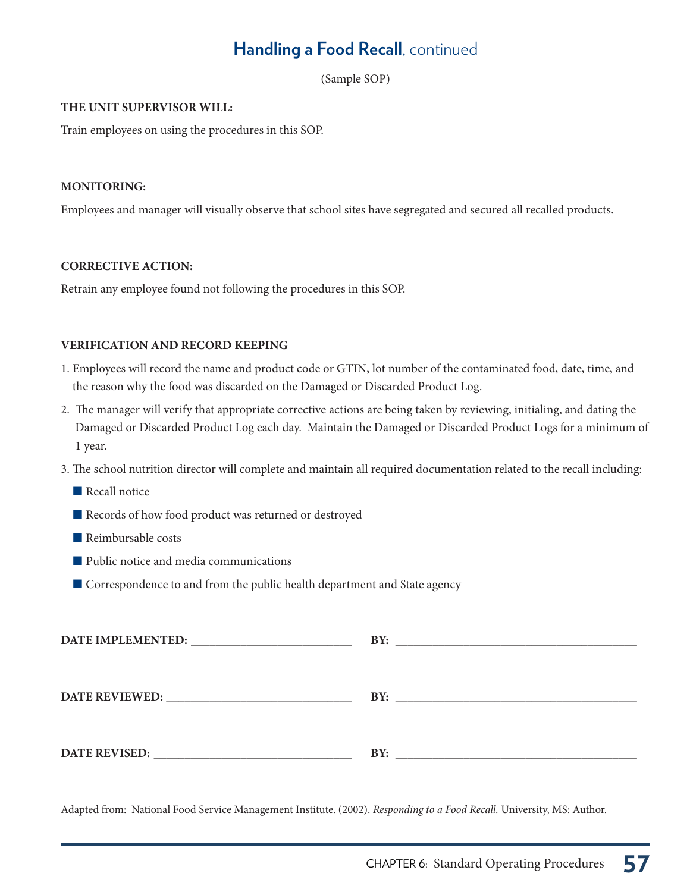## Handling a Food Recall, continued

(Sample SOP)

**THE UNIT SUPERVISOR WILL:**

Train employees on using the procedures in this SOP.

**MONITORING:**

Employees and manager will visually observe that school sites have segregated and secured all recalled products.

**CORRECTIVE ACTION:**

Retrain any employee found not following the procedures in this SOP.

**VERIFICATION AND RECORD KEEPING**

1. Employees will record the name and product code or GTIN, lot number of the contaminated food, date, time, and the reason why the food was discarded on the Damaged or Discarded Product Log.
2. The manager will verify that appropriate corrective actions are being taken by reviewing, initialing, and dating the Damaged or Discarded Product Log each day. Maintain the Damaged or Discarded Product Logs for a minimum of 1 year.
3. The school nutrition director will complete and maintain all required documentation related to the recall including:
   - Recall notice
   - Records of how food product was returned or destroyed
   - Reimbursable costs
   - Public notice and media communications
   - Correspondence to and from the public health department and State agency

**DATE IMPLEMENTED:** ___________________________ **BY:** ________________________________________

**DATE REVIEWED:** ______________________________ **BY:** ________________________________________

**DATE REVISED:** ________________________________ **BY:** ________________________________________

Adapted from: National Food Service Management Institute. (2002). *Responding to a Food Recall.* University, MS: Author.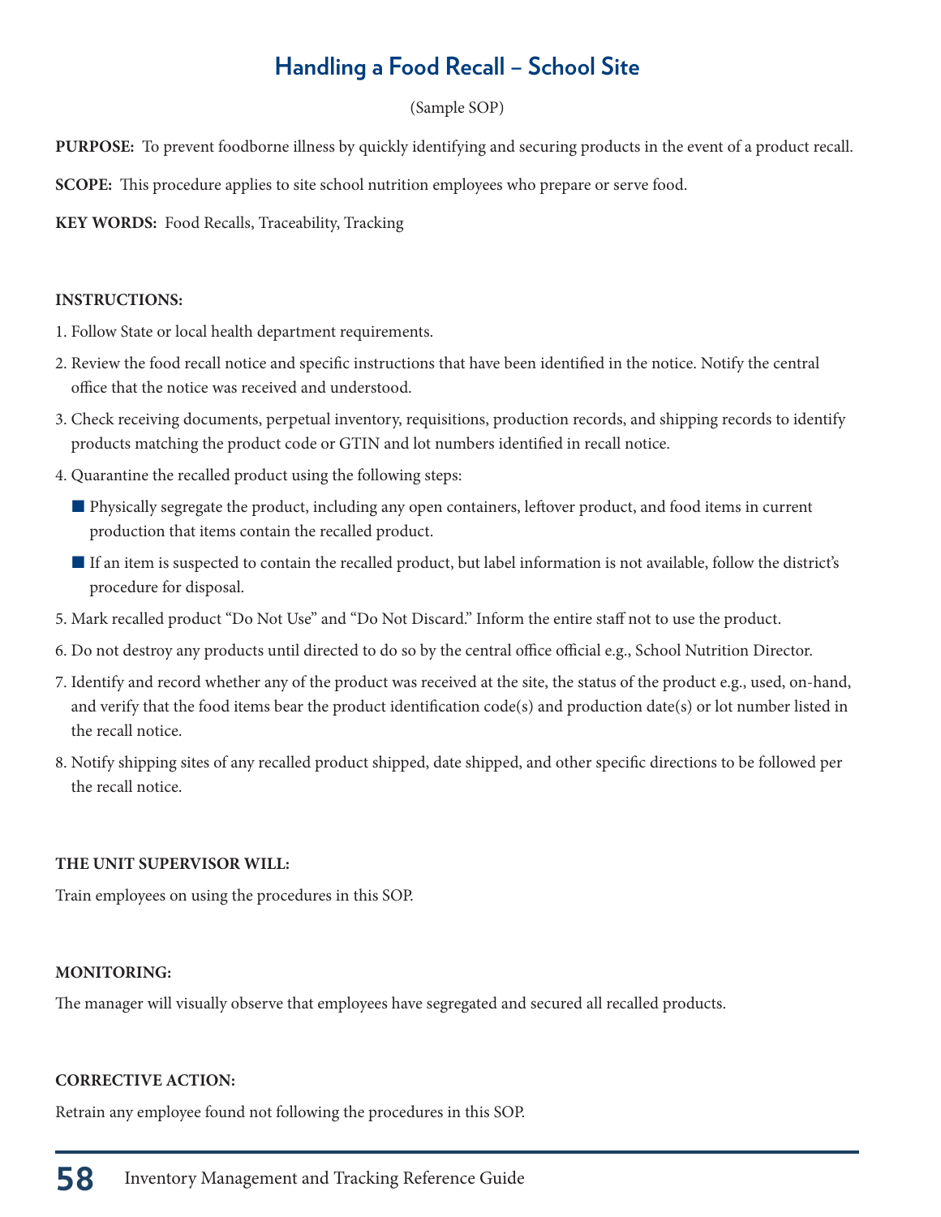# Handling a Food Recall – School Site

(Sample SOP)

**PURPOSE:** To prevent foodborne illness by quickly identifying and securing products in the event of a product recall.

**SCOPE:** This procedure applies to site school nutrition employees who prepare or serve food.

**KEY WORDS:** Food Recalls, Traceability, Tracking

**INSTRUCTIONS:**

1. Follow State or local health department requirements.
2. Review the food recall notice and specific instructions that have been identified in the notice. Notify the central office that the notice was received and understood.
3. Check receiving documents, perpetual inventory, requisitions, production records, and shipping records to identify products matching the product code or GTIN and lot numbers identified in recall notice.
4. Quarantine the recalled product using the following steps:
   - Physically segregate the product, including any open containers, leftover product, and food items in current production that items contain the recalled product.
   - If an item is suspected to contain the recalled product, but label information is not available, follow the district's procedure for disposal.
5. Mark recalled product "Do Not Use" and "Do Not Discard." Inform the entire staff not to use the product.
6. Do not destroy any products until directed to do so by the central office official e.g., School Nutrition Director.
7. Identify and record whether any of the product was received at the site, the status of the product e.g., used, on-hand, and verify that the food items bear the product identification code(s) and production date(s) or lot number listed in the recall notice.
8. Notify shipping sites of any recalled product shipped, date shipped, and other specific directions to be followed per the recall notice.

**THE UNIT SUPERVISOR WILL:**

Train employees on using the procedures in this SOP.

**MONITORING:**

The manager will visually observe that employees have segregated and secured all recalled products.

**CORRECTIVE ACTION:**

Retrain any employee found not following the procedures in this SOP.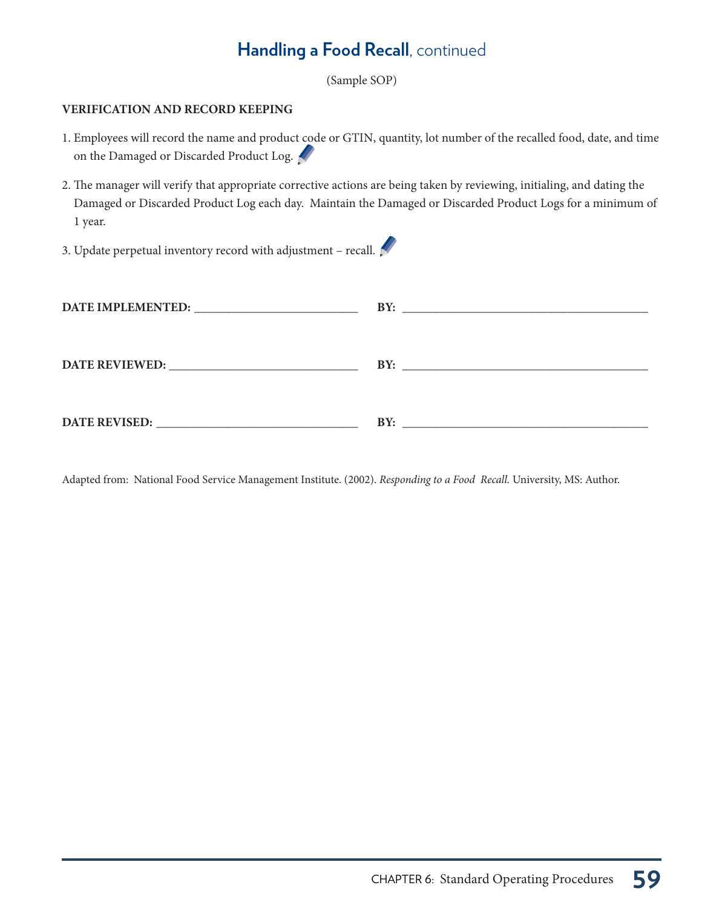## **Handling a Food Recall**, continued

(Sample SOP)

**VERIFICATION AND RECORD KEEPING**

1. Employees will record the name and product code or GTIN, quantity, lot number of the recalled food, date, and time on the Damaged or Discarded Product Log.
2. The manager will verify that appropriate corrective actions are being taken by reviewing, initialing, and dating the Damaged or Discarded Product Log each day. Maintain the Damaged or Discarded Product Logs for a minimum of 1 year.
3. Update perpetual inventory record with adjustment – recall.

**DATE IMPLEMENTED:** ___________________________ **BY:** _________________________________________

**DATE REVIEWED:** _______________________________ **BY:** _________________________________________

**DATE REVISED:** _________________________________ **BY:** _________________________________________

Adapted from: National Food Service Management Institute. (2002). *Responding to a Food Recall.* University, MS: Author.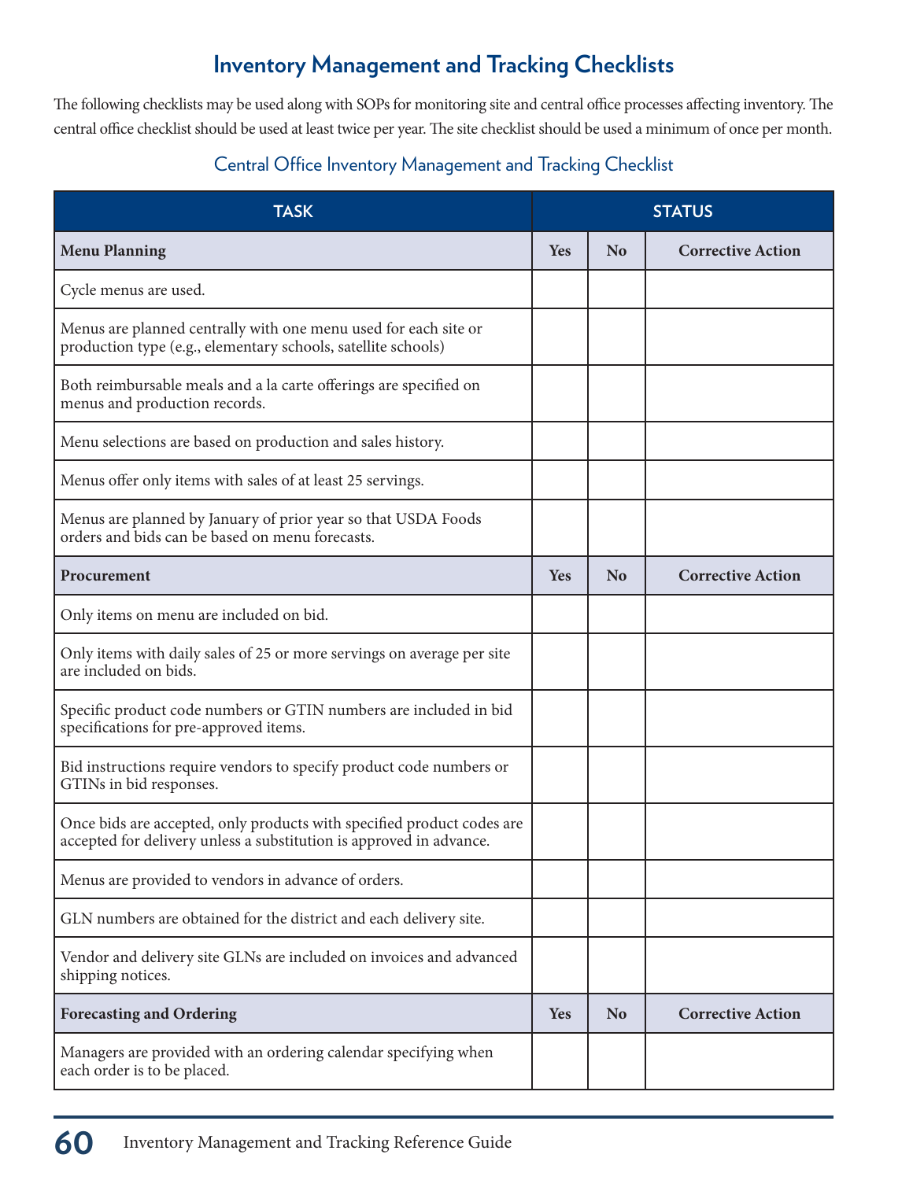# Inventory Management and Tracking Checklists

The following checklists may be used along with SOPs for monitoring site and central office processes affecting inventory. The central office checklist should be used at least twice per year. The site checklist should be used a minimum of once per month.

## Central Office Inventory Management and Tracking Checklist

| TASK | STATUS | | |
|---|---|---|---|
| **Menu Planning** | **Yes** | **No** | **Corrective Action** |
| Cycle menus are used. | | | |
| Menus are planned centrally with one menu used for each site or production type (e.g., elementary schools, satellite schools) | | | |
| Both reimbursable meals and a la carte offerings are specified on menus and production records. | | | |
| Menu selections are based on production and sales history. | | | |
| Menus offer only items with sales of at least 25 servings. | | | |
| Menus are planned by January of prior year so that USDA Foods orders and bids can be based on menu forecasts. | | | |
| **Procurement** | **Yes** | **No** | **Corrective Action** |
| Only items on menu are included on bid. | | | |
| Only items with daily sales of 25 or more servings on average per site are included on bids. | | | |
| Specific product code numbers or GTIN numbers are included in bid specifications for pre-approved items. | | | |
| Bid instructions require vendors to specify product code numbers or GTINs in bid responses. | | | |
| Once bids are accepted, only products with specified product codes are accepted for delivery unless a substitution is approved in advance. | | | |
| Menus are provided to vendors in advance of orders. | | | |
| GLN numbers are obtained for the district and each delivery site. | | | |
| Vendor and delivery site GLNs are included on invoices and advanced shipping notices. | | | |
| **Forecasting and Ordering** | **Yes** | **No** | **Corrective Action** |
| Managers are provided with an ordering calendar specifying when each order is to be placed. | | | |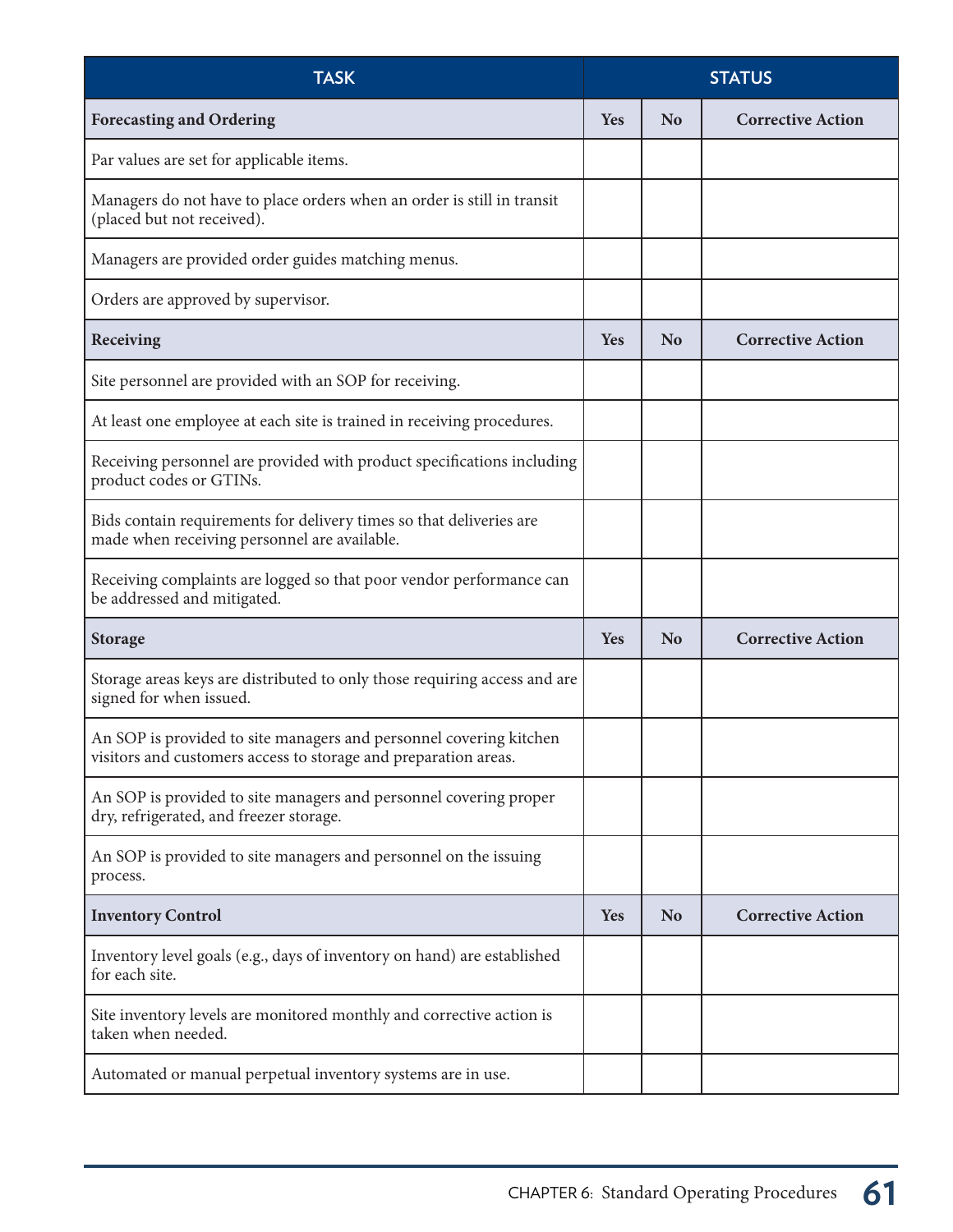| TASK | STATUS | | |
|---|---|---|---|
| **Forecasting and Ordering** | **Yes** | **No** | **Corrective Action** |
| Par values are set for applicable items. | | | |
| Managers do not have to place orders when an order is still in transit (placed but not received). | | | |
| Managers are provided order guides matching menus. | | | |
| Orders are approved by supervisor. | | | |
| **Receiving** | **Yes** | **No** | **Corrective Action** |
| Site personnel are provided with an SOP for receiving. | | | |
| At least one employee at each site is trained in receiving procedures. | | | |
| Receiving personnel are provided with product specifications including product codes or GTINs. | | | |
| Bids contain requirements for delivery times so that deliveries are made when receiving personnel are available. | | | |
| Receiving complaints are logged so that poor vendor performance can be addressed and mitigated. | | | |
| **Storage** | **Yes** | **No** | **Corrective Action** |
| Storage areas keys are distributed to only those requiring access and are signed for when issued. | | | |
| An SOP is provided to site managers and personnel covering kitchen visitors and customers access to storage and preparation areas. | | | |
| An SOP is provided to site managers and personnel covering proper dry, refrigerated, and freezer storage. | | | |
| An SOP is provided to site managers and personnel on the issuing process. | | | |
| **Inventory Control** | **Yes** | **No** | **Corrective Action** |
| Inventory level goals (e.g., days of inventory on hand) are established for each site. | | | |
| Site inventory levels are monitored monthly and corrective action is taken when needed. | | | |
| Automated or manual perpetual inventory systems are in use. | | | |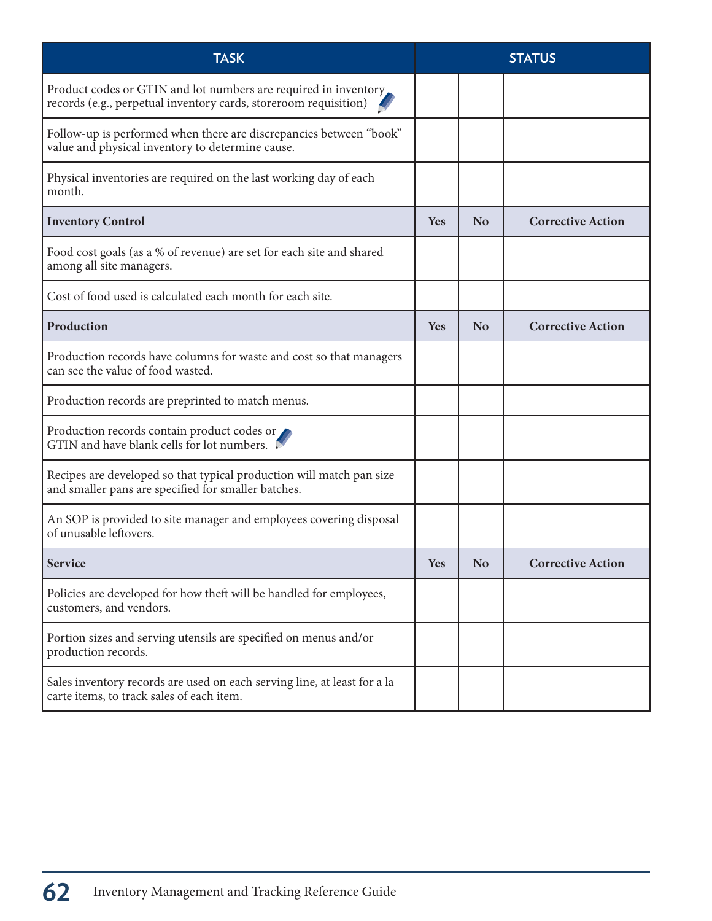| TASK | STATUS | | |
|---|---|---|---|
| Product codes or GTIN and lot numbers are required in inventory records (e.g., perpetual inventory cards, storeroom requisition) | | | |
| Follow-up is performed when there are discrepancies between "book" value and physical inventory to determine cause. | | | |
| Physical inventories are required on the last working day of each month. | | | |
| **Inventory Control** | **Yes** | **No** | **Corrective Action** |
| Food cost goals (as a % of revenue) are set for each site and shared among all site managers. | | | |
| Cost of food used is calculated each month for each site. | | | |
| **Production** | **Yes** | **No** | **Corrective Action** |
| Production records have columns for waste and cost so that managers can see the value of food wasted. | | | |
| Production records are preprinted to match menus. | | | |
| Production records contain product codes or GTIN and have blank cells for lot numbers. | | | |
| Recipes are developed so that typical production will match pan size and smaller pans are specified for smaller batches. | | | |
| An SOP is provided to site manager and employees covering disposal of unusable leftovers. | | | |
| **Service** | **Yes** | **No** | **Corrective Action** |
| Policies are developed for how theft will be handled for employees, customers, and vendors. | | | |
| Portion sizes and serving utensils are specified on menus and/or production records. | | | |
| Sales inventory records are used on each serving line, at least for a la carte items, to track sales of each item. | | | |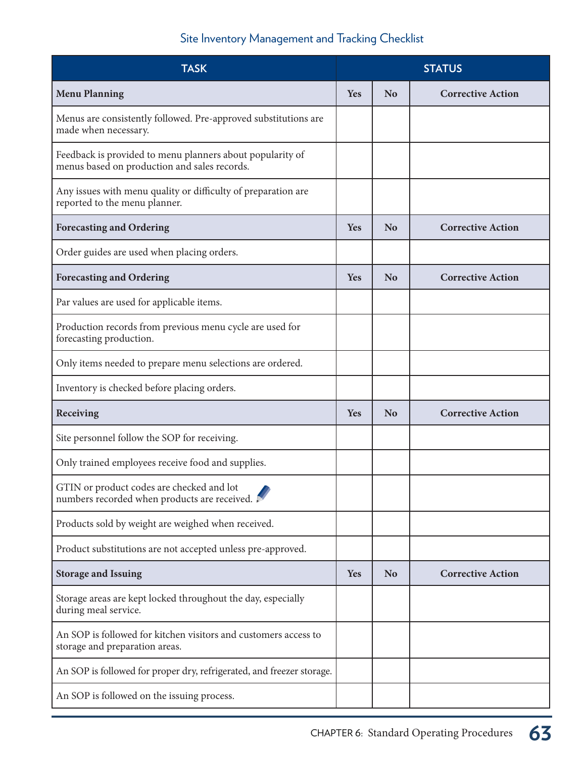## Site Inventory Management and Tracking Checklist

| TASK | STATUS | | |
|---|---|---|---|
| **Menu Planning** | **Yes** | **No** | **Corrective Action** |
| Menus are consistently followed. Pre-approved substitutions are made when necessary. | | | |
| Feedback is provided to menu planners about popularity of menus based on production and sales records. | | | |
| Any issues with menu quality or difficulty of preparation are reported to the menu planner. | | | |
| **Forecasting and Ordering** | **Yes** | **No** | **Corrective Action** |
| Order guides are used when placing orders. | | | |
| **Forecasting and Ordering** | **Yes** | **No** | **Corrective Action** |
| Par values are used for applicable items. | | | |
| Production records from previous menu cycle are used for forecasting production. | | | |
| Only items needed to prepare menu selections are ordered. | | | |
| Inventory is checked before placing orders. | | | |
| **Receiving** | **Yes** | **No** | **Corrective Action** |
| Site personnel follow the SOP for receiving. | | | |
| Only trained employees receive food and supplies. | | | |
| GTIN or product codes are checked and lot numbers recorded when products are received. | | | |
| Products sold by weight are weighed when received. | | | |
| Product substitutions are not accepted unless pre-approved. | | | |
| **Storage and Issuing** | **Yes** | **No** | **Corrective Action** |
| Storage areas are kept locked throughout the day, especially during meal service. | | | |
| An SOP is followed for kitchen visitors and customers access to storage and preparation areas. | | | |
| An SOP is followed for proper dry, refrigerated, and freezer storage. | | | |
| An SOP is followed on the issuing process. | | | |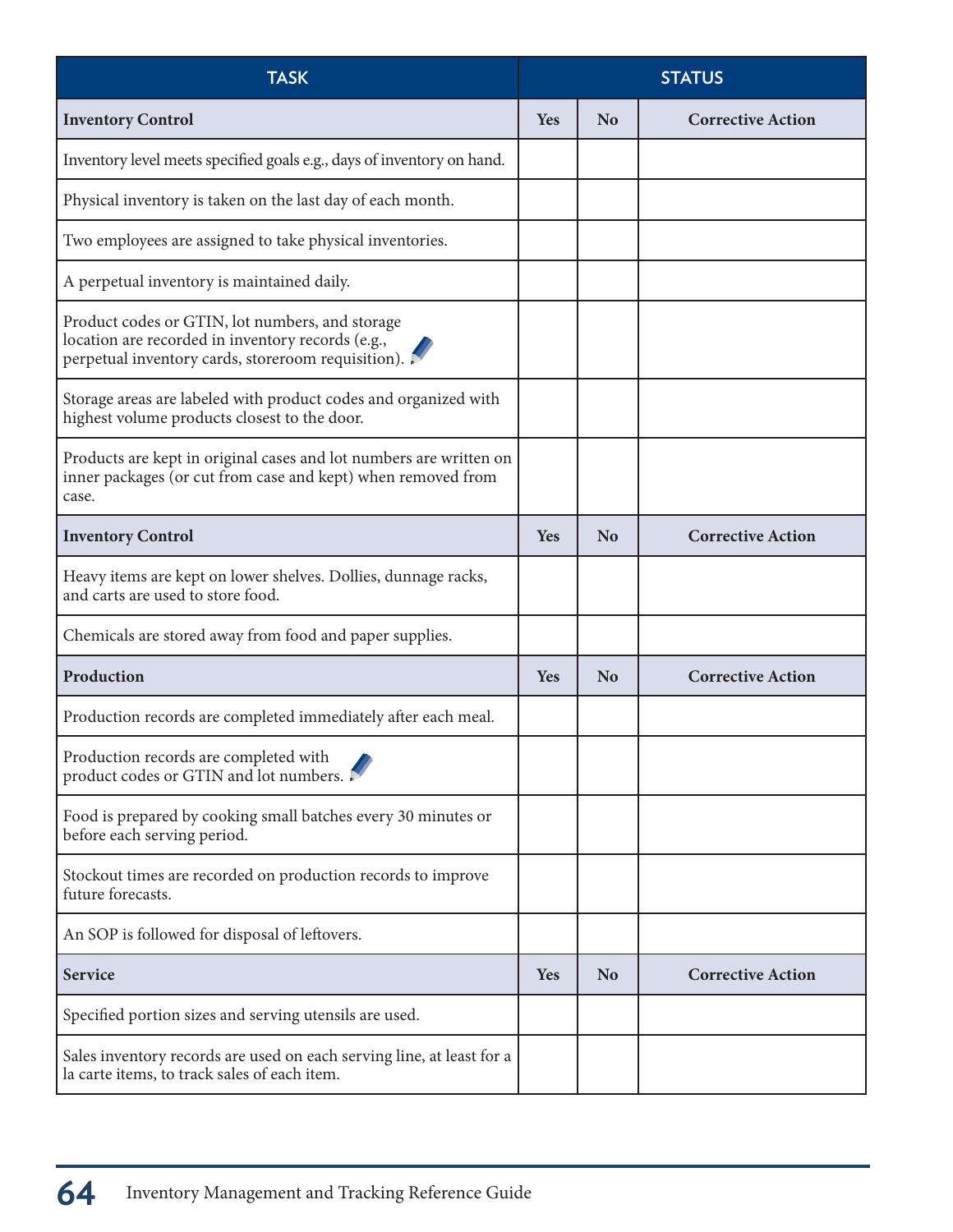| TASK | STATUS | | |
|---|---|---|---|
| **Inventory Control** | **Yes** | **No** | **Corrective Action** |
| Inventory level meets specified goals e.g., days of inventory on hand. | | | |
| Physical inventory is taken on the last day of each month. | | | |
| Two employees are assigned to take physical inventories. | | | |
| A perpetual inventory is maintained daily. | | | |
| Product codes or GTIN, lot numbers, and storage location are recorded in inventory records (e.g., perpetual inventory cards, storeroom requisition). | | | |
| Storage areas are labeled with product codes and organized with highest volume products closest to the door. | | | |
| Products are kept in original cases and lot numbers are written on inner packages (or cut from case and kept) when removed from case. | | | |
| **Inventory Control** | **Yes** | **No** | **Corrective Action** |
| Heavy items are kept on lower shelves. Dollies, dunnage racks, and carts are used to store food. | | | |
| Chemicals are stored away from food and paper supplies. | | | |
| **Production** | **Yes** | **No** | **Corrective Action** |
| Production records are completed immediately after each meal. | | | |
| Production records are completed with product codes or GTIN and lot numbers. | | | |
| Food is prepared by cooking small batches every 30 minutes or before each serving period. | | | |
| Stockout times are recorded on production records to improve future forecasts. | | | |
| An SOP is followed for disposal of leftovers. | | | |
| **Service** | **Yes** | **No** | **Corrective Action** |
| Specified portion sizes and serving utensils are used. | | | |
| Sales inventory records are used on each serving line, at least for a la carte items, to track sales of each item. | | | |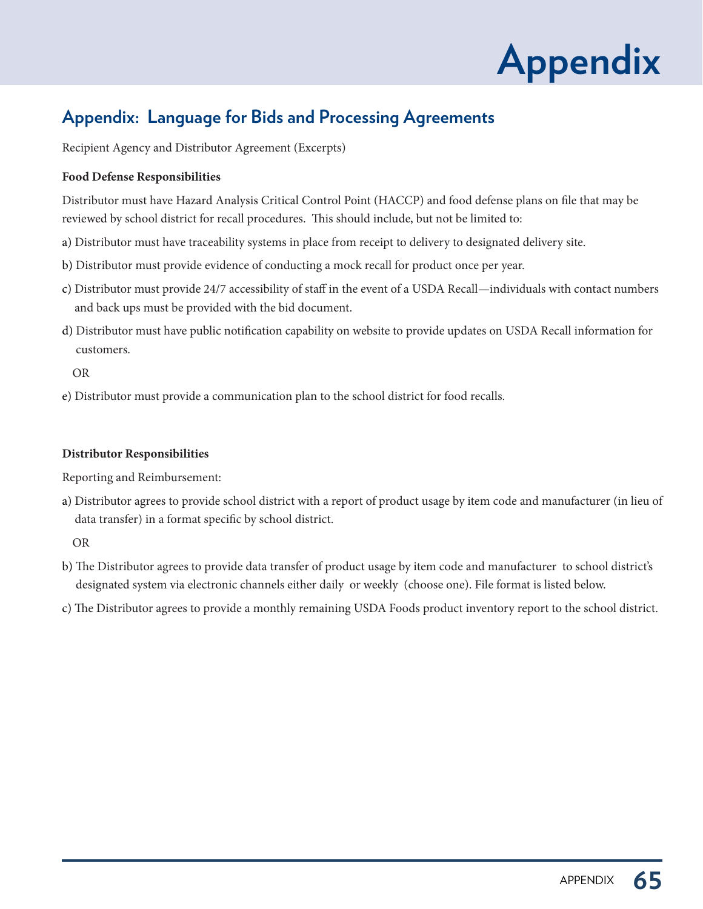# Appendix

## Appendix: Language for Bids and Processing Agreements

Recipient Agency and Distributor Agreement (Excerpts)

**Food Defense Responsibilities**

Distributor must have Hazard Analysis Critical Control Point (HACCP) and food defense plans on file that may be reviewed by school district for recall procedures. This should include, but not be limited to:

a) Distributor must have traceability systems in place from receipt to delivery to designated delivery site.

b) Distributor must provide evidence of conducting a mock recall for product once per year.

c) Distributor must provide 24/7 accessibility of staff in the event of a USDA Recall—individuals with contact numbers and back ups must be provided with the bid document.

d) Distributor must have public notification capability on website to provide updates on USDA Recall information for customers.

OR

e) Distributor must provide a communication plan to the school district for food recalls.

**Distributor Responsibilities**

Reporting and Reimbursement:

a) Distributor agrees to provide school district with a report of product usage by item code and manufacturer (in lieu of data transfer) in a format specific by school district.

OR

b) The Distributor agrees to provide data transfer of product usage by item code and manufacturer to school district's designated system via electronic channels either daily or weekly (choose one). File format is listed below.

c) The Distributor agrees to provide a monthly remaining USDA Foods product inventory report to the school district.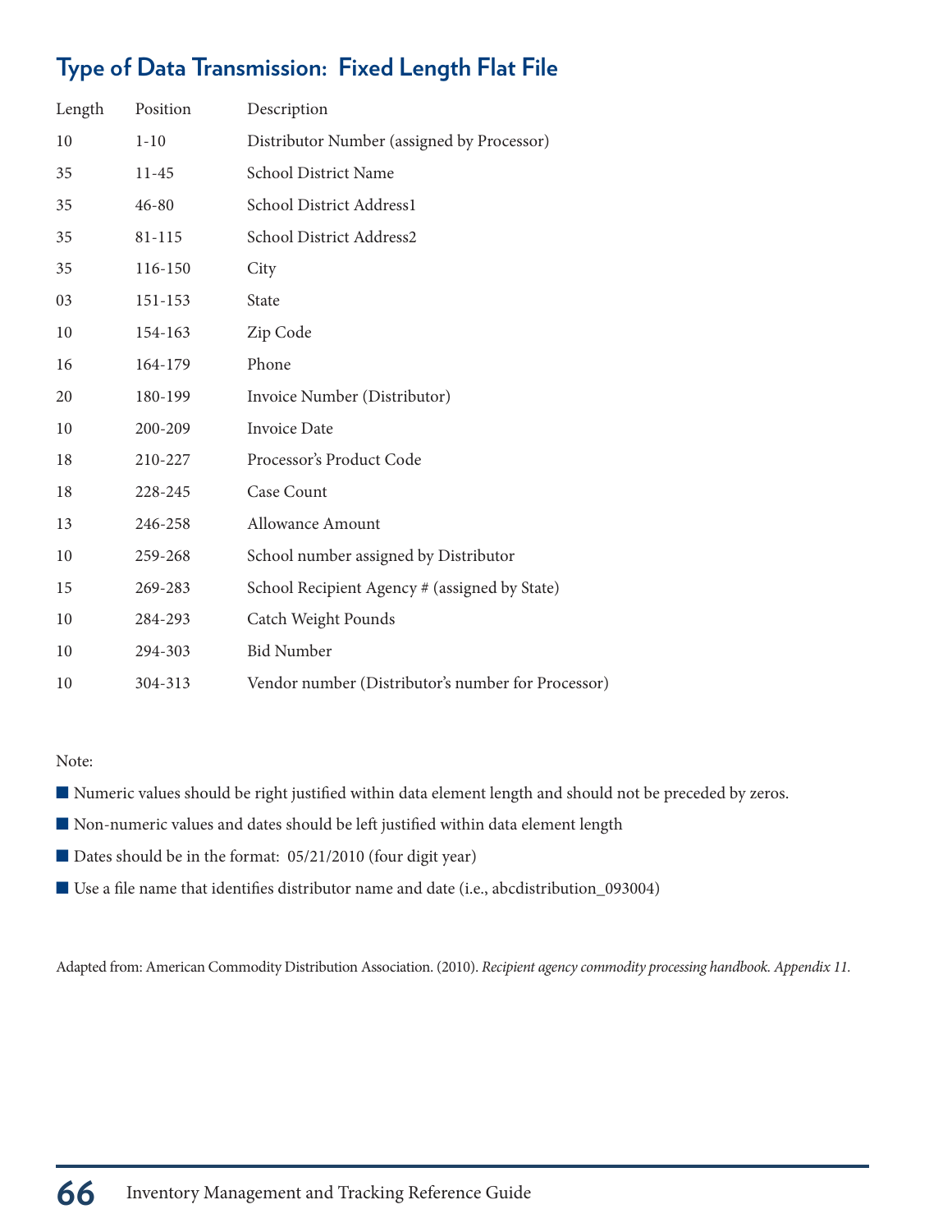## Type of Data Transmission: Fixed Length Flat File

| Length | Position | Description |
|---|---|---|
| 10 | 1-10 | Distributor Number (assigned by Processor) |
| 35 | 11-45 | School District Name |
| 35 | 46-80 | School District Address1 |
| 35 | 81-115 | School District Address2 |
| 35 | 116-150 | City |
| 03 | 151-153 | State |
| 10 | 154-163 | Zip Code |
| 16 | 164-179 | Phone |
| 20 | 180-199 | Invoice Number (Distributor) |
| 10 | 200-209 | Invoice Date |
| 18 | 210-227 | Processor's Product Code |
| 18 | 228-245 | Case Count |
| 13 | 246-258 | Allowance Amount |
| 10 | 259-268 | School number assigned by Distributor |
| 15 | 269-283 | School Recipient Agency # (assigned by State) |
| 10 | 284-293 | Catch Weight Pounds |
| 10 | 294-303 | Bid Number |
| 10 | 304-313 | Vendor number (Distributor's number for Processor) |

Note:

- Numeric values should be right justified within data element length and should not be preceded by zeros.
- Non-numeric values and dates should be left justified within data element length
- Dates should be in the format: 05/21/2010 (four digit year)
- Use a file name that identifies distributor name and date (i.e., abcdistribution_093004)

Adapted from: American Commodity Distribution Association. (2010). *Recipient agency commodity processing handbook. Appendix 11.*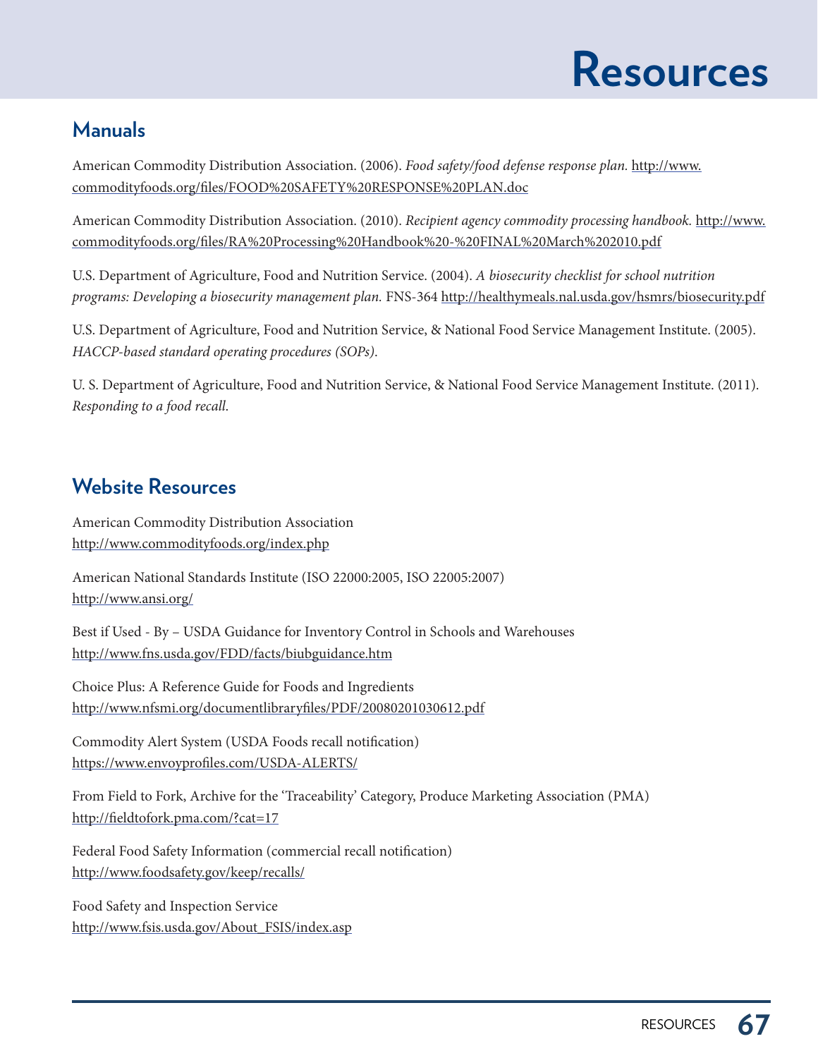# Resources

## Manuals

American Commodity Distribution Association. (2006). *Food safety/food defense response plan.* http://www.commodityfoods.org/files/FOOD%20SAFETY%20RESPONSE%20PLAN.doc

American Commodity Distribution Association. (2010). *Recipient agency commodity processing handbook.* http://www.commodityfoods.org/files/RA%20Processing%20Handbook%20-%20FINAL%20March%202010.pdf

U.S. Department of Agriculture, Food and Nutrition Service. (2004). *A biosecurity checklist for school nutrition programs: Developing a biosecurity management plan.* FNS-364 http://healthymeals.nal.usda.gov/hsmrs/biosecurity.pdf

U.S. Department of Agriculture, Food and Nutrition Service, & National Food Service Management Institute. (2005). *HACCP-based standard operating procedures (SOPs).*

U. S. Department of Agriculture, Food and Nutrition Service, & National Food Service Management Institute. (2011). *Responding to a food recall.*

## Website Resources

American Commodity Distribution Association
http://www.commodityfoods.org/index.php

American National Standards Institute (ISO 22000:2005, ISO 22005:2007)
http://www.ansi.org/

Best if Used - By – USDA Guidance for Inventory Control in Schools and Warehouses
http://www.fns.usda.gov/FDD/facts/biubguidance.htm

Choice Plus: A Reference Guide for Foods and Ingredients
http://www.nfsmi.org/documentlibraryfiles/PDF/20080201030612.pdf

Commodity Alert System (USDA Foods recall notification)
https://www.envoyprofiles.com/USDA-ALERTS/

From Field to Fork, Archive for the 'Traceability' Category, Produce Marketing Association (PMA)
http://fieldtofork.pma.com/?cat=17

Federal Food Safety Information (commercial recall notification)
http://www.foodsafety.gov/keep/recalls/

Food Safety and Inspection Service
http://www.fsis.usda.gov/About_FSIS/index.asp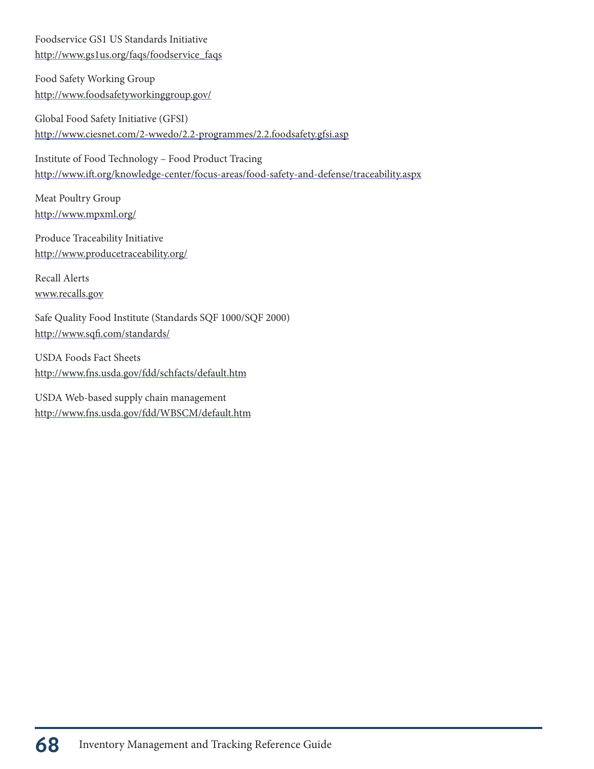Foodservice GS1 US Standards Initiative
http://www.gs1us.org/faqs/foodservice_faqs

Food Safety Working Group
http://www.foodsafetyworkinggroup.gov/

Global Food Safety Initiative (GFSI)
http://www.ciesnet.com/2-wwedo/2.2-programmes/2.2.foodsafety.gfsi.asp

Institute of Food Technology – Food Product Tracing
http://www.ift.org/knowledge-center/focus-areas/food-safety-and-defense/traceability.aspx

Meat Poultry Group
http://www.mpxml.org/

Produce Traceability Initiative
http://www.producetraceability.org/

Recall Alerts
www.recalls.gov

Safe Quality Food Institute (Standards SQF 1000/SQF 2000)
http://www.sqfi.com/standards/

USDA Foods Fact Sheets
http://www.fns.usda.gov/fdd/schfacts/default.htm

USDA Web-based supply chain management
http://www.fns.usda.gov/fdd/WBSCM/default.htm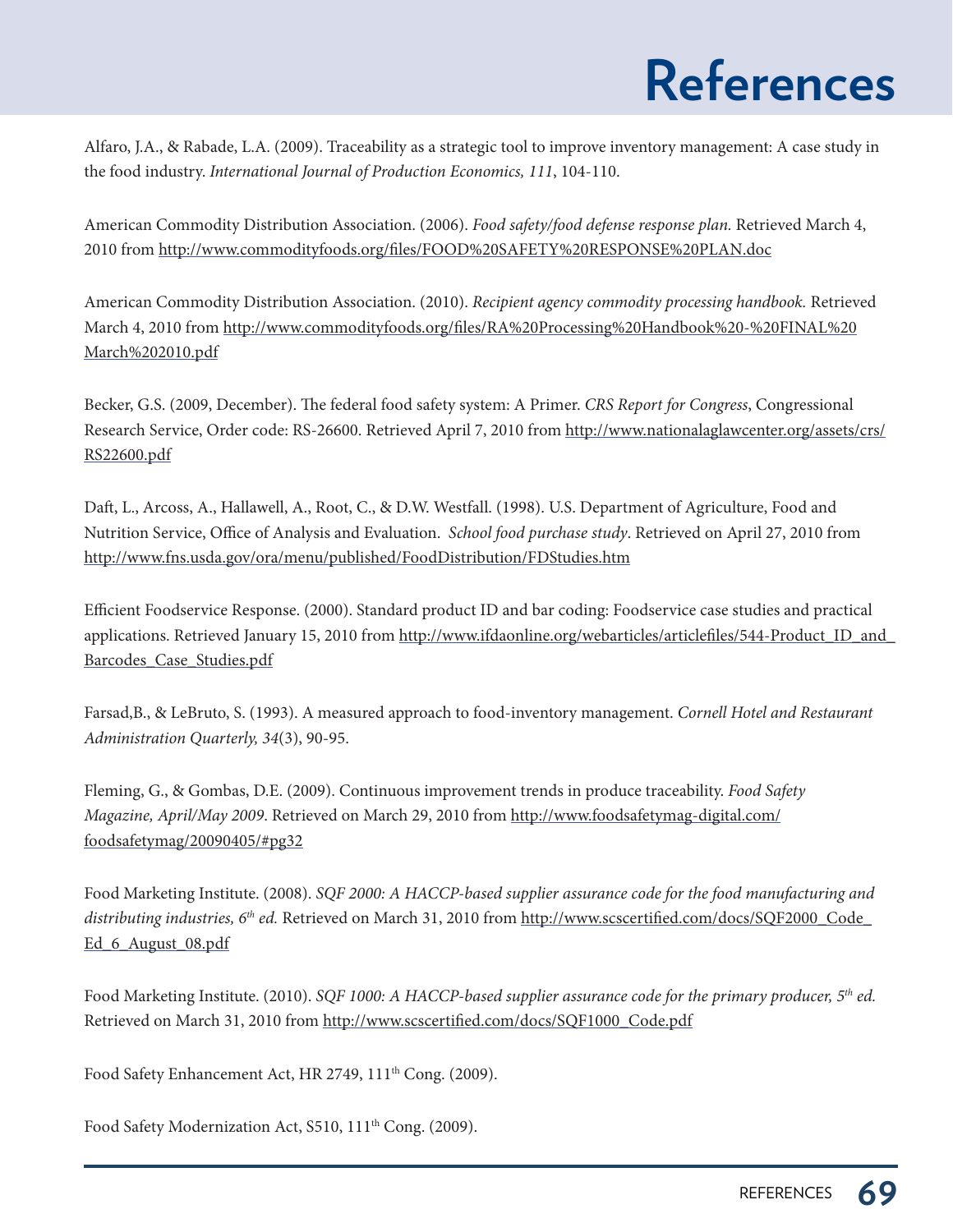# References

Alfaro, J.A., & Rabade, L.A. (2009). Traceability as a strategic tool to improve inventory management: A case study in the food industry. *International Journal of Production Economics, 111*, 104-110.

American Commodity Distribution Association. (2006). *Food safety/food defense response plan.* Retrieved March 4, 2010 from http://www.commodityfoods.org/files/FOOD%20SAFETY%20RESPONSE%20PLAN.doc

American Commodity Distribution Association. (2010). *Recipient agency commodity processing handbook.* Retrieved March 4, 2010 from http://www.commodityfoods.org/files/RA%20Processing%20Handbook%20-%20FINAL%20March%202010.pdf

Becker, G.S. (2009, December). The federal food safety system: A Primer. *CRS Report for Congress*, Congressional Research Service, Order code: RS-26600. Retrieved April 7, 2010 from http://www.nationalaglawcenter.org/assets/crs/RS22600.pdf

Daft, L., Arcoss, A., Hallawell, A., Root, C., & D.W. Westfall. (1998). U.S. Department of Agriculture, Food and Nutrition Service, Office of Analysis and Evaluation. *School food purchase study*. Retrieved on April 27, 2010 from http://www.fns.usda.gov/ora/menu/published/FoodDistribution/FDStudies.htm

Efficient Foodservice Response. (2000). Standard product ID and bar coding: Foodservice case studies and practical applications. Retrieved January 15, 2010 from http://www.ifdaonline.org/webarticles/articlefiles/544-Product_ID_and_Barcodes_Case_Studies.pdf

Farsad,B., & LeBruto, S. (1993). A measured approach to food-inventory management. *Cornell Hotel and Restaurant Administration Quarterly, 34*(3), 90-95.

Fleming, G., & Gombas, D.E. (2009). Continuous improvement trends in produce traceability. *Food Safety Magazine, April/May 2009*. Retrieved on March 29, 2010 from http://www.foodsafetymag-digital.com/foodsafetymag/20090405/#pg32

Food Marketing Institute. (2008). *SQF 2000: A HACCP-based supplier assurance code for the food manufacturing and distributing industries, 6th ed.* Retrieved on March 31, 2010 from http://www.scscertified.com/docs/SQF2000_Code_Ed_6_August_08.pdf

Food Marketing Institute. (2010). *SQF 1000: A HACCP-based supplier assurance code for the primary producer, 5th ed.* Retrieved on March 31, 2010 from http://www.scscertified.com/docs/SQF1000_Code.pdf

Food Safety Enhancement Act, HR 2749, 111th Cong. (2009).

Food Safety Modernization Act, S510, 111th Cong. (2009).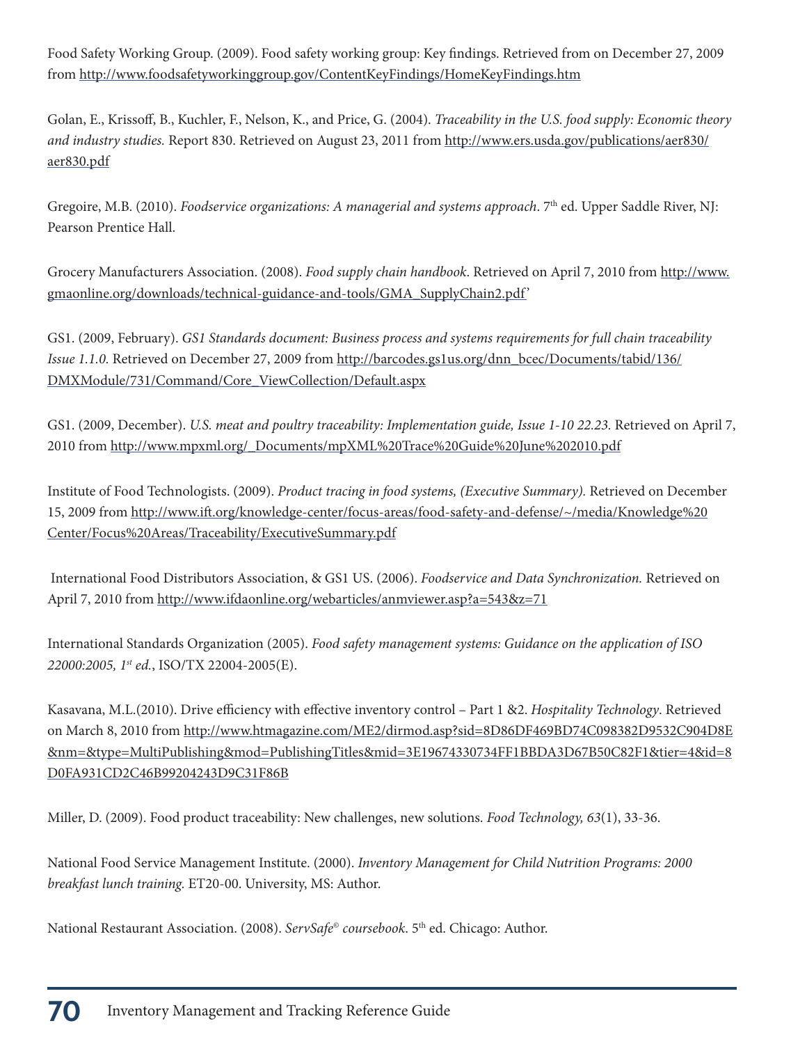Food Safety Working Group. (2009). Food safety working group: Key findings. Retrieved from on December 27, 2009 from http://www.foodsafetyworkinggroup.gov/ContentKeyFindings/HomeKeyFindings.htm

Golan, E., Krissoff, B., Kuchler, F., Nelson, K., and Price, G. (2004). *Traceability in the U.S. food supply: Economic theory and industry studies.* Report 830. Retrieved on August 23, 2011 from http://www.ers.usda.gov/publications/aer830/aer830.pdf

Gregoire, M.B. (2010). *Foodservice organizations: A managerial and systems approach*. 7th ed. Upper Saddle River, NJ: Pearson Prentice Hall.

Grocery Manufacturers Association. (2008). *Food supply chain handbook*. Retrieved on April 7, 2010 from http://www.gmaonline.org/downloads/technical-guidance-and-tools/GMA_SupplyChain2.pdf'

GS1. (2009, February). *GS1 Standards document: Business process and systems requirements for full chain traceability Issue 1.1.0.* Retrieved on December 27, 2009 from http://barcodes.gs1us.org/dnn_bcec/Documents/tabid/136/DMXModule/731/Command/Core_ViewCollection/Default.aspx

GS1. (2009, December). *U.S. meat and poultry traceability: Implementation guide, Issue 1-10 22.23.* Retrieved on April 7, 2010 from http://www.mpxml.org/_Documents/mpXML%20Trace%20Guide%20June%202010.pdf

Institute of Food Technologists. (2009). *Product tracing in food systems, (Executive Summary).* Retrieved on December 15, 2009 from http://www.ift.org/knowledge-center/focus-areas/food-safety-and-defense/~/media/Knowledge%20Center/Focus%20Areas/Traceability/ExecutiveSummary.pdf

International Food Distributors Association, & GS1 US. (2006). *Foodservice and Data Synchronization.* Retrieved on April 7, 2010 from http://www.ifdaonline.org/webarticles/anmviewer.asp?a=543&z=71

International Standards Organization (2005). *Food safety management systems: Guidance on the application of ISO 22000:2005, 1st ed.*, ISO/TX 22004-2005(E).

Kasavana, M.L.(2010). Drive efficiency with effective inventory control – Part 1 &2. *Hospitality Technology*. Retrieved on March 8, 2010 from http://www.htmagazine.com/ME2/dirmod.asp?sid=8D86DF469BD74C098382D9532C904D8E&nm=&type=MultiPublishing&mod=PublishingTitles&mid=3E19674330734FF1BBDA3D67B50C82F1&tier=4&id=8D0FA931CD2C46B99204243D9C31F86B

Miller, D. (2009). Food product traceability: New challenges, new solutions. *Food Technology, 63*(1), 33-36.

National Food Service Management Institute. (2000). *Inventory Management for Child Nutrition Programs: 2000 breakfast lunch training.* ET20-00. University, MS: Author.

National Restaurant Association. (2008). *ServSafe© coursebook*. 5th ed. Chicago: Author.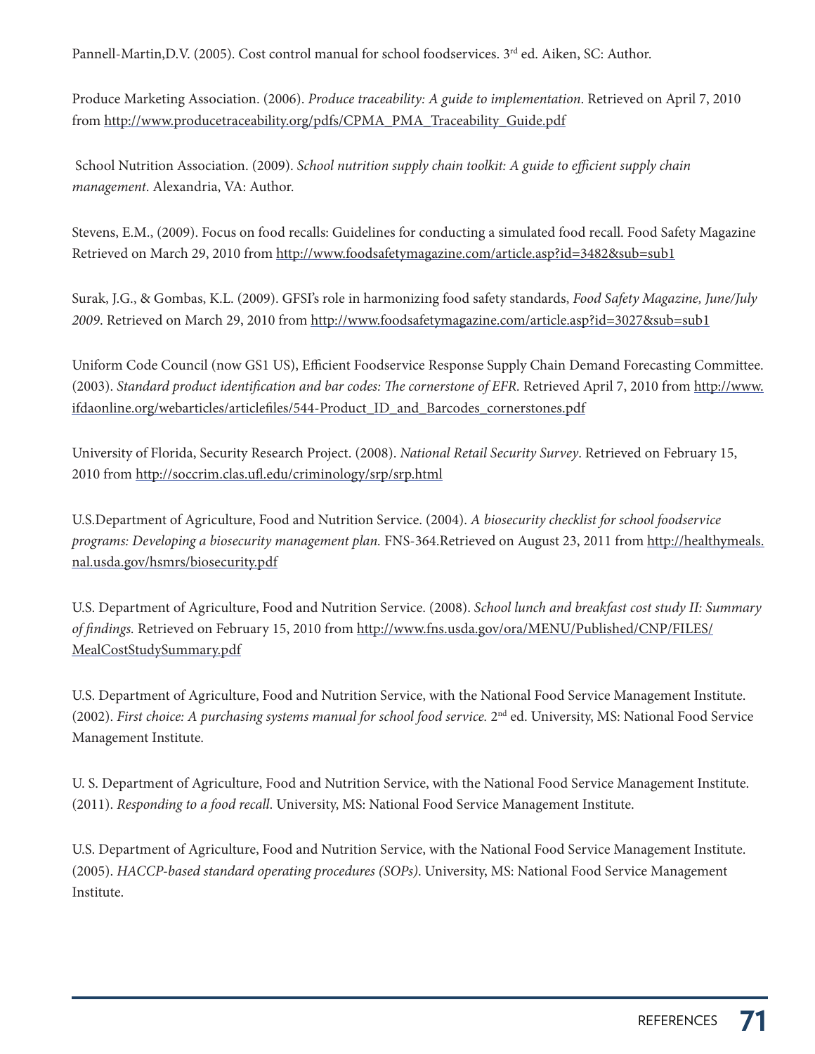Pannell-Martin,D.V. (2005). Cost control manual for school foodservices. 3rd ed. Aiken, SC: Author.

Produce Marketing Association. (2006). *Produce traceability: A guide to implementation*. Retrieved on April 7, 2010 from http://www.producetraceability.org/pdfs/CPMA_PMA_Traceability_Guide.pdf

School Nutrition Association. (2009). *School nutrition supply chain toolkit: A guide to efficient supply chain management*. Alexandria, VA: Author.

Stevens, E.M., (2009). Focus on food recalls: Guidelines for conducting a simulated food recall. Food Safety Magazine Retrieved on March 29, 2010 from http://www.foodsafetymagazine.com/article.asp?id=3482&sub=sub1

Surak, J.G., & Gombas, K.L. (2009). GFSI's role in harmonizing food safety standards, *Food Safety Magazine, June/July 2009*. Retrieved on March 29, 2010 from http://www.foodsafetymagazine.com/article.asp?id=3027&sub=sub1

Uniform Code Council (now GS1 US), Efficient Foodservice Response Supply Chain Demand Forecasting Committee. (2003). *Standard product identification and bar codes: The cornerstone of EFR.* Retrieved April 7, 2010 from http://www.ifdaonline.org/webarticles/articlefiles/544-Product_ID_and_Barcodes_cornerstones.pdf

University of Florida, Security Research Project. (2008). *National Retail Security Survey*. Retrieved on February 15, 2010 from http://soccrim.clas.ufl.edu/criminology/srp/srp.html

U.S.Department of Agriculture, Food and Nutrition Service. (2004). *A biosecurity checklist for school foodservice programs: Developing a biosecurity management plan.* FNS-364.Retrieved on August 23, 2011 from http://healthymeals.nal.usda.gov/hsmrs/biosecurity.pdf

U.S. Department of Agriculture, Food and Nutrition Service. (2008). *School lunch and breakfast cost study II: Summary of findings.* Retrieved on February 15, 2010 from http://www.fns.usda.gov/ora/MENU/Published/CNP/FILES/MealCostStudySummary.pdf

U.S. Department of Agriculture, Food and Nutrition Service, with the National Food Service Management Institute. (2002). *First choice: A purchasing systems manual for school food service.* 2nd ed. University, MS: National Food Service Management Institute.

U. S. Department of Agriculture, Food and Nutrition Service, with the National Food Service Management Institute. (2011). *Responding to a food recall*. University, MS: National Food Service Management Institute.

U.S. Department of Agriculture, Food and Nutrition Service, with the National Food Service Management Institute. (2005). *HACCP-based standard operating procedures (SOPs)*. University, MS: National Food Service Management Institute.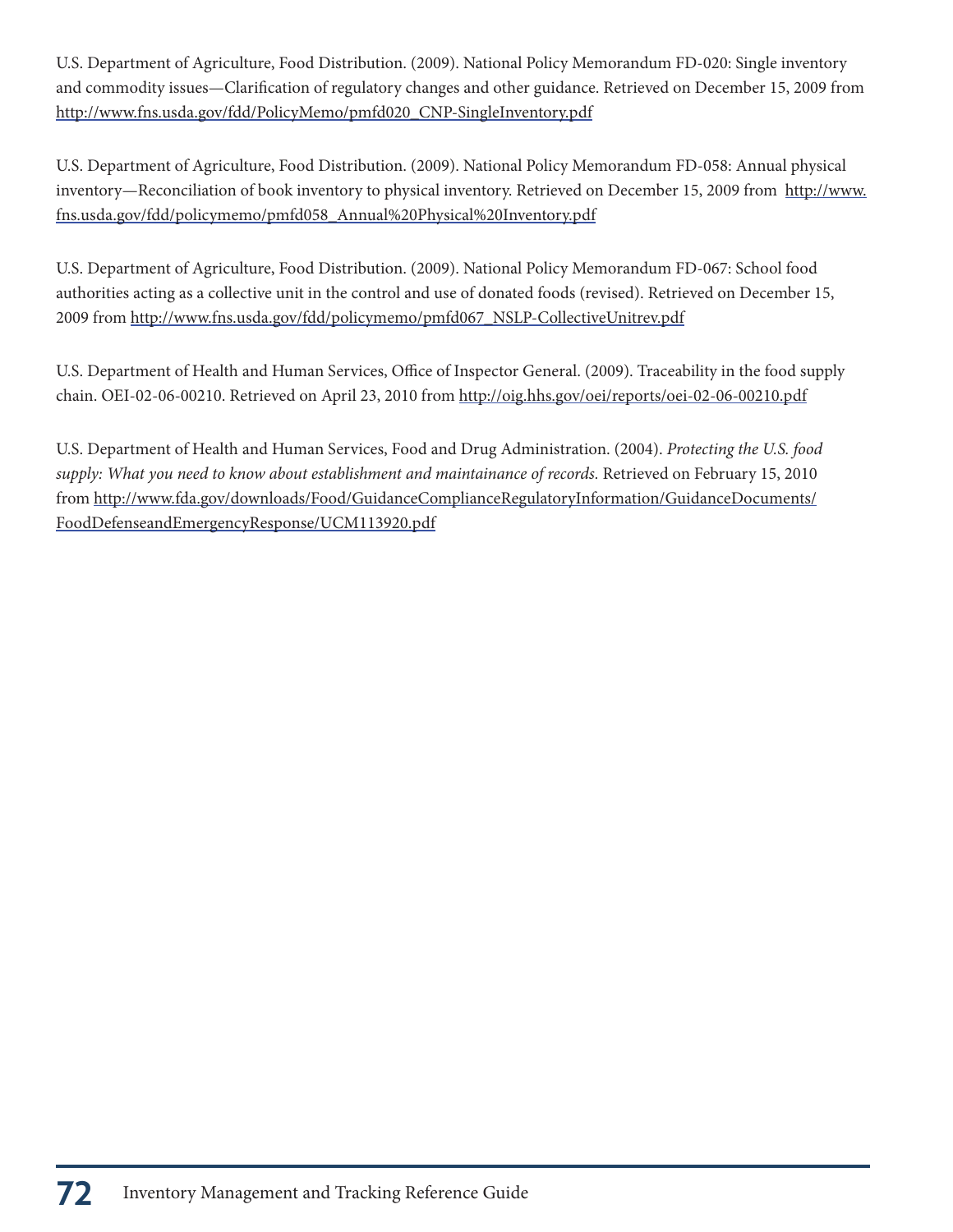U.S. Department of Agriculture, Food Distribution. (2009). National Policy Memorandum FD-020: Single inventory and commodity issues—Clarification of regulatory changes and other guidance. Retrieved on December 15, 2009 from http://www.fns.usda.gov/fdd/PolicyMemo/pmfd020_CNP-SingleInventory.pdf

U.S. Department of Agriculture, Food Distribution. (2009). National Policy Memorandum FD-058: Annual physical inventory—Reconciliation of book inventory to physical inventory. Retrieved on December 15, 2009 from http://www.fns.usda.gov/fdd/policymemo/pmfd058_Annual%20Physical%20Inventory.pdf

U.S. Department of Agriculture, Food Distribution. (2009). National Policy Memorandum FD-067: School food authorities acting as a collective unit in the control and use of donated foods (revised). Retrieved on December 15, 2009 from http://www.fns.usda.gov/fdd/policymemo/pmfd067_NSLP-CollectiveUnitrev.pdf

U.S. Department of Health and Human Services, Office of Inspector General. (2009). Traceability in the food supply chain. OEI-02-06-00210. Retrieved on April 23, 2010 from http://oig.hhs.gov/oei/reports/oei-02-06-00210.pdf

U.S. Department of Health and Human Services, Food and Drug Administration. (2004). *Protecting the U.S. food supply: What you need to know about establishment and maintainance of records.* Retrieved on February 15, 2010 from http://www.fda.gov/downloads/Food/GuidanceComplianceRegulatoryInformation/GuidanceDocuments/FoodDefenseandEmergencyResponse/UCM113920.pdf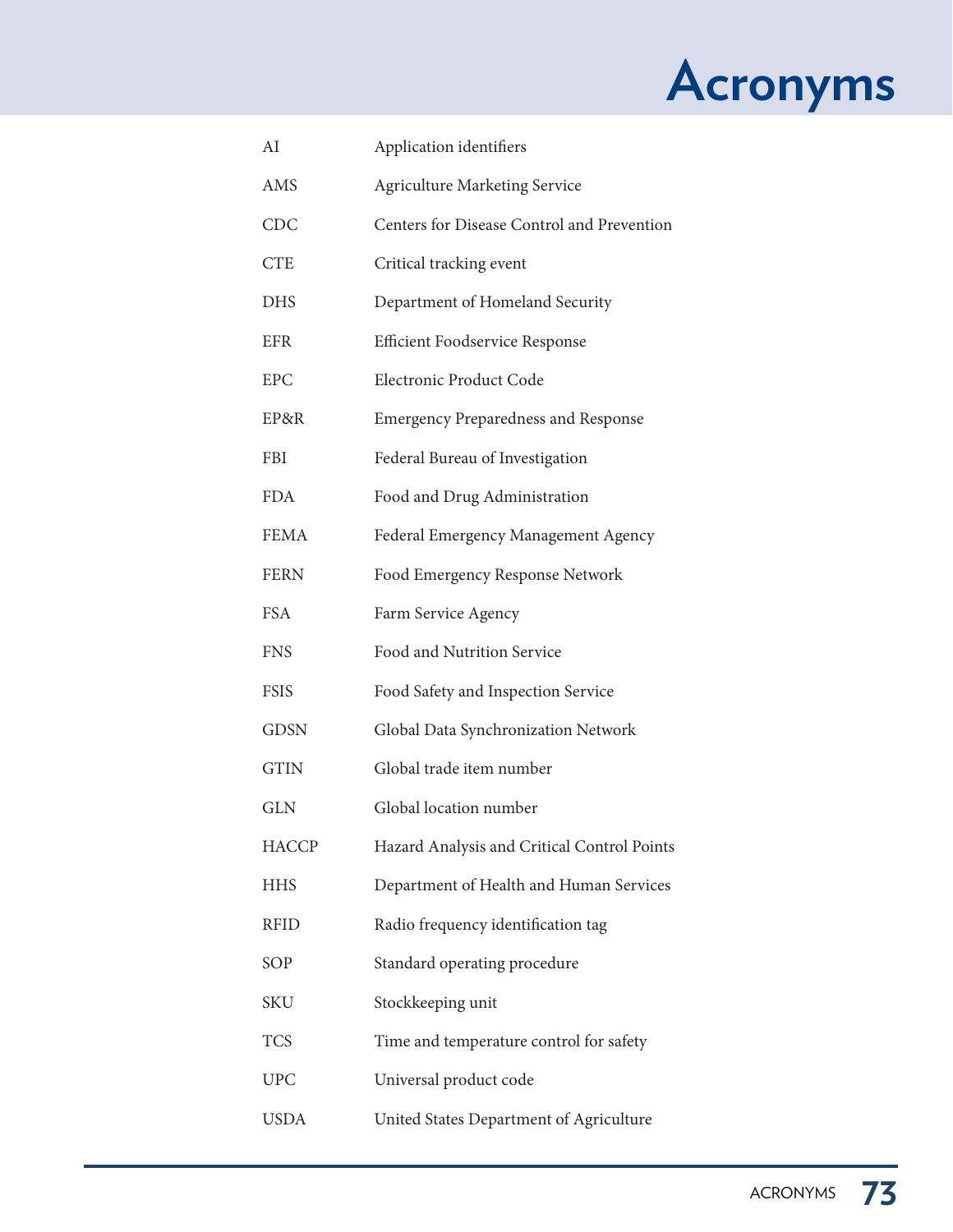# Acronyms

| | |
|---|---|
| AI | Application identifiers |
| AMS | Agriculture Marketing Service |
| CDC | Centers for Disease Control and Prevention |
| CTE | Critical tracking event |
| DHS | Department of Homeland Security |
| EFR | Efficient Foodservice Response |
| EPC | Electronic Product Code |
| EP&R | Emergency Preparedness and Response |
| FBI | Federal Bureau of Investigation |
| FDA | Food and Drug Administration |
| FEMA | Federal Emergency Management Agency |
| FERN | Food Emergency Response Network |
| FSA | Farm Service Agency |
| FNS | Food and Nutrition Service |
| FSIS | Food Safety and Inspection Service |
| GDSN | Global Data Synchronization Network |
| GTIN | Global trade item number |
| GLN | Global location number |
| HACCP | Hazard Analysis and Critical Control Points |
| HHS | Department of Health and Human Services |
| RFID | Radio frequency identification tag |
| SOP | Standard operating procedure |
| SKU | Stockkeeping unit |
| TCS | Time and temperature control for safety |
| UPC | Universal product code |
| USDA | United States Department of Agriculture |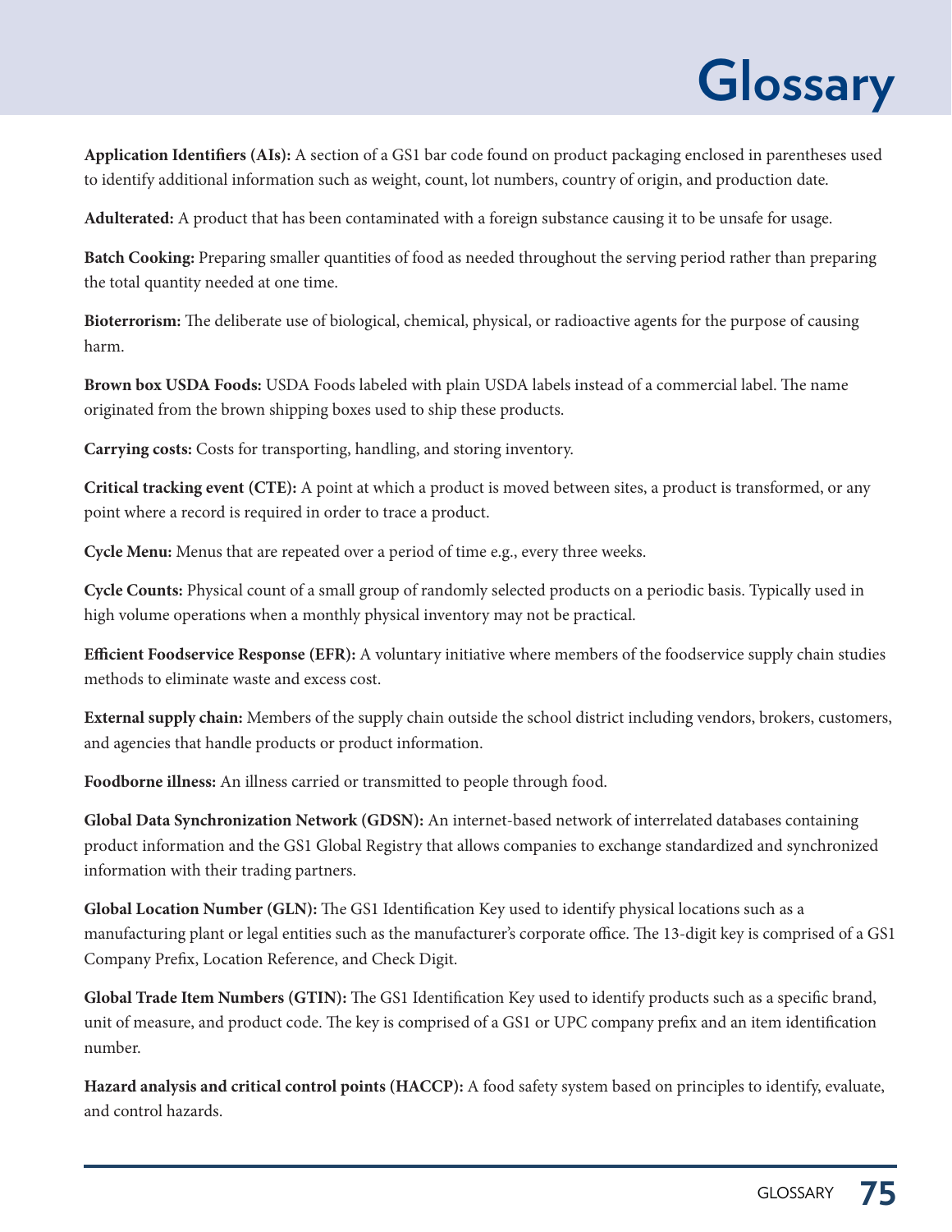# Glossary

**Application Identifiers (AIs):** A section of a GS1 bar code found on product packaging enclosed in parentheses used to identify additional information such as weight, count, lot numbers, country of origin, and production date.

**Adulterated:** A product that has been contaminated with a foreign substance causing it to be unsafe for usage.

**Batch Cooking:** Preparing smaller quantities of food as needed throughout the serving period rather than preparing the total quantity needed at one time.

**Bioterrorism:** The deliberate use of biological, chemical, physical, or radioactive agents for the purpose of causing harm.

**Brown box USDA Foods:** USDA Foods labeled with plain USDA labels instead of a commercial label. The name originated from the brown shipping boxes used to ship these products.

**Carrying costs:** Costs for transporting, handling, and storing inventory.

**Critical tracking event (CTE):** A point at which a product is moved between sites, a product is transformed, or any point where a record is required in order to trace a product.

**Cycle Menu:** Menus that are repeated over a period of time e.g., every three weeks.

**Cycle Counts:** Physical count of a small group of randomly selected products on a periodic basis. Typically used in high volume operations when a monthly physical inventory may not be practical.

**Efficient Foodservice Response (EFR):** A voluntary initiative where members of the foodservice supply chain studies methods to eliminate waste and excess cost.

**External supply chain:** Members of the supply chain outside the school district including vendors, brokers, customers, and agencies that handle products or product information.

**Foodborne illness:** An illness carried or transmitted to people through food.

**Global Data Synchronization Network (GDSN):** An internet-based network of interrelated databases containing product information and the GS1 Global Registry that allows companies to exchange standardized and synchronized information with their trading partners.

**Global Location Number (GLN):** The GS1 Identification Key used to identify physical locations such as a manufacturing plant or legal entities such as the manufacturer's corporate office. The 13-digit key is comprised of a GS1 Company Prefix, Location Reference, and Check Digit.

**Global Trade Item Numbers (GTIN):** The GS1 Identification Key used to identify products such as a specific brand, unit of measure, and product code. The key is comprised of a GS1 or UPC company prefix and an item identification number.

**Hazard analysis and critical control points (HACCP):** A food safety system based on principles to identify, evaluate, and control hazards.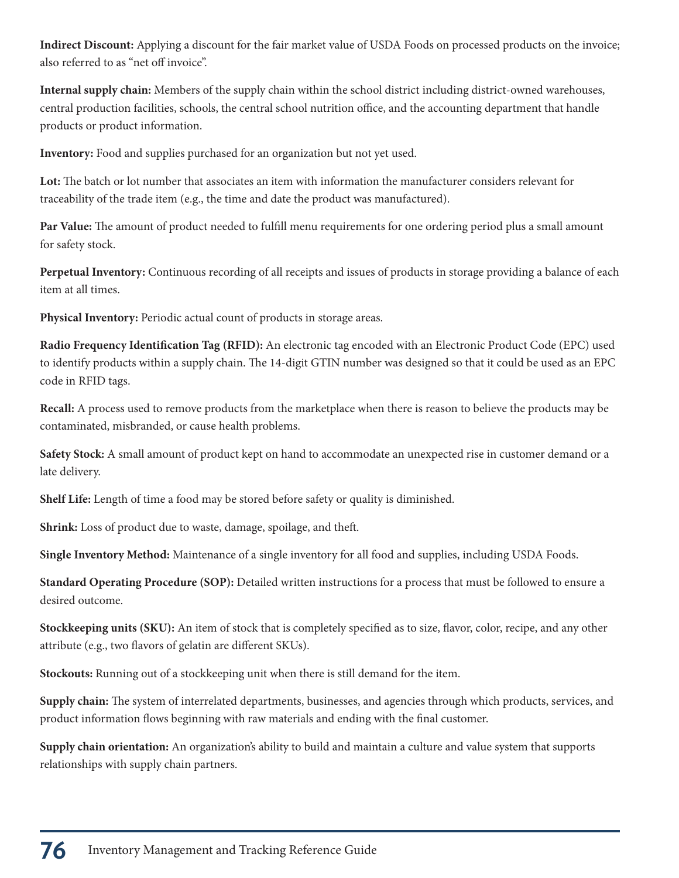**Indirect Discount:** Applying a discount for the fair market value of USDA Foods on processed products on the invoice; also referred to as "net off invoice".

**Internal supply chain:** Members of the supply chain within the school district including district-owned warehouses, central production facilities, schools, the central school nutrition office, and the accounting department that handle products or product information.

**Inventory:** Food and supplies purchased for an organization but not yet used.

**Lot:** The batch or lot number that associates an item with information the manufacturer considers relevant for traceability of the trade item (e.g., the time and date the product was manufactured).

**Par Value:** The amount of product needed to fulfill menu requirements for one ordering period plus a small amount for safety stock.

**Perpetual Inventory:** Continuous recording of all receipts and issues of products in storage providing a balance of each item at all times.

**Physical Inventory:** Periodic actual count of products in storage areas.

**Radio Frequency Identification Tag (RFID):** An electronic tag encoded with an Electronic Product Code (EPC) used to identify products within a supply chain. The 14-digit GTIN number was designed so that it could be used as an EPC code in RFID tags.

**Recall:** A process used to remove products from the marketplace when there is reason to believe the products may be contaminated, misbranded, or cause health problems.

**Safety Stock:** A small amount of product kept on hand to accommodate an unexpected rise in customer demand or a late delivery.

**Shelf Life:** Length of time a food may be stored before safety or quality is diminished.

**Shrink:** Loss of product due to waste, damage, spoilage, and theft.

**Single Inventory Method:** Maintenance of a single inventory for all food and supplies, including USDA Foods.

**Standard Operating Procedure (SOP):** Detailed written instructions for a process that must be followed to ensure a desired outcome.

**Stockkeeping units (SKU):** An item of stock that is completely specified as to size, flavor, color, recipe, and any other attribute (e.g., two flavors of gelatin are different SKUs).

**Stockouts:** Running out of a stockkeeping unit when there is still demand for the item.

**Supply chain:** The system of interrelated departments, businesses, and agencies through which products, services, and product information flows beginning with raw materials and ending with the final customer.

**Supply chain orientation:** An organization's ability to build and maintain a culture and value system that supports relationships with supply chain partners.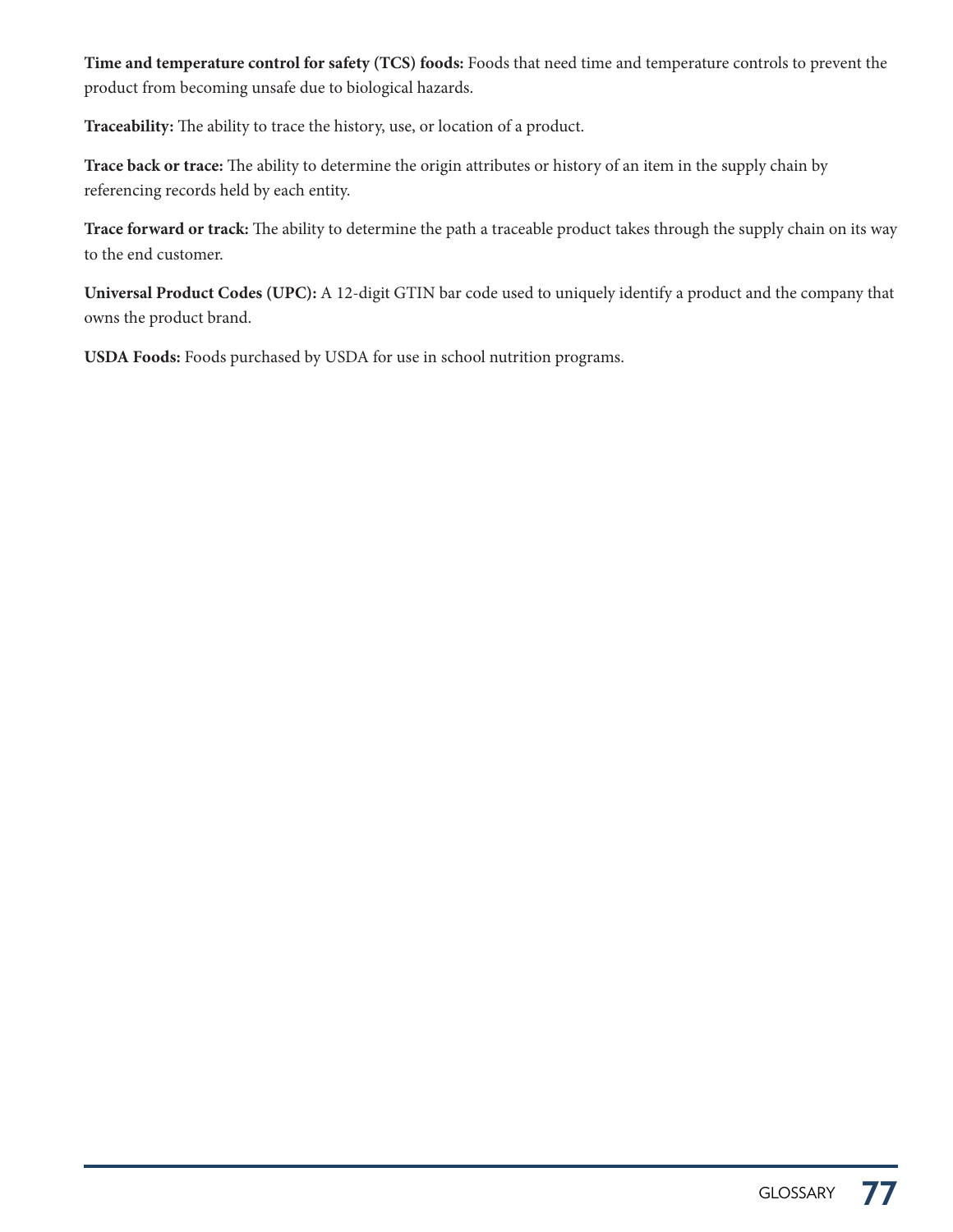**Time and temperature control for safety (TCS) foods:** Foods that need time and temperature controls to prevent the product from becoming unsafe due to biological hazards.

**Traceability:** The ability to trace the history, use, or location of a product.

**Trace back or trace:** The ability to determine the origin attributes or history of an item in the supply chain by referencing records held by each entity.

**Trace forward or track:** The ability to determine the path a traceable product takes through the supply chain on its way to the end customer.

**Universal Product Codes (UPC):** A 12-digit GTIN bar code used to uniquely identify a product and the company that owns the product brand.

**USDA Foods:** Foods purchased by USDA for use in school nutrition programs.